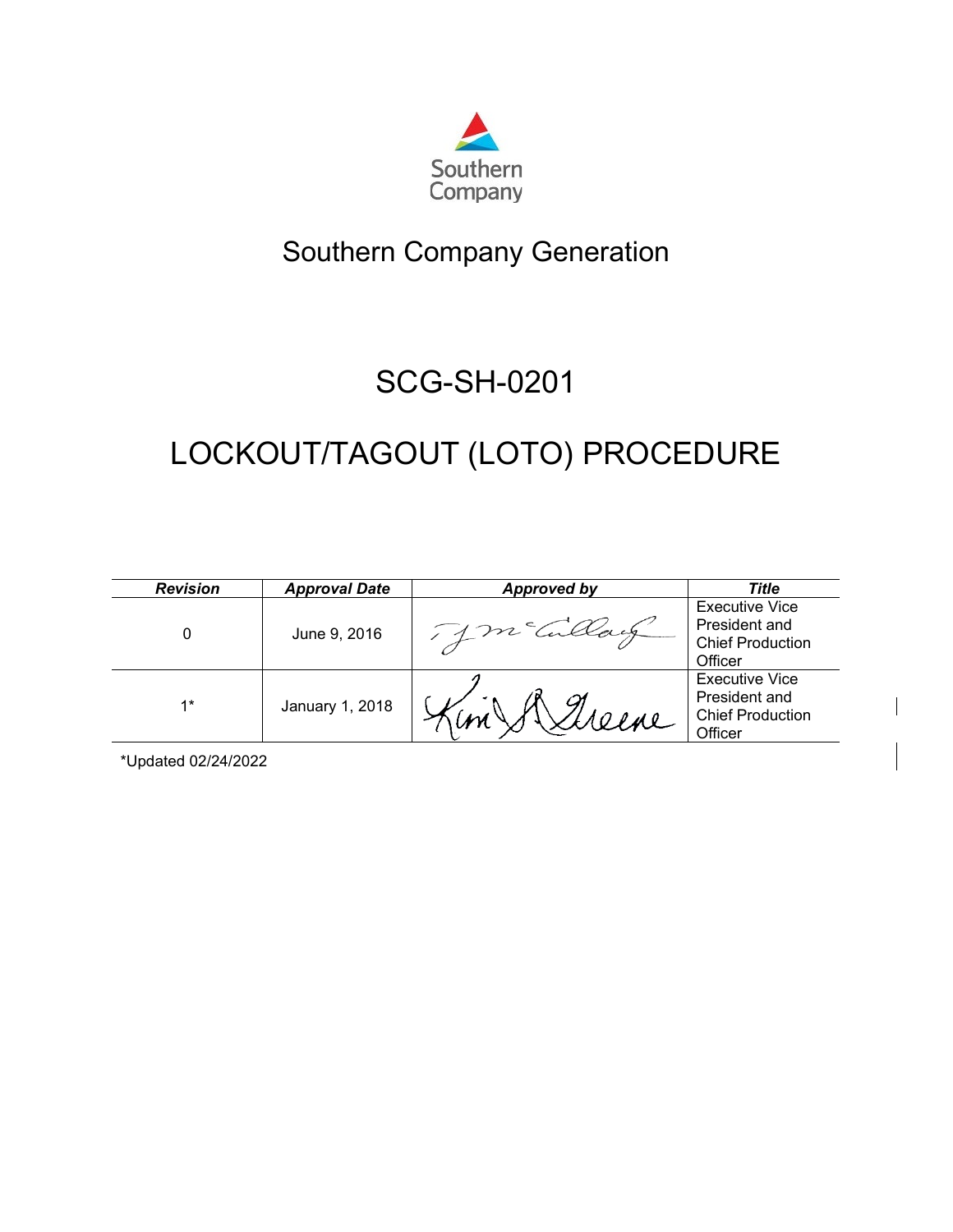Southern Company

# Southern Company Generation

# SCG-SH-0201

# LOCKOUT/TAGOUT (LOTO) PROCEDURE

| *Revision* | *Approval Date* | *Approved by* | *Title* |
|---|---|---|---|
| 0 | June 9, 2016 | TJ McCullough | Executive Vice President and Chief Production Officer |
| 1* | January 1, 2018 | Kim S Greene | Executive Vice President and Chief Production Officer |

*Updated 02/24/2022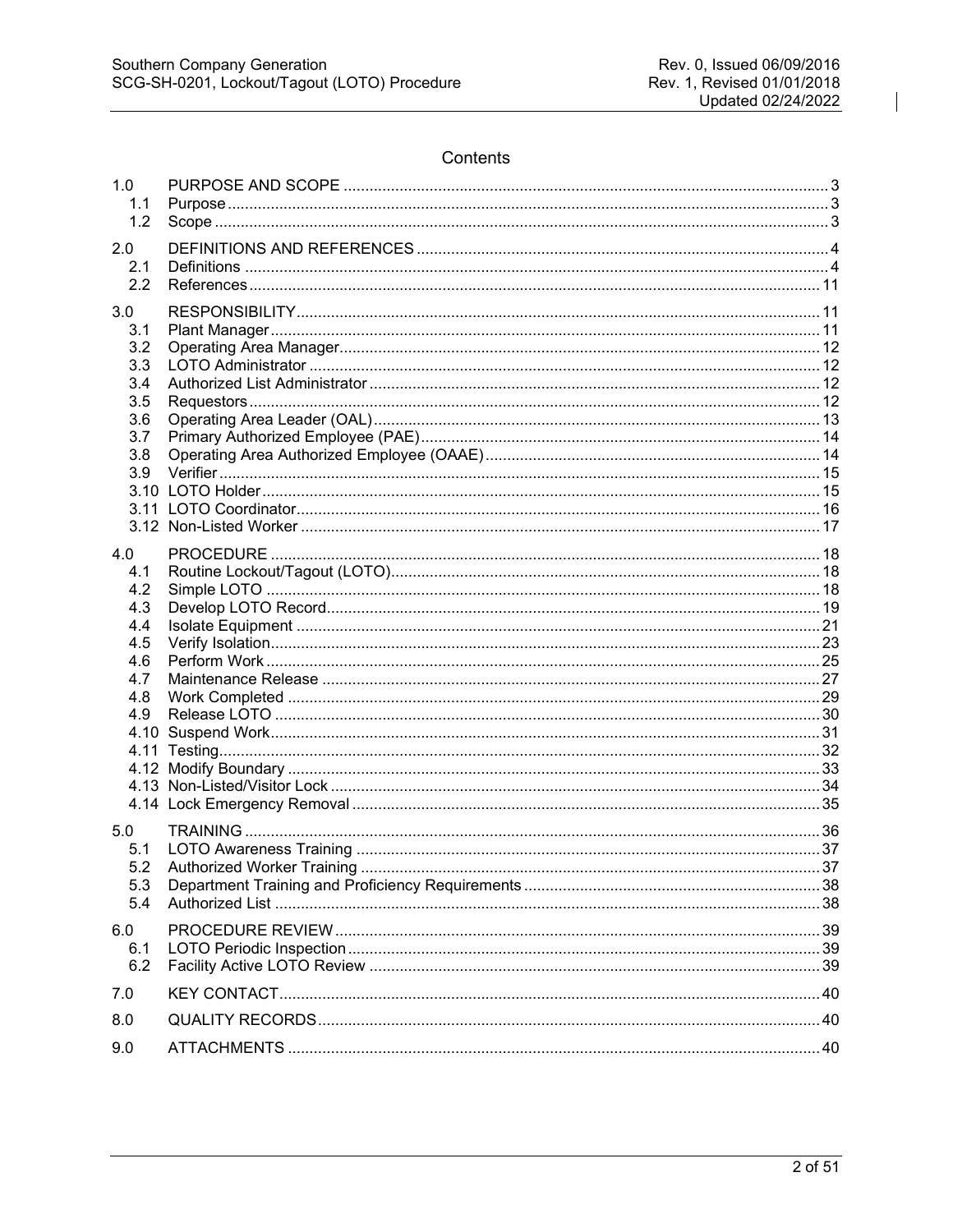# Contents

| | | |
|---|---|---|
| 1.0 | PURPOSE AND SCOPE | 3 |
| 1.1 | Purpose | 3 |
| 1.2 | Scope | 3 |
| 2.0 | DEFINITIONS AND REFERENCES | 4 |
| 2.1 | Definitions | 4 |
| 2.2 | References | 11 |
| 3.0 | RESPONSIBILITY | 11 |
| 3.1 | Plant Manager | 11 |
| 3.2 | Operating Area Manager | 12 |
| 3.3 | LOTO Administrator | 12 |
| 3.4 | Authorized List Administrator | 12 |
| 3.5 | Requestors | 12 |
| 3.6 | Operating Area Leader (OAL) | 13 |
| 3.7 | Primary Authorized Employee (PAE) | 14 |
| 3.8 | Operating Area Authorized Employee (OAAE) | 14 |
| 3.9 | Verifier | 15 |
| 3.10 | LOTO Holder | 15 |
| 3.11 | LOTO Coordinator | 16 |
| 3.12 | Non-Listed Worker | 17 |
| 4.0 | PROCEDURE | 18 |
| 4.1 | Routine Lockout/Tagout (LOTO) | 18 |
| 4.2 | Simple LOTO | 18 |
| 4.3 | Develop LOTO Record | 19 |
| 4.4 | Isolate Equipment | 21 |
| 4.5 | Verify Isolation | 23 |
| 4.6 | Perform Work | 25 |
| 4.7 | Maintenance Release | 27 |
| 4.8 | Work Completed | 29 |
| 4.9 | Release LOTO | 30 |
| 4.10 | Suspend Work | 31 |
| 4.11 | Testing | 32 |
| 4.12 | Modify Boundary | 33 |
| 4.13 | Non-Listed/Visitor Lock | 34 |
| 4.14 | Lock Emergency Removal | 35 |
| 5.0 | TRAINING | 36 |
| 5.1 | LOTO Awareness Training | 37 |
| 5.2 | Authorized Worker Training | 37 |
| 5.3 | Department Training and Proficiency Requirements | 38 |
| 5.4 | Authorized List | 38 |
| 6.0 | PROCEDURE REVIEW | 39 |
| 6.1 | LOTO Periodic Inspection | 39 |
| 6.2 | Facility Active LOTO Review | 39 |
| 7.0 | KEY CONTACT | 40 |
| 8.0 | QUALITY RECORDS | 40 |
| 9.0 | ATTACHMENTS | 40 |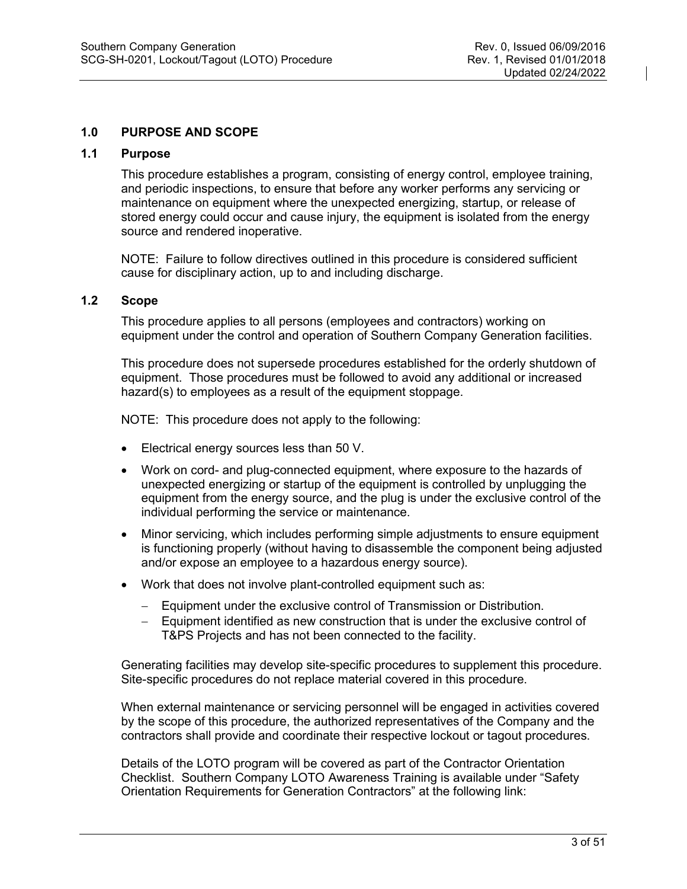## 1.0 PURPOSE AND SCOPE

### 1.1 Purpose

This procedure establishes a program, consisting of energy control, employee training, and periodic inspections, to ensure that before any worker performs any servicing or maintenance on equipment where the unexpected energizing, startup, or release of stored energy could occur and cause injury, the equipment is isolated from the energy source and rendered inoperative.

NOTE: Failure to follow directives outlined in this procedure is considered sufficient cause for disciplinary action, up to and including discharge.

### 1.2 Scope

This procedure applies to all persons (employees and contractors) working on equipment under the control and operation of Southern Company Generation facilities.

This procedure does not supersede procedures established for the orderly shutdown of equipment. Those procedures must be followed to avoid any additional or increased hazard(s) to employees as a result of the equipment stoppage.

NOTE: This procedure does not apply to the following:

- Electrical energy sources less than 50 V.
- Work on cord- and plug-connected equipment, where exposure to the hazards of unexpected energizing or startup of the equipment is controlled by unplugging the equipment from the energy source, and the plug is under the exclusive control of the individual performing the service or maintenance.
- Minor servicing, which includes performing simple adjustments to ensure equipment is functioning properly (without having to disassemble the component being adjusted and/or expose an employee to a hazardous energy source).
- Work that does not involve plant-controlled equipment such as:
  - Equipment under the exclusive control of Transmission or Distribution.
  - Equipment identified as new construction that is under the exclusive control of T&PS Projects and has not been connected to the facility.

Generating facilities may develop site-specific procedures to supplement this procedure. Site-specific procedures do not replace material covered in this procedure.

When external maintenance or servicing personnel will be engaged in activities covered by the scope of this procedure, the authorized representatives of the Company and the contractors shall provide and coordinate their respective lockout or tagout procedures.

Details of the LOTO program will be covered as part of the Contractor Orientation Checklist. Southern Company LOTO Awareness Training is available under "Safety Orientation Requirements for Generation Contractors" at the following link: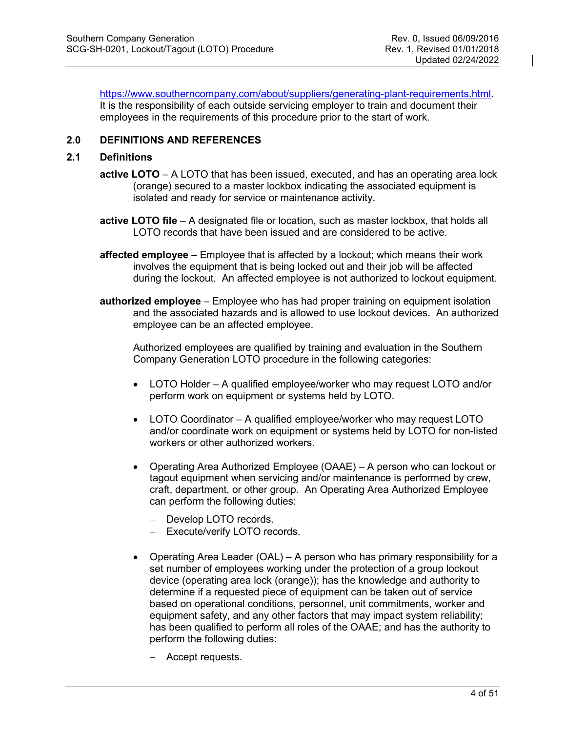https://www.southerncompany.com/about/suppliers/generating-plant-requirements.html. It is the responsibility of each outside servicing employer to train and document their employees in the requirements of this procedure prior to the start of work.

## 2.0 DEFINITIONS AND REFERENCES

### 2.1 Definitions

**active LOTO** – A LOTO that has been issued, executed, and has an operating area lock (orange) secured to a master lockbox indicating the associated equipment is isolated and ready for service or maintenance activity.

**active LOTO file** – A designated file or location, such as master lockbox, that holds all LOTO records that have been issued and are considered to be active.

**affected employee** – Employee that is affected by a lockout; which means their work involves the equipment that is being locked out and their job will be affected during the lockout. An affected employee is not authorized to lockout equipment.

**authorized employee** – Employee who has had proper training on equipment isolation and the associated hazards and is allowed to use lockout devices. An authorized employee can be an affected employee.

Authorized employees are qualified by training and evaluation in the Southern Company Generation LOTO procedure in the following categories:

- LOTO Holder – A qualified employee/worker who may request LOTO and/or perform work on equipment or systems held by LOTO.
- LOTO Coordinator – A qualified employee/worker who may request LOTO and/or coordinate work on equipment or systems held by LOTO for non-listed workers or other authorized workers.
- Operating Area Authorized Employee (OAAE) – A person who can lockout or tagout equipment when servicing and/or maintenance is performed by crew, craft, department, or other group. An Operating Area Authorized Employee can perform the following duties:
  - Develop LOTO records.
  - Execute/verify LOTO records.
- Operating Area Leader (OAL) – A person who has primary responsibility for a set number of employees working under the protection of a group lockout device (operating area lock (orange)); has the knowledge and authority to determine if a requested piece of equipment can be taken out of service based on operational conditions, personnel, unit commitments, worker and equipment safety, and any other factors that may impact system reliability; has been qualified to perform all roles of the OAAE; and has the authority to perform the following duties:
  - Accept requests.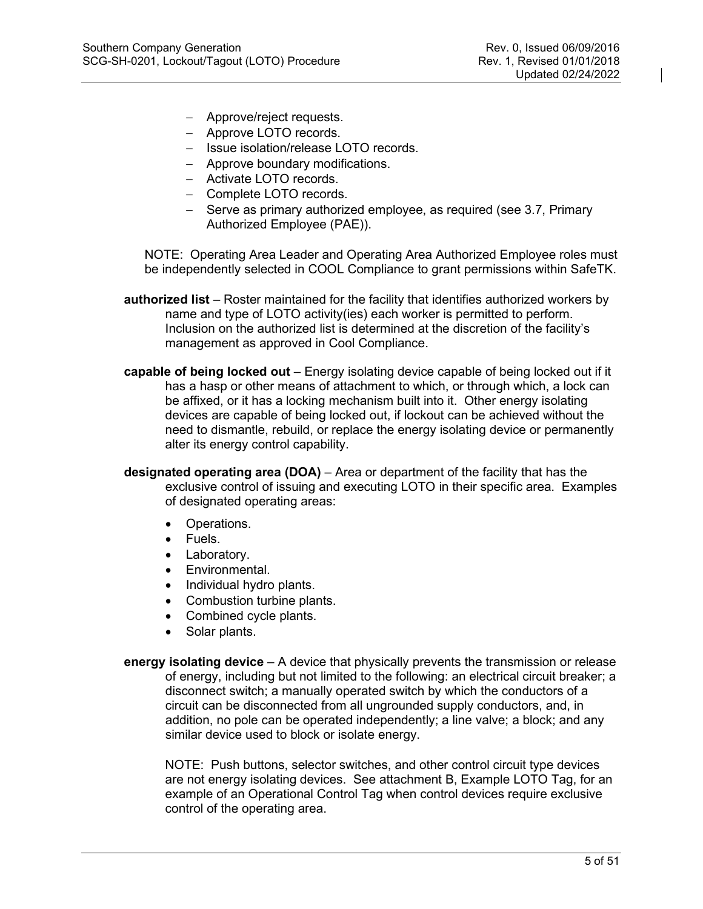- Approve/reject requests.
- Approve LOTO records.
- Issue isolation/release LOTO records.
- Approve boundary modifications.
- Activate LOTO records.
- Complete LOTO records.
- Serve as primary authorized employee, as required (see 3.7, Primary Authorized Employee (PAE)).

NOTE: Operating Area Leader and Operating Area Authorized Employee roles must be independently selected in COOL Compliance to grant permissions within SafeTK.

**authorized list** – Roster maintained for the facility that identifies authorized workers by name and type of LOTO activity(ies) each worker is permitted to perform. Inclusion on the authorized list is determined at the discretion of the facility's management as approved in Cool Compliance.

**capable of being locked out** – Energy isolating device capable of being locked out if it has a hasp or other means of attachment to which, or through which, a lock can be affixed, or it has a locking mechanism built into it. Other energy isolating devices are capable of being locked out, if lockout can be achieved without the need to dismantle, rebuild, or replace the energy isolating device or permanently alter its energy control capability.

**designated operating area (DOA)** – Area or department of the facility that has the exclusive control of issuing and executing LOTO in their specific area. Examples of designated operating areas:

- Operations.
- Fuels.
- Laboratory.
- Environmental.
- Individual hydro plants.
- Combustion turbine plants.
- Combined cycle plants.
- Solar plants.

**energy isolating device** – A device that physically prevents the transmission or release of energy, including but not limited to the following: an electrical circuit breaker; a disconnect switch; a manually operated switch by which the conductors of a circuit can be disconnected from all ungrounded supply conductors, and, in addition, no pole can be operated independently; a line valve; a block; and any similar device used to block or isolate energy.

NOTE: Push buttons, selector switches, and other control circuit type devices are not energy isolating devices. See attachment B, Example LOTO Tag, for an example of an Operational Control Tag when control devices require exclusive control of the operating area.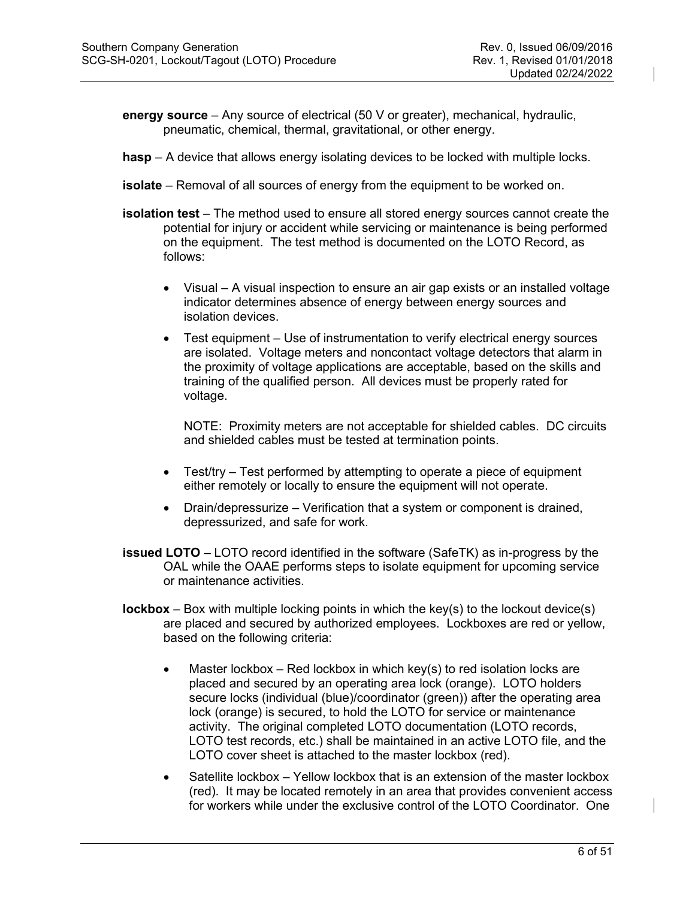**energy source** – Any source of electrical (50 V or greater), mechanical, hydraulic, pneumatic, chemical, thermal, gravitational, or other energy.

**hasp** – A device that allows energy isolating devices to be locked with multiple locks.

**isolate** – Removal of all sources of energy from the equipment to be worked on.

**isolation test** – The method used to ensure all stored energy sources cannot create the potential for injury or accident while servicing or maintenance is being performed on the equipment. The test method is documented on the LOTO Record, as follows:

- Visual – A visual inspection to ensure an air gap exists or an installed voltage indicator determines absence of energy between energy sources and isolation devices.
- Test equipment – Use of instrumentation to verify electrical energy sources are isolated. Voltage meters and noncontact voltage detectors that alarm in the proximity of voltage applications are acceptable, based on the skills and training of the qualified person. All devices must be properly rated for voltage.

  NOTE: Proximity meters are not acceptable for shielded cables. DC circuits and shielded cables must be tested at termination points.
- Test/try – Test performed by attempting to operate a piece of equipment either remotely or locally to ensure the equipment will not operate.
- Drain/depressurize – Verification that a system or component is drained, depressurized, and safe for work.

**issued LOTO** – LOTO record identified in the software (SafeTK) as in-progress by the OAL while the OAAE performs steps to isolate equipment for upcoming service or maintenance activities.

**lockbox** – Box with multiple locking points in which the key(s) to the lockout device(s) are placed and secured by authorized employees. Lockboxes are red or yellow, based on the following criteria:

- Master lockbox – Red lockbox in which key(s) to red isolation locks are placed and secured by an operating area lock (orange). LOTO holders secure locks (individual (blue)/coordinator (green)) after the operating area lock (orange) is secured, to hold the LOTO for service or maintenance activity. The original completed LOTO documentation (LOTO records, LOTO test records, etc.) shall be maintained in an active LOTO file, and the LOTO cover sheet is attached to the master lockbox (red).
- Satellite lockbox – Yellow lockbox that is an extension of the master lockbox (red). It may be located remotely in an area that provides convenient access for workers while under the exclusive control of the LOTO Coordinator. One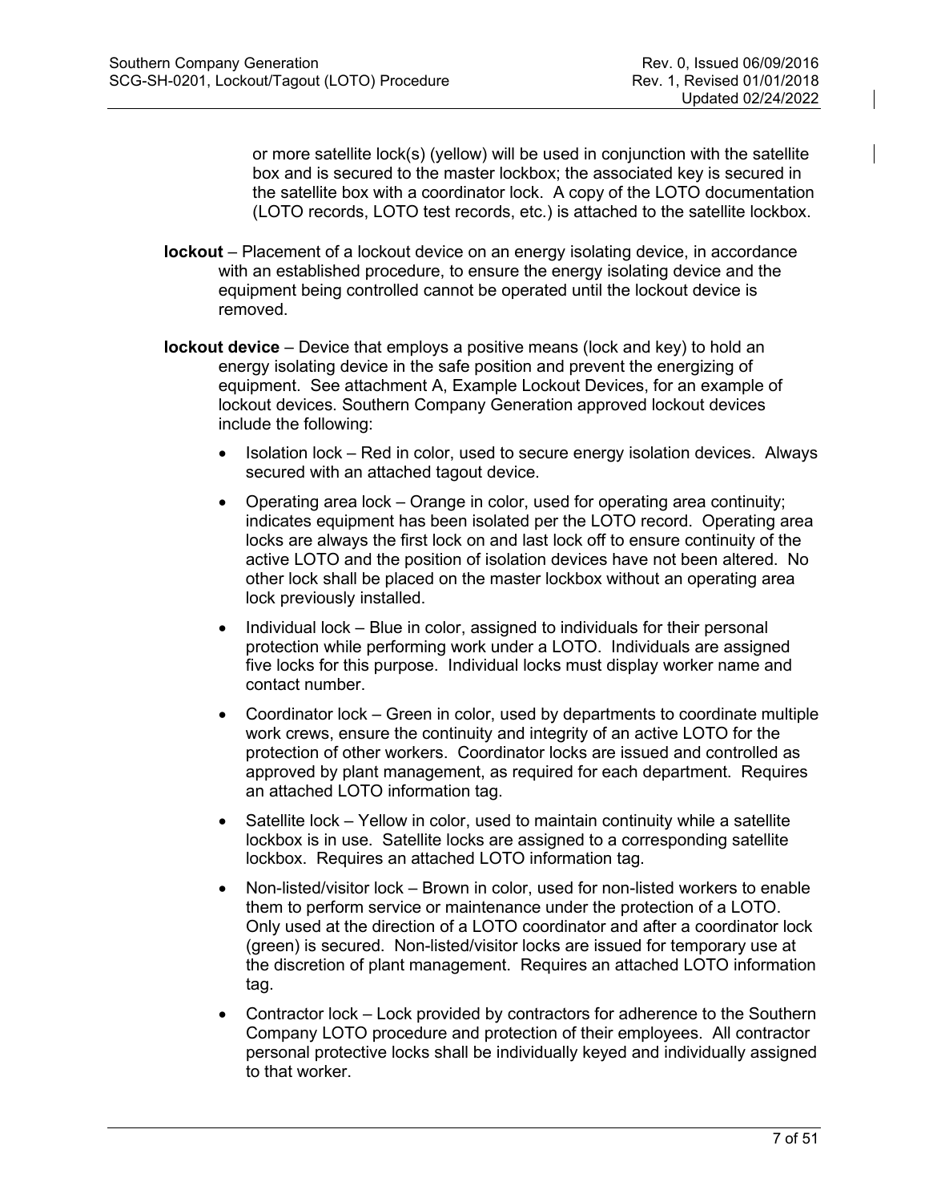or more satellite lock(s) (yellow) will be used in conjunction with the satellite box and is secured to the master lockbox; the associated key is secured in the satellite box with a coordinator lock. A copy of the LOTO documentation (LOTO records, LOTO test records, etc.) is attached to the satellite lockbox.

**lockout** – Placement of a lockout device on an energy isolating device, in accordance with an established procedure, to ensure the energy isolating device and the equipment being controlled cannot be operated until the lockout device is removed.

**lockout device** – Device that employs a positive means (lock and key) to hold an energy isolating device in the safe position and prevent the energizing of equipment. See attachment A, Example Lockout Devices, for an example of lockout devices. Southern Company Generation approved lockout devices include the following:

- Isolation lock – Red in color, used to secure energy isolation devices. Always secured with an attached tagout device.
- Operating area lock – Orange in color, used for operating area continuity; indicates equipment has been isolated per the LOTO record. Operating area locks are always the first lock on and last lock off to ensure continuity of the active LOTO and the position of isolation devices have not been altered. No other lock shall be placed on the master lockbox without an operating area lock previously installed.
- Individual lock – Blue in color, assigned to individuals for their personal protection while performing work under a LOTO. Individuals are assigned five locks for this purpose. Individual locks must display worker name and contact number.
- Coordinator lock – Green in color, used by departments to coordinate multiple work crews, ensure the continuity and integrity of an active LOTO for the protection of other workers. Coordinator locks are issued and controlled as approved by plant management, as required for each department. Requires an attached LOTO information tag.
- Satellite lock – Yellow in color, used to maintain continuity while a satellite lockbox is in use. Satellite locks are assigned to a corresponding satellite lockbox. Requires an attached LOTO information tag.
- Non-listed/visitor lock – Brown in color, used for non-listed workers to enable them to perform service or maintenance under the protection of a LOTO. Only used at the direction of a LOTO coordinator and after a coordinator lock (green) is secured. Non-listed/visitor locks are issued for temporary use at the discretion of plant management. Requires an attached LOTO information tag.
- Contractor lock – Lock provided by contractors for adherence to the Southern Company LOTO procedure and protection of their employees. All contractor personal protective locks shall be individually keyed and individually assigned to that worker.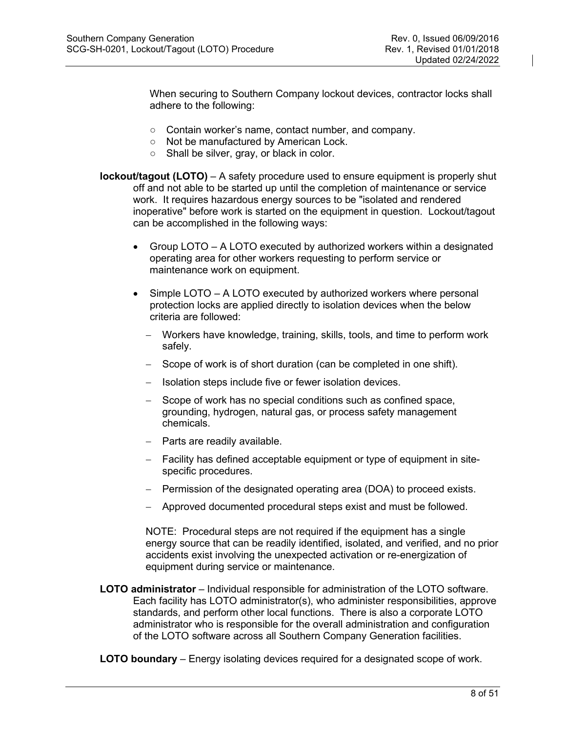When securing to Southern Company lockout devices, contractor locks shall adhere to the following:

- Contain worker's name, contact number, and company.
- Not be manufactured by American Lock.
- Shall be silver, gray, or black in color.

**lockout/tagout (LOTO)** – A safety procedure used to ensure equipment is properly shut off and not able to be started up until the completion of maintenance or service work. It requires hazardous energy sources to be "isolated and rendered inoperative" before work is started on the equipment in question. Lockout/tagout can be accomplished in the following ways:

- Group LOTO – A LOTO executed by authorized workers within a designated operating area for other workers requesting to perform service or maintenance work on equipment.

- Simple LOTO – A LOTO executed by authorized workers where personal protection locks are applied directly to isolation devices when the below criteria are followed:

  - Workers have knowledge, training, skills, tools, and time to perform work safely.
  - Scope of work is of short duration (can be completed in one shift).
  - Isolation steps include five or fewer isolation devices.
  - Scope of work has no special conditions such as confined space, grounding, hydrogen, natural gas, or process safety management chemicals.
  - Parts are readily available.
  - Facility has defined acceptable equipment or type of equipment in site-specific procedures.
  - Permission of the designated operating area (DOA) to proceed exists.
  - Approved documented procedural steps exist and must be followed.

  NOTE: Procedural steps are not required if the equipment has a single energy source that can be readily identified, isolated, and verified, and no prior accidents exist involving the unexpected activation or re-energization of equipment during service or maintenance.

**LOTO administrator** – Individual responsible for administration of the LOTO software. Each facility has LOTO administrator(s), who administer responsibilities, approve standards, and perform other local functions. There is also a corporate LOTO administrator who is responsible for the overall administration and configuration of the LOTO software across all Southern Company Generation facilities.

**LOTO boundary** – Energy isolating devices required for a designated scope of work.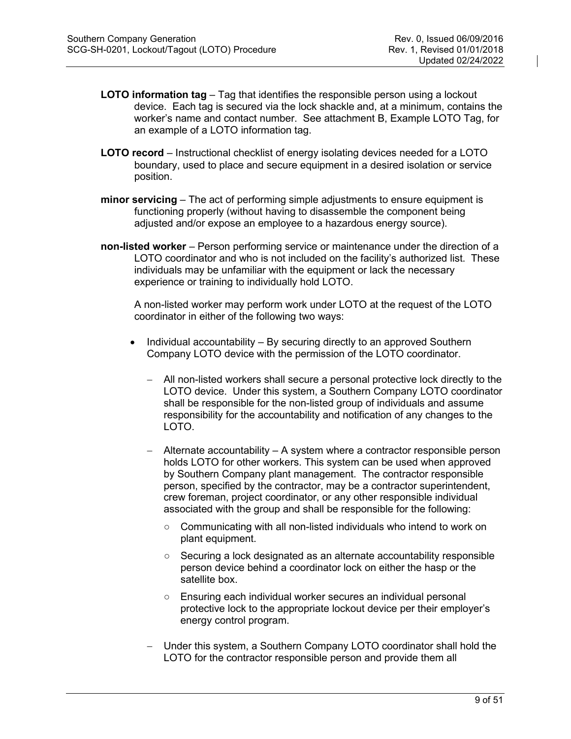**LOTO information tag** – Tag that identifies the responsible person using a lockout device. Each tag is secured via the lock shackle and, at a minimum, contains the worker's name and contact number. See attachment B, Example LOTO Tag, for an example of a LOTO information tag.

**LOTO record** – Instructional checklist of energy isolating devices needed for a LOTO boundary, used to place and secure equipment in a desired isolation or service position.

**minor servicing** – The act of performing simple adjustments to ensure equipment is functioning properly (without having to disassemble the component being adjusted and/or expose an employee to a hazardous energy source).

**non-listed worker** – Person performing service or maintenance under the direction of a LOTO coordinator and who is not included on the facility's authorized list. These individuals may be unfamiliar with the equipment or lack the necessary experience or training to individually hold LOTO.

A non-listed worker may perform work under LOTO at the request of the LOTO coordinator in either of the following two ways:

- Individual accountability – By securing directly to an approved Southern Company LOTO device with the permission of the LOTO coordinator.
  - All non-listed workers shall secure a personal protective lock directly to the LOTO device. Under this system, a Southern Company LOTO coordinator shall be responsible for the non-listed group of individuals and assume responsibility for the accountability and notification of any changes to the LOTO.
  - Alternate accountability – A system where a contractor responsible person holds LOTO for other workers. This system can be used when approved by Southern Company plant management. The contractor responsible person, specified by the contractor, may be a contractor superintendent, crew foreman, project coordinator, or any other responsible individual associated with the group and shall be responsible for the following:
    - Communicating with all non-listed individuals who intend to work on plant equipment.
    - Securing a lock designated as an alternate accountability responsible person device behind a coordinator lock on either the hasp or the satellite box.
    - Ensuring each individual worker secures an individual personal protective lock to the appropriate lockout device per their employer's energy control program.
  - Under this system, a Southern Company LOTO coordinator shall hold the LOTO for the contractor responsible person and provide them all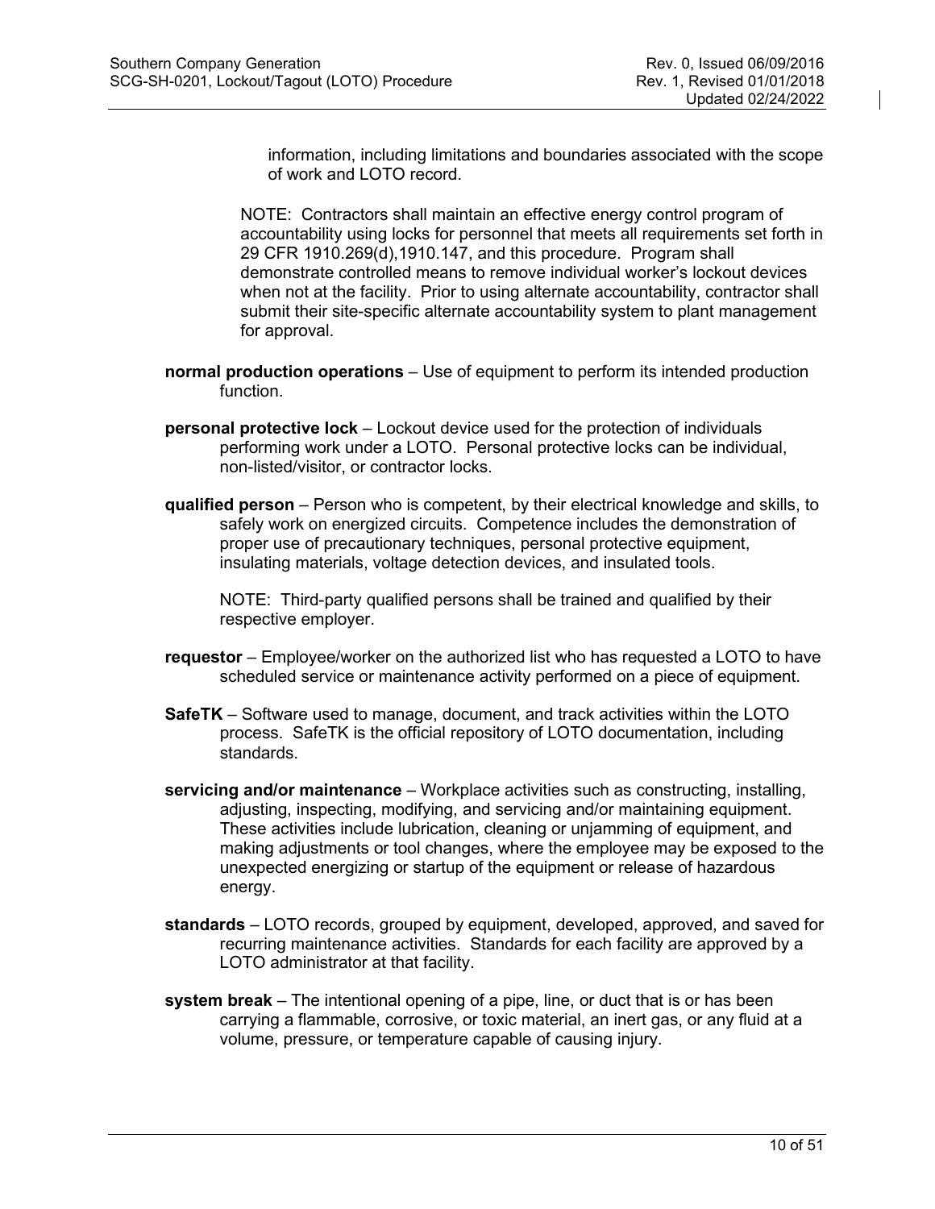information, including limitations and boundaries associated with the scope of work and LOTO record.

NOTE: Contractors shall maintain an effective energy control program of accountability using locks for personnel that meets all requirements set forth in 29 CFR 1910.269(d),1910.147, and this procedure. Program shall demonstrate controlled means to remove individual worker's lockout devices when not at the facility. Prior to using alternate accountability, contractor shall submit their site-specific alternate accountability system to plant management for approval.

**normal production operations** – Use of equipment to perform its intended production function.

**personal protective lock** – Lockout device used for the protection of individuals performing work under a LOTO. Personal protective locks can be individual, non-listed/visitor, or contractor locks.

**qualified person** – Person who is competent, by their electrical knowledge and skills, to safely work on energized circuits. Competence includes the demonstration of proper use of precautionary techniques, personal protective equipment, insulating materials, voltage detection devices, and insulated tools.

NOTE: Third-party qualified persons shall be trained and qualified by their respective employer.

**requestor** – Employee/worker on the authorized list who has requested a LOTO to have scheduled service or maintenance activity performed on a piece of equipment.

**SafeTK** – Software used to manage, document, and track activities within the LOTO process. SafeTK is the official repository of LOTO documentation, including standards.

**servicing and/or maintenance** – Workplace activities such as constructing, installing, adjusting, inspecting, modifying, and servicing and/or maintaining equipment. These activities include lubrication, cleaning or unjamming of equipment, and making adjustments or tool changes, where the employee may be exposed to the unexpected energizing or startup of the equipment or release of hazardous energy.

**standards** – LOTO records, grouped by equipment, developed, approved, and saved for recurring maintenance activities. Standards for each facility are approved by a LOTO administrator at that facility.

**system break** – The intentional opening of a pipe, line, or duct that is or has been carrying a flammable, corrosive, or toxic material, an inert gas, or any fluid at a volume, pressure, or temperature capable of causing injury.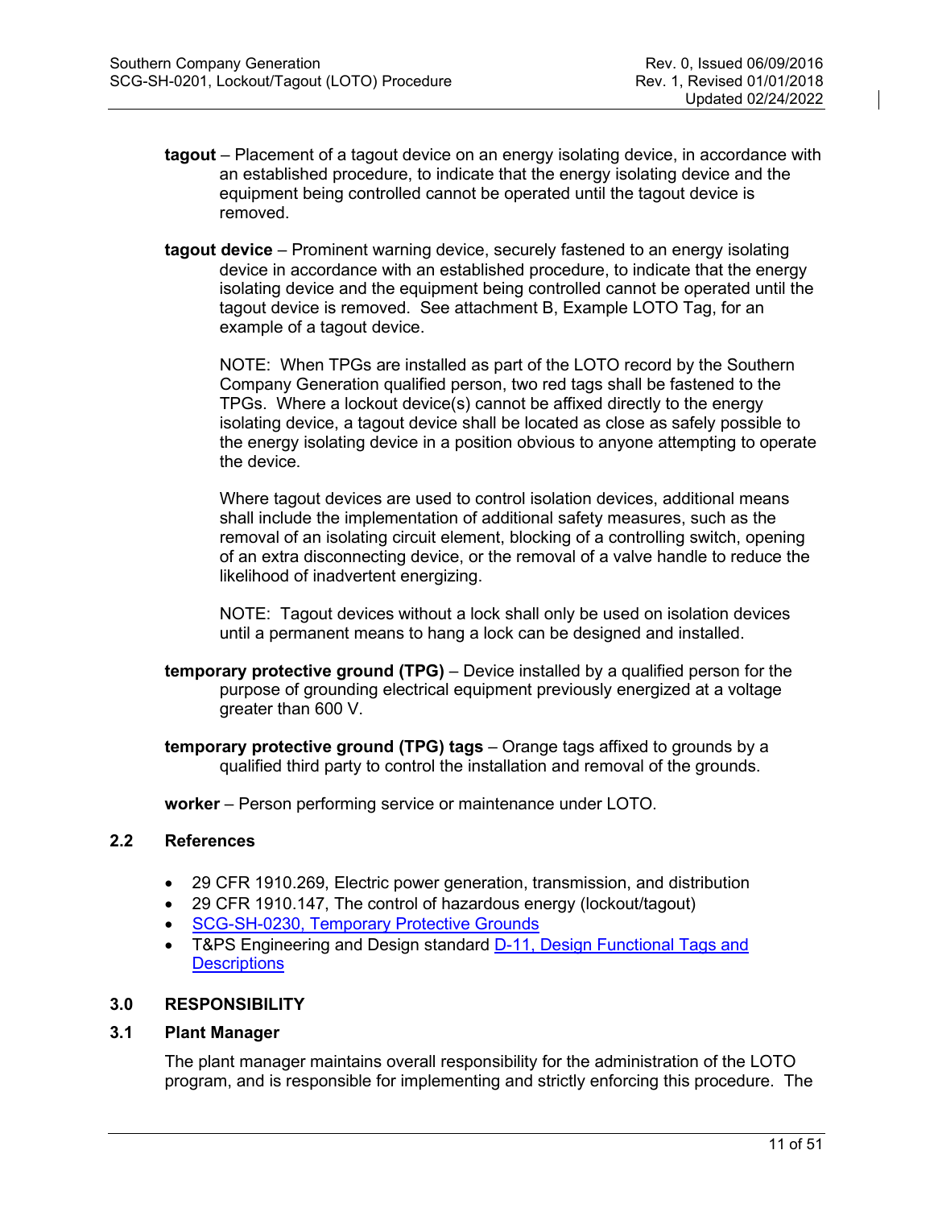**tagout** – Placement of a tagout device on an energy isolating device, in accordance with an established procedure, to indicate that the energy isolating device and the equipment being controlled cannot be operated until the tagout device is removed.

**tagout device** – Prominent warning device, securely fastened to an energy isolating device in accordance with an established procedure, to indicate that the energy isolating device and the equipment being controlled cannot be operated until the tagout device is removed. See attachment B, Example LOTO Tag, for an example of a tagout device.

NOTE: When TPGs are installed as part of the LOTO record by the Southern Company Generation qualified person, two red tags shall be fastened to the TPGs. Where a lockout device(s) cannot be affixed directly to the energy isolating device, a tagout device shall be located as close as safely possible to the energy isolating device in a position obvious to anyone attempting to operate the device.

Where tagout devices are used to control isolation devices, additional means shall include the implementation of additional safety measures, such as the removal of an isolating circuit element, blocking of a controlling switch, opening of an extra disconnecting device, or the removal of a valve handle to reduce the likelihood of inadvertent energizing.

NOTE: Tagout devices without a lock shall only be used on isolation devices until a permanent means to hang a lock can be designed and installed.

**temporary protective ground (TPG)** – Device installed by a qualified person for the purpose of grounding electrical equipment previously energized at a voltage greater than 600 V.

**temporary protective ground (TPG) tags** – Orange tags affixed to grounds by a qualified third party to control the installation and removal of the grounds.

**worker** – Person performing service or maintenance under LOTO.

## 2.2 References

- 29 CFR 1910.269, Electric power generation, transmission, and distribution
- 29 CFR 1910.147, The control of hazardous energy (lockout/tagout)
- SCG-SH-0230, Temporary Protective Grounds
- T&PS Engineering and Design standard D-11, Design Functional Tags and Descriptions

# 3.0 RESPONSIBILITY

## 3.1 Plant Manager

The plant manager maintains overall responsibility for the administration of the LOTO program, and is responsible for implementing and strictly enforcing this procedure. The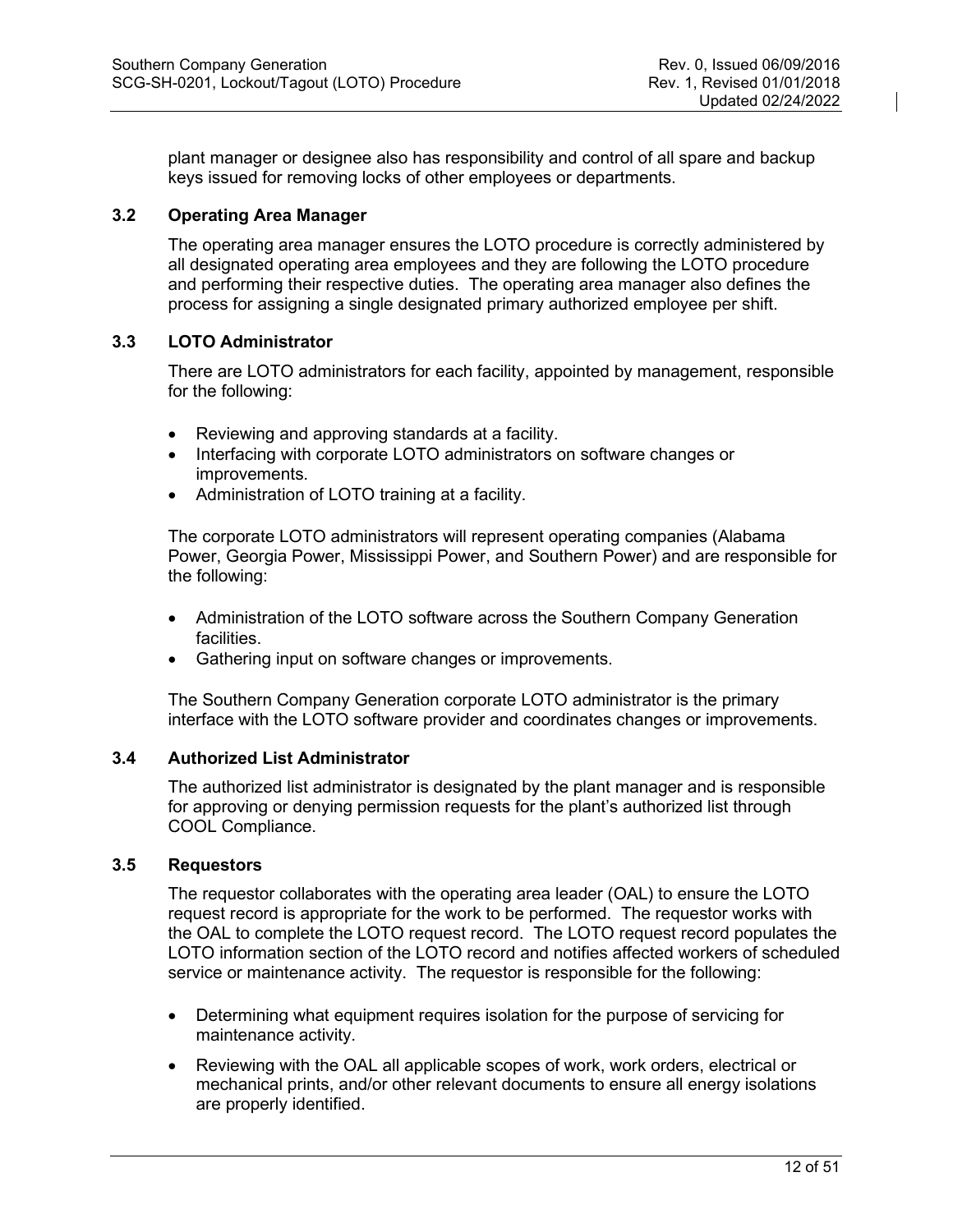plant manager or designee also has responsibility and control of all spare and backup keys issued for removing locks of other employees or departments.

### 3.2 Operating Area Manager

The operating area manager ensures the LOTO procedure is correctly administered by all designated operating area employees and they are following the LOTO procedure and performing their respective duties. The operating area manager also defines the process for assigning a single designated primary authorized employee per shift.

### 3.3 LOTO Administrator

There are LOTO administrators for each facility, appointed by management, responsible for the following:

- Reviewing and approving standards at a facility.
- Interfacing with corporate LOTO administrators on software changes or improvements.
- Administration of LOTO training at a facility.

The corporate LOTO administrators will represent operating companies (Alabama Power, Georgia Power, Mississippi Power, and Southern Power) and are responsible for the following:

- Administration of the LOTO software across the Southern Company Generation facilities.
- Gathering input on software changes or improvements.

The Southern Company Generation corporate LOTO administrator is the primary interface with the LOTO software provider and coordinates changes or improvements.

### 3.4 Authorized List Administrator

The authorized list administrator is designated by the plant manager and is responsible for approving or denying permission requests for the plant's authorized list through COOL Compliance.

### 3.5 Requestors

The requestor collaborates with the operating area leader (OAL) to ensure the LOTO request record is appropriate for the work to be performed. The requestor works with the OAL to complete the LOTO request record. The LOTO request record populates the LOTO information section of the LOTO record and notifies affected workers of scheduled service or maintenance activity. The requestor is responsible for the following:

- Determining what equipment requires isolation for the purpose of servicing for maintenance activity.
- Reviewing with the OAL all applicable scopes of work, work orders, electrical or mechanical prints, and/or other relevant documents to ensure all energy isolations are properly identified.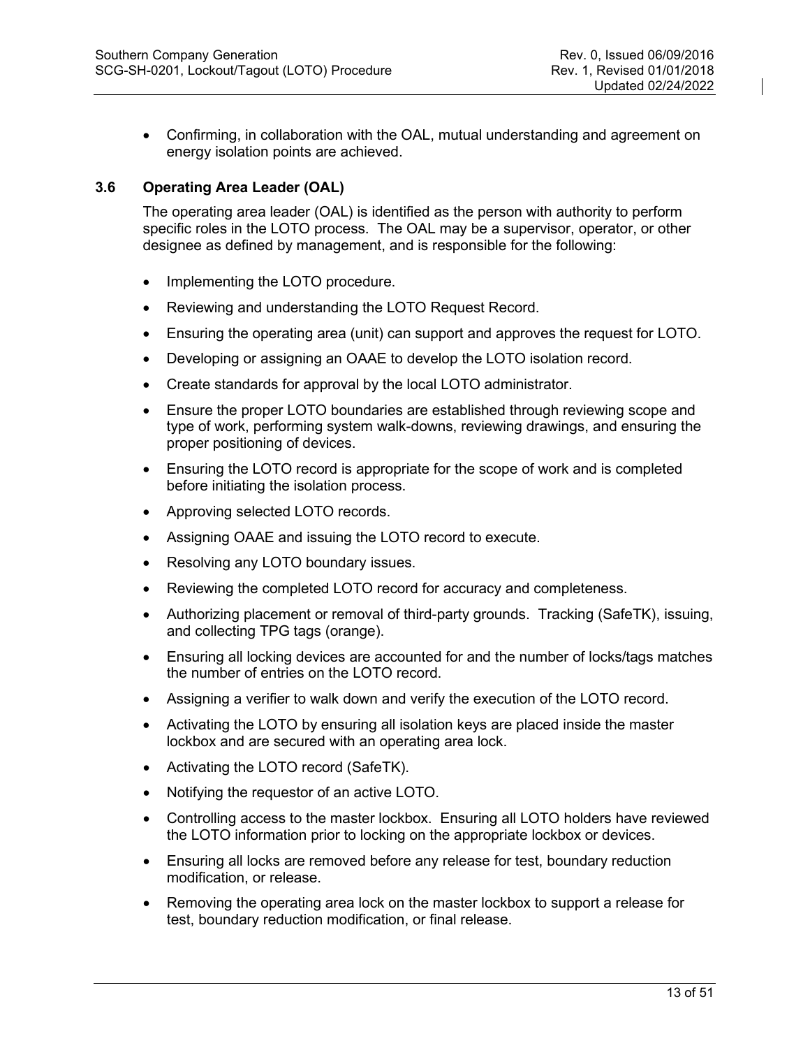- Confirming, in collaboration with the OAL, mutual understanding and agreement on energy isolation points are achieved.

### 3.6 Operating Area Leader (OAL)

The operating area leader (OAL) is identified as the person with authority to perform specific roles in the LOTO process. The OAL may be a supervisor, operator, or other designee as defined by management, and is responsible for the following:

- Implementing the LOTO procedure.
- Reviewing and understanding the LOTO Request Record.
- Ensuring the operating area (unit) can support and approves the request for LOTO.
- Developing or assigning an OAAE to develop the LOTO isolation record.
- Create standards for approval by the local LOTO administrator.
- Ensure the proper LOTO boundaries are established through reviewing scope and type of work, performing system walk-downs, reviewing drawings, and ensuring the proper positioning of devices.
- Ensuring the LOTO record is appropriate for the scope of work and is completed before initiating the isolation process.
- Approving selected LOTO records.
- Assigning OAAE and issuing the LOTO record to execute.
- Resolving any LOTO boundary issues.
- Reviewing the completed LOTO record for accuracy and completeness.
- Authorizing placement or removal of third-party grounds. Tracking (SafeTK), issuing, and collecting TPG tags (orange).
- Ensuring all locking devices are accounted for and the number of locks/tags matches the number of entries on the LOTO record.
- Assigning a verifier to walk down and verify the execution of the LOTO record.
- Activating the LOTO by ensuring all isolation keys are placed inside the master lockbox and are secured with an operating area lock.
- Activating the LOTO record (SafeTK).
- Notifying the requestor of an active LOTO.
- Controlling access to the master lockbox. Ensuring all LOTO holders have reviewed the LOTO information prior to locking on the appropriate lockbox or devices.
- Ensuring all locks are removed before any release for test, boundary reduction modification, or release.
- Removing the operating area lock on the master lockbox to support a release for test, boundary reduction modification, or final release.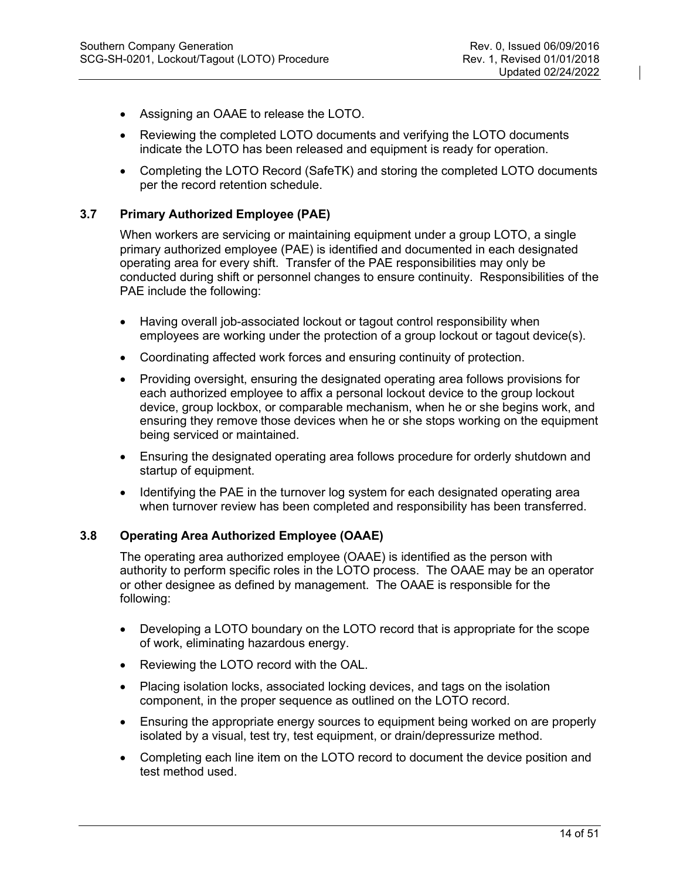- Assigning an OAAE to release the LOTO.
- Reviewing the completed LOTO documents and verifying the LOTO documents indicate the LOTO has been released and equipment is ready for operation.
- Completing the LOTO Record (SafeTK) and storing the completed LOTO documents per the record retention schedule.

### 3.7 Primary Authorized Employee (PAE)

When workers are servicing or maintaining equipment under a group LOTO, a single primary authorized employee (PAE) is identified and documented in each designated operating area for every shift. Transfer of the PAE responsibilities may only be conducted during shift or personnel changes to ensure continuity. Responsibilities of the PAE include the following:

- Having overall job-associated lockout or tagout control responsibility when employees are working under the protection of a group lockout or tagout device(s).
- Coordinating affected work forces and ensuring continuity of protection.
- Providing oversight, ensuring the designated operating area follows provisions for each authorized employee to affix a personal lockout device to the group lockout device, group lockbox, or comparable mechanism, when he or she begins work, and ensuring they remove those devices when he or she stops working on the equipment being serviced or maintained.
- Ensuring the designated operating area follows procedure for orderly shutdown and startup of equipment.
- Identifying the PAE in the turnover log system for each designated operating area when turnover review has been completed and responsibility has been transferred.

### 3.8 Operating Area Authorized Employee (OAAE)

The operating area authorized employee (OAAE) is identified as the person with authority to perform specific roles in the LOTO process. The OAAE may be an operator or other designee as defined by management. The OAAE is responsible for the following:

- Developing a LOTO boundary on the LOTO record that is appropriate for the scope of work, eliminating hazardous energy.
- Reviewing the LOTO record with the OAL.
- Placing isolation locks, associated locking devices, and tags on the isolation component, in the proper sequence as outlined on the LOTO record.
- Ensuring the appropriate energy sources to equipment being worked on are properly isolated by a visual, test try, test equipment, or drain/depressurize method.
- Completing each line item on the LOTO record to document the device position and test method used.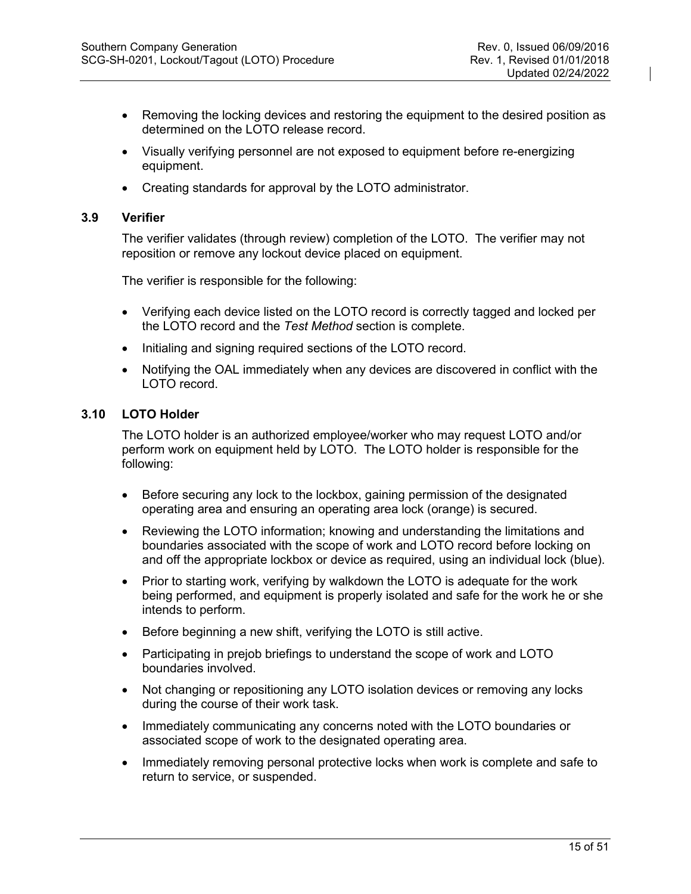- Removing the locking devices and restoring the equipment to the desired position as determined on the LOTO release record.
- Visually verifying personnel are not exposed to equipment before re-energizing equipment.
- Creating standards for approval by the LOTO administrator.

### 3.9 Verifier

The verifier validates (through review) completion of the LOTO. The verifier may not reposition or remove any lockout device placed on equipment.

The verifier is responsible for the following:

- Verifying each device listed on the LOTO record is correctly tagged and locked per the LOTO record and the *Test Method* section is complete.
- Initialing and signing required sections of the LOTO record.
- Notifying the OAL immediately when any devices are discovered in conflict with the LOTO record.

### 3.10 LOTO Holder

The LOTO holder is an authorized employee/worker who may request LOTO and/or perform work on equipment held by LOTO. The LOTO holder is responsible for the following:

- Before securing any lock to the lockbox, gaining permission of the designated operating area and ensuring an operating area lock (orange) is secured.
- Reviewing the LOTO information; knowing and understanding the limitations and boundaries associated with the scope of work and LOTO record before locking on and off the appropriate lockbox or device as required, using an individual lock (blue).
- Prior to starting work, verifying by walkdown the LOTO is adequate for the work being performed, and equipment is properly isolated and safe for the work he or she intends to perform.
- Before beginning a new shift, verifying the LOTO is still active.
- Participating in prejob briefings to understand the scope of work and LOTO boundaries involved.
- Not changing or repositioning any LOTO isolation devices or removing any locks during the course of their work task.
- Immediately communicating any concerns noted with the LOTO boundaries or associated scope of work to the designated operating area.
- Immediately removing personal protective locks when work is complete and safe to return to service, or suspended.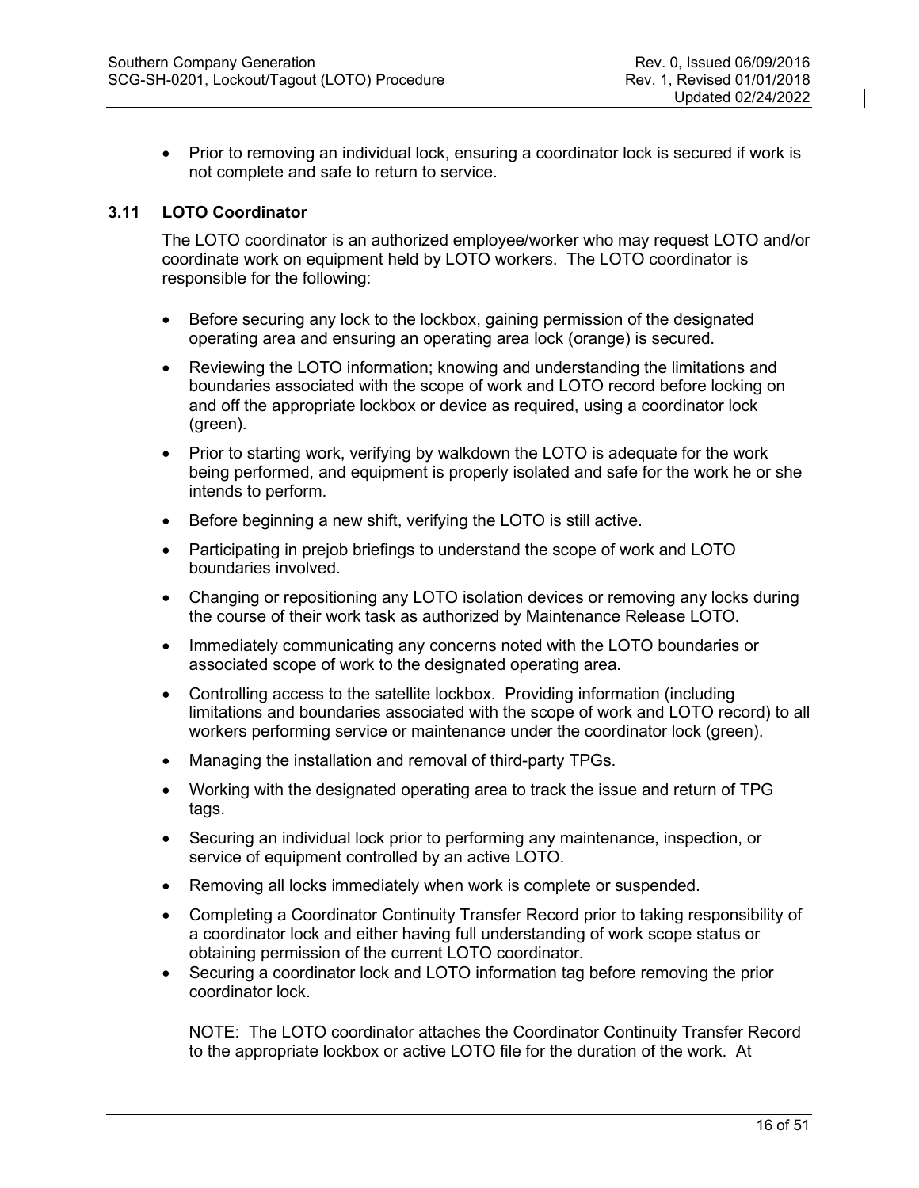- Prior to removing an individual lock, ensuring a coordinator lock is secured if work is not complete and safe to return to service.

### 3.11 LOTO Coordinator

The LOTO coordinator is an authorized employee/worker who may request LOTO and/or coordinate work on equipment held by LOTO workers. The LOTO coordinator is responsible for the following:

- Before securing any lock to the lockbox, gaining permission of the designated operating area and ensuring an operating area lock (orange) is secured.
- Reviewing the LOTO information; knowing and understanding the limitations and boundaries associated with the scope of work and LOTO record before locking on and off the appropriate lockbox or device as required, using a coordinator lock (green).
- Prior to starting work, verifying by walkdown the LOTO is adequate for the work being performed, and equipment is properly isolated and safe for the work he or she intends to perform.
- Before beginning a new shift, verifying the LOTO is still active.
- Participating in prejob briefings to understand the scope of work and LOTO boundaries involved.
- Changing or repositioning any LOTO isolation devices or removing any locks during the course of their work task as authorized by Maintenance Release LOTO.
- Immediately communicating any concerns noted with the LOTO boundaries or associated scope of work to the designated operating area.
- Controlling access to the satellite lockbox. Providing information (including limitations and boundaries associated with the scope of work and LOTO record) to all workers performing service or maintenance under the coordinator lock (green).
- Managing the installation and removal of third-party TPGs.
- Working with the designated operating area to track the issue and return of TPG tags.
- Securing an individual lock prior to performing any maintenance, inspection, or service of equipment controlled by an active LOTO.
- Removing all locks immediately when work is complete or suspended.
- Completing a Coordinator Continuity Transfer Record prior to taking responsibility of a coordinator lock and either having full understanding of work scope status or obtaining permission of the current LOTO coordinator.
- Securing a coordinator lock and LOTO information tag before removing the prior coordinator lock.

NOTE: The LOTO coordinator attaches the Coordinator Continuity Transfer Record to the appropriate lockbox or active LOTO file for the duration of the work. At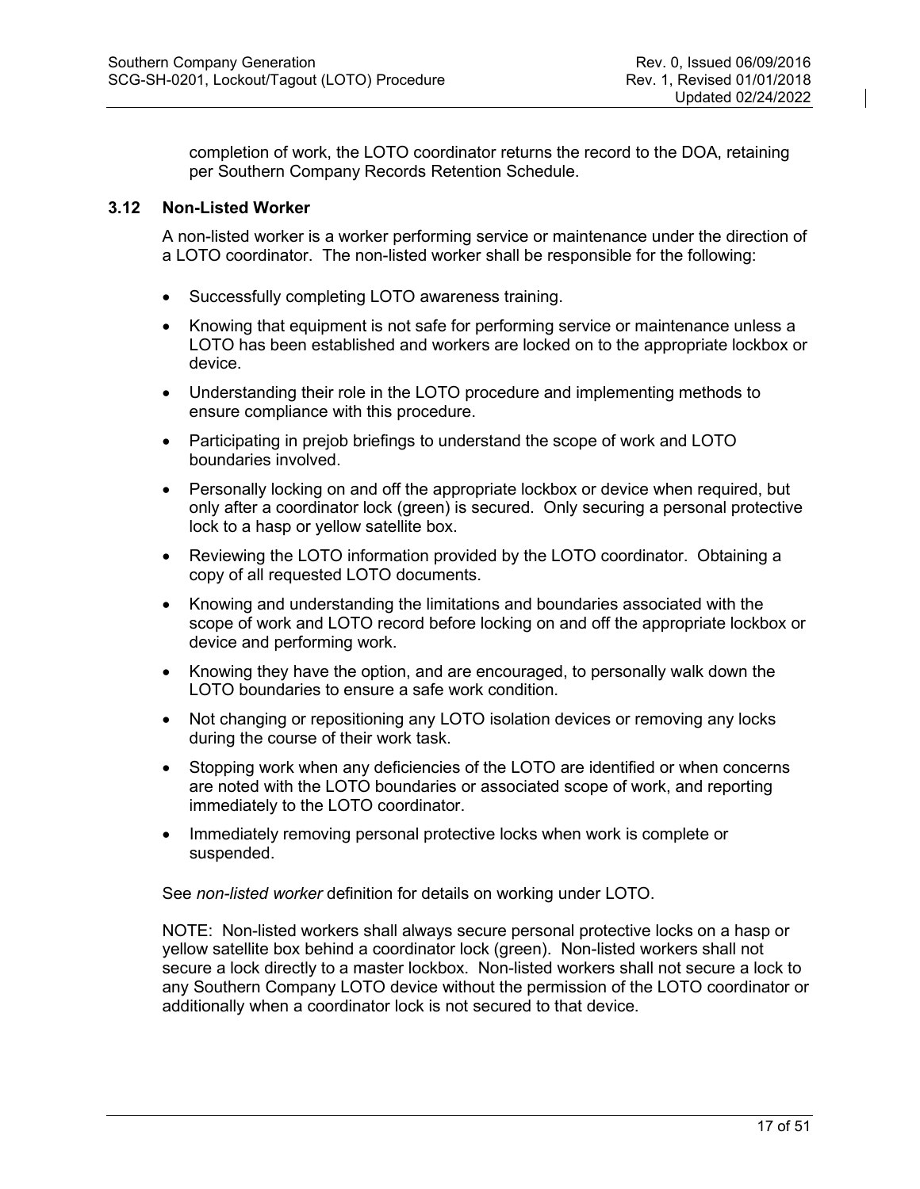completion of work, the LOTO coordinator returns the record to the DOA, retaining per Southern Company Records Retention Schedule.

### 3.12 Non-Listed Worker

A non-listed worker is a worker performing service or maintenance under the direction of a LOTO coordinator. The non-listed worker shall be responsible for the following:

- Successfully completing LOTO awareness training.
- Knowing that equipment is not safe for performing service or maintenance unless a LOTO has been established and workers are locked on to the appropriate lockbox or device.
- Understanding their role in the LOTO procedure and implementing methods to ensure compliance with this procedure.
- Participating in prejob briefings to understand the scope of work and LOTO boundaries involved.
- Personally locking on and off the appropriate lockbox or device when required, but only after a coordinator lock (green) is secured. Only securing a personal protective lock to a hasp or yellow satellite box.
- Reviewing the LOTO information provided by the LOTO coordinator. Obtaining a copy of all requested LOTO documents.
- Knowing and understanding the limitations and boundaries associated with the scope of work and LOTO record before locking on and off the appropriate lockbox or device and performing work.
- Knowing they have the option, and are encouraged, to personally walk down the LOTO boundaries to ensure a safe work condition.
- Not changing or repositioning any LOTO isolation devices or removing any locks during the course of their work task.
- Stopping work when any deficiencies of the LOTO are identified or when concerns are noted with the LOTO boundaries or associated scope of work, and reporting immediately to the LOTO coordinator.
- Immediately removing personal protective locks when work is complete or suspended.

See *non-listed worker* definition for details on working under LOTO.

NOTE: Non-listed workers shall always secure personal protective locks on a hasp or yellow satellite box behind a coordinator lock (green). Non-listed workers shall not secure a lock directly to a master lockbox. Non-listed workers shall not secure a lock to any Southern Company LOTO device without the permission of the LOTO coordinator or additionally when a coordinator lock is not secured to that device.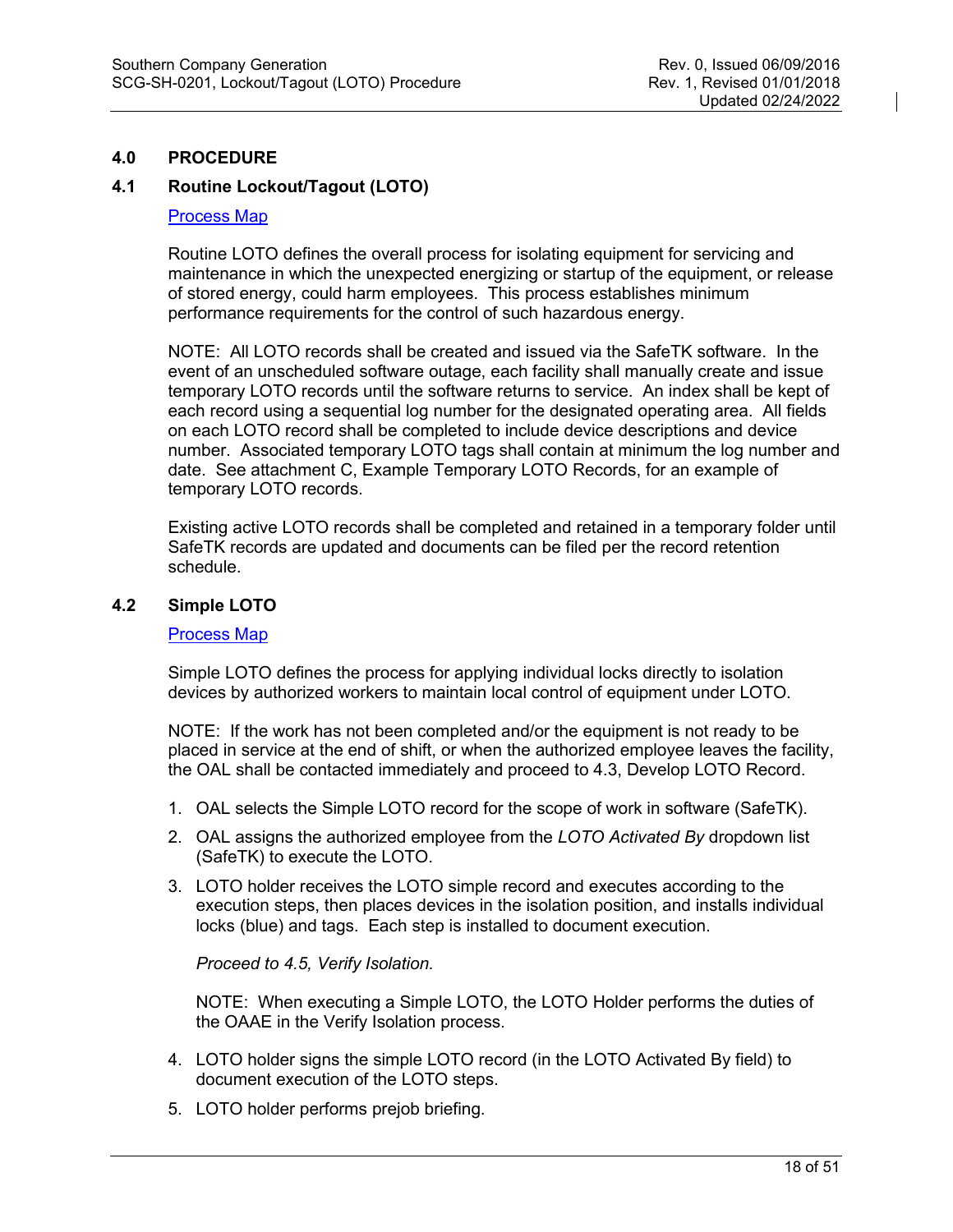## 4.0 PROCEDURE

### 4.1 Routine Lockout/Tagout (LOTO)

Process Map

Routine LOTO defines the overall process for isolating equipment for servicing and maintenance in which the unexpected energizing or startup of the equipment, or release of stored energy, could harm employees. This process establishes minimum performance requirements for the control of such hazardous energy.

NOTE: All LOTO records shall be created and issued via the SafeTK software. In the event of an unscheduled software outage, each facility shall manually create and issue temporary LOTO records until the software returns to service. An index shall be kept of each record using a sequential log number for the designated operating area. All fields on each LOTO record shall be completed to include device descriptions and device number. Associated temporary LOTO tags shall contain at minimum the log number and date. See attachment C, Example Temporary LOTO Records, for an example of temporary LOTO records.

Existing active LOTO records shall be completed and retained in a temporary folder until SafeTK records are updated and documents can be filed per the record retention schedule.

### 4.2 Simple LOTO

Process Map

Simple LOTO defines the process for applying individual locks directly to isolation devices by authorized workers to maintain local control of equipment under LOTO.

NOTE: If the work has not been completed and/or the equipment is not ready to be placed in service at the end of shift, or when the authorized employee leaves the facility, the OAL shall be contacted immediately and proceed to 4.3, Develop LOTO Record.

1. OAL selects the Simple LOTO record for the scope of work in software (SafeTK).
2. OAL assigns the authorized employee from the *LOTO Activated By* dropdown list (SafeTK) to execute the LOTO.
3. LOTO holder receives the LOTO simple record and executes according to the execution steps, then places devices in the isolation position, and installs individual locks (blue) and tags. Each step is installed to document execution.

   *Proceed to 4.5, Verify Isolation.*

   NOTE: When executing a Simple LOTO, the LOTO Holder performs the duties of the OAAE in the Verify Isolation process.

4. LOTO holder signs the simple LOTO record (in the LOTO Activated By field) to document execution of the LOTO steps.
5. LOTO holder performs prejob briefing.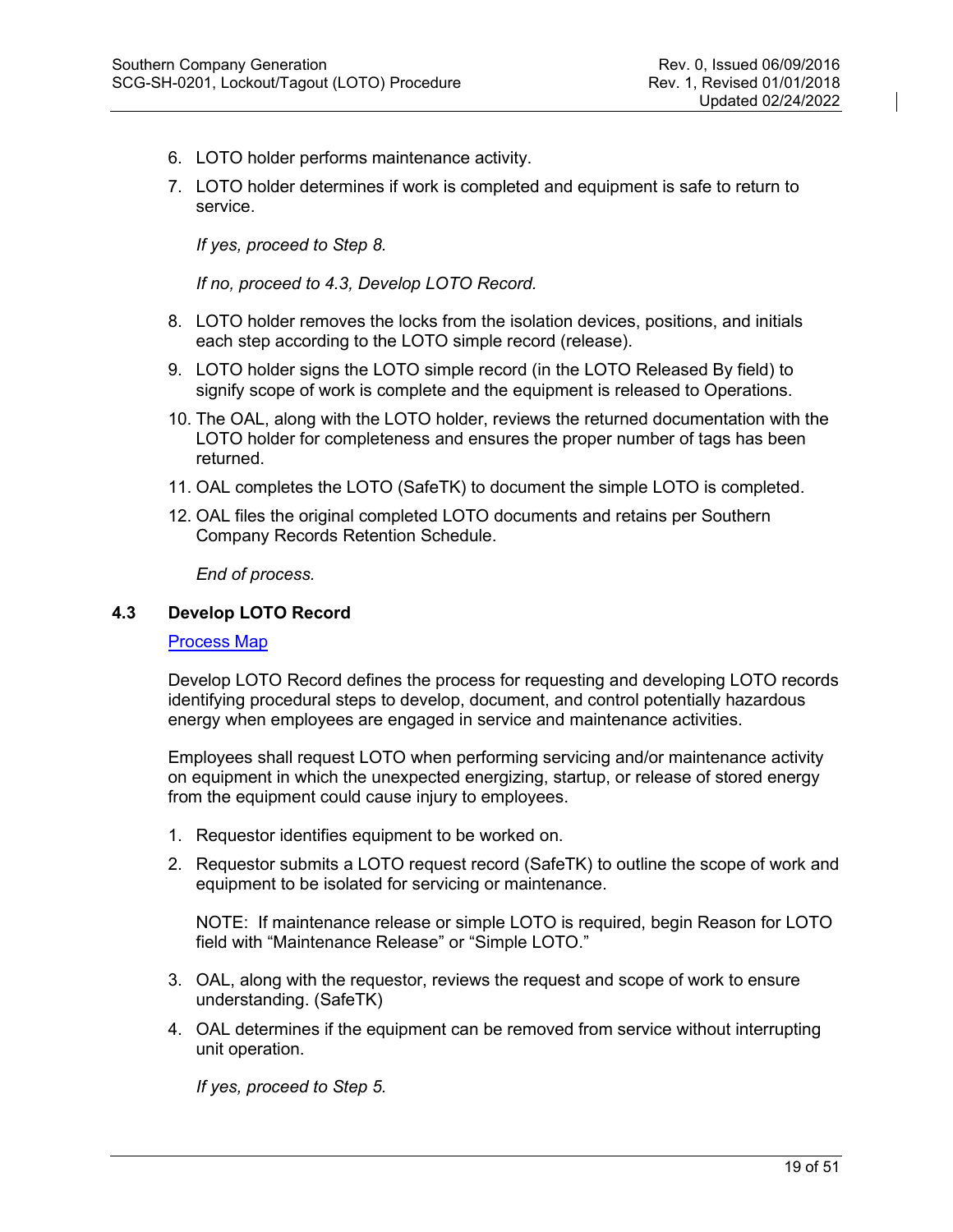6. LOTO holder performs maintenance activity.
7. LOTO holder determines if work is completed and equipment is safe to return to service.

   *If yes, proceed to Step 8.*

   *If no, proceed to 4.3, Develop LOTO Record.*

8. LOTO holder removes the locks from the isolation devices, positions, and initials each step according to the LOTO simple record (release).
9. LOTO holder signs the LOTO simple record (in the LOTO Released By field) to signify scope of work is complete and the equipment is released to Operations.
10. The OAL, along with the LOTO holder, reviews the returned documentation with the LOTO holder for completeness and ensures the proper number of tags has been returned.
11. OAL completes the LOTO (SafeTK) to document the simple LOTO is completed.
12. OAL files the original completed LOTO documents and retains per Southern Company Records Retention Schedule.

    *End of process.*

### 4.3 Develop LOTO Record

Process Map

Develop LOTO Record defines the process for requesting and developing LOTO records identifying procedural steps to develop, document, and control potentially hazardous energy when employees are engaged in service and maintenance activities.

Employees shall request LOTO when performing servicing and/or maintenance activity on equipment in which the unexpected energizing, startup, or release of stored energy from the equipment could cause injury to employees.

1. Requestor identifies equipment to be worked on.
2. Requestor submits a LOTO request record (SafeTK) to outline the scope of work and equipment to be isolated for servicing or maintenance.

   NOTE: If maintenance release or simple LOTO is required, begin Reason for LOTO field with "Maintenance Release" or "Simple LOTO."

3. OAL, along with the requestor, reviews the request and scope of work to ensure understanding. (SafeTK)
4. OAL determines if the equipment can be removed from service without interrupting unit operation.

   *If yes, proceed to Step 5.*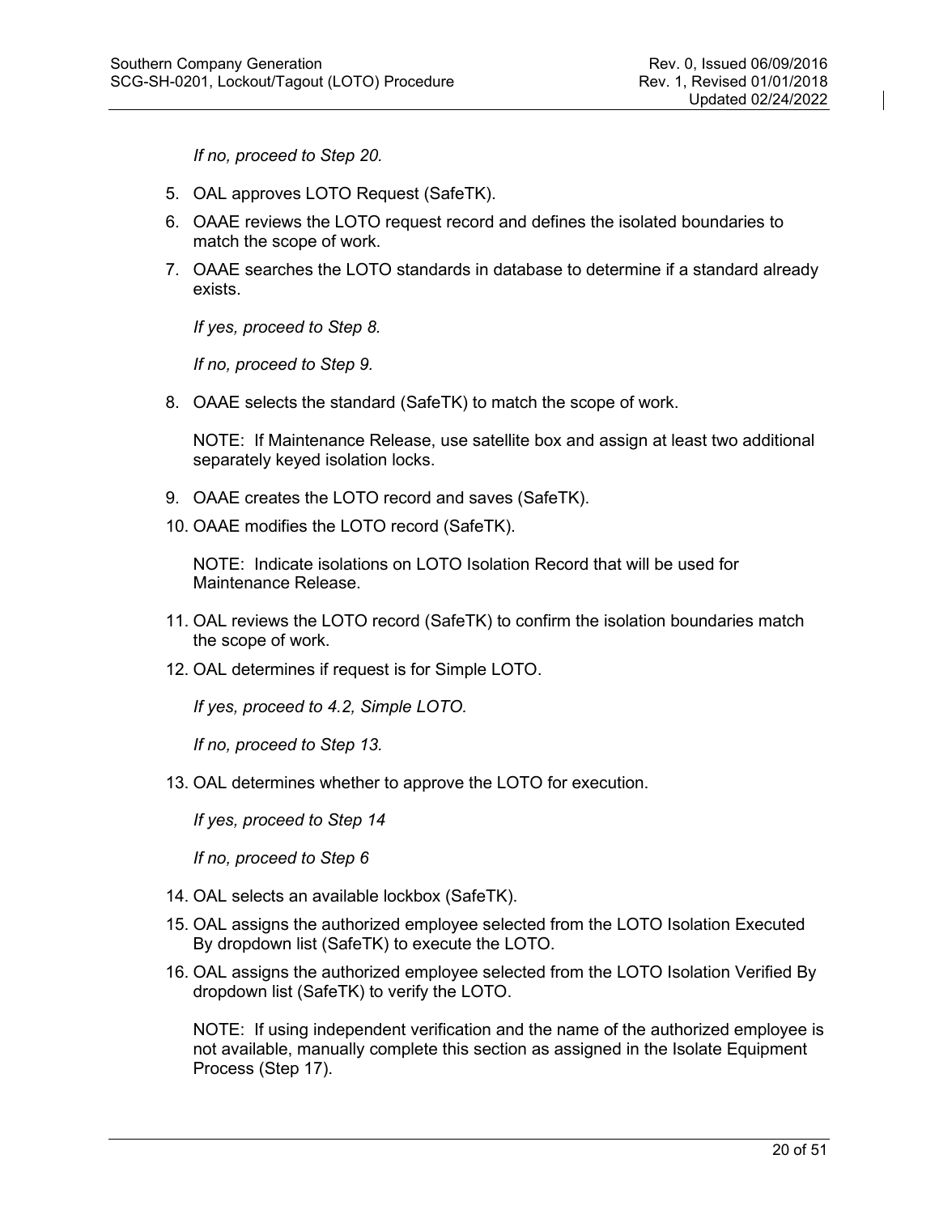*If no, proceed to Step 20.*

5. OAL approves LOTO Request (SafeTK).
6. OAAE reviews the LOTO request record and defines the isolated boundaries to match the scope of work.
7. OAAE searches the LOTO standards in database to determine if a standard already exists.

   *If yes, proceed to Step 8.*

   *If no, proceed to Step 9.*

8. OAAE selects the standard (SafeTK) to match the scope of work.

   NOTE: If Maintenance Release, use satellite box and assign at least two additional separately keyed isolation locks.

9. OAAE creates the LOTO record and saves (SafeTK).
10. OAAE modifies the LOTO record (SafeTK).

    NOTE: Indicate isolations on LOTO Isolation Record that will be used for Maintenance Release.

11. OAL reviews the LOTO record (SafeTK) to confirm the isolation boundaries match the scope of work.
12. OAL determines if request is for Simple LOTO.

    *If yes, proceed to 4.2, Simple LOTO.*

    *If no, proceed to Step 13.*

13. OAL determines whether to approve the LOTO for execution.

    *If yes, proceed to Step 14*

    *If no, proceed to Step 6*

14. OAL selects an available lockbox (SafeTK).
15. OAL assigns the authorized employee selected from the LOTO Isolation Executed By dropdown list (SafeTK) to execute the LOTO.
16. OAL assigns the authorized employee selected from the LOTO Isolation Verified By dropdown list (SafeTK) to verify the LOTO.

    NOTE: If using independent verification and the name of the authorized employee is not available, manually complete this section as assigned in the Isolate Equipment Process (Step 17).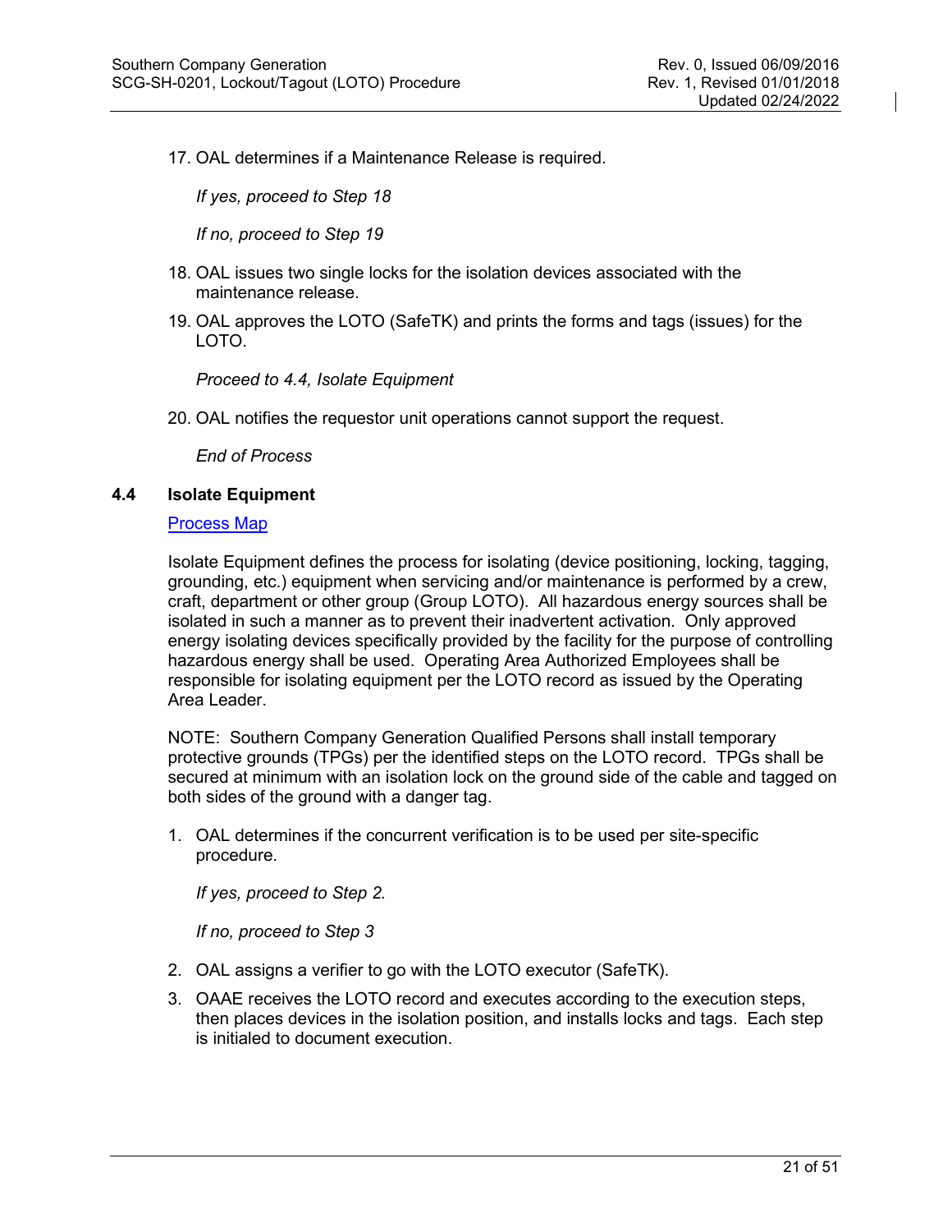17. OAL determines if a Maintenance Release is required.

    *If yes, proceed to Step 18*

    *If no, proceed to Step 19*

18. OAL issues two single locks for the isolation devices associated with the maintenance release.

19. OAL approves the LOTO (SafeTK) and prints the forms and tags (issues) for the LOTO.

    *Proceed to 4.4, Isolate Equipment*

20. OAL notifies the requestor unit operations cannot support the request.

    *End of Process*

### 4.4 Isolate Equipment

Process Map

Isolate Equipment defines the process for isolating (device positioning, locking, tagging, grounding, etc.) equipment when servicing and/or maintenance is performed by a crew, craft, department or other group (Group LOTO). All hazardous energy sources shall be isolated in such a manner as to prevent their inadvertent activation. Only approved energy isolating devices specifically provided by the facility for the purpose of controlling hazardous energy shall be used. Operating Area Authorized Employees shall be responsible for isolating equipment per the LOTO record as issued by the Operating Area Leader.

NOTE: Southern Company Generation Qualified Persons shall install temporary protective grounds (TPGs) per the identified steps on the LOTO record. TPGs shall be secured at minimum with an isolation lock on the ground side of the cable and tagged on both sides of the ground with a danger tag.

1. OAL determines if the concurrent verification is to be used per site-specific procedure.

   *If yes, proceed to Step 2.*

   *If no, proceed to Step 3*

2. OAL assigns a verifier to go with the LOTO executor (SafeTK).

3. OAAE receives the LOTO record and executes according to the execution steps, then places devices in the isolation position, and installs locks and tags. Each step is initialed to document execution.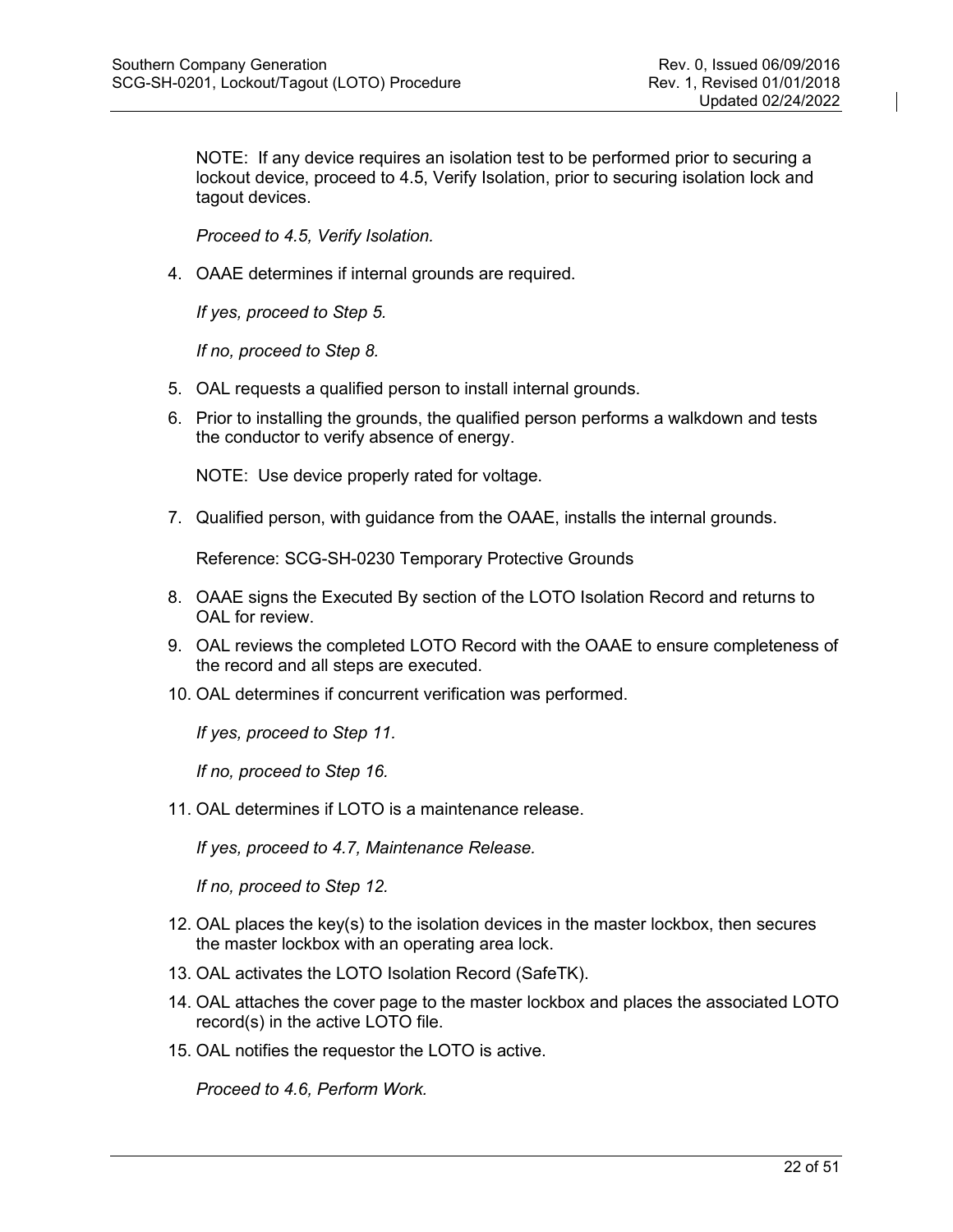NOTE: If any device requires an isolation test to be performed prior to securing a lockout device, proceed to 4.5, Verify Isolation, prior to securing isolation lock and tagout devices.

*Proceed to 4.5, Verify Isolation.*

4. OAAE determines if internal grounds are required.

   *If yes, proceed to Step 5.*

   *If no, proceed to Step 8.*

5. OAL requests a qualified person to install internal grounds.
6. Prior to installing the grounds, the qualified person performs a walkdown and tests the conductor to verify absence of energy.

   NOTE: Use device properly rated for voltage.

7. Qualified person, with guidance from the OAAE, installs the internal grounds.

   Reference: SCG-SH-0230 Temporary Protective Grounds

8. OAAE signs the Executed By section of the LOTO Isolation Record and returns to OAL for review.
9. OAL reviews the completed LOTO Record with the OAAE to ensure completeness of the record and all steps are executed.
10. OAL determines if concurrent verification was performed.

    *If yes, proceed to Step 11.*

    *If no, proceed to Step 16.*

11. OAL determines if LOTO is a maintenance release.

    *If yes, proceed to 4.7, Maintenance Release.*

    *If no, proceed to Step 12.*

12. OAL places the key(s) to the isolation devices in the master lockbox, then secures the master lockbox with an operating area lock.
13. OAL activates the LOTO Isolation Record (SafeTK).
14. OAL attaches the cover page to the master lockbox and places the associated LOTO record(s) in the active LOTO file.
15. OAL notifies the requestor the LOTO is active.

    *Proceed to 4.6, Perform Work.*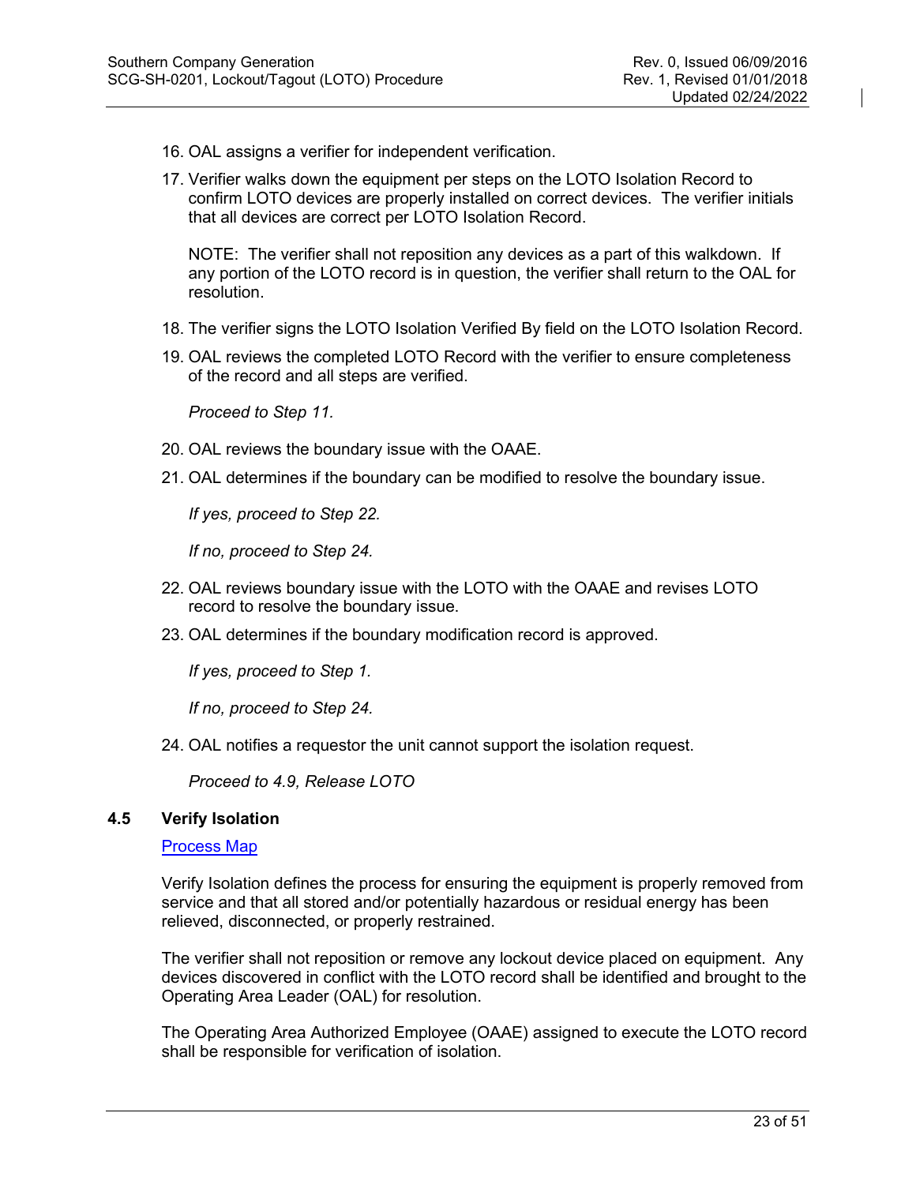16. OAL assigns a verifier for independent verification.

17. Verifier walks down the equipment per steps on the LOTO Isolation Record to confirm LOTO devices are properly installed on correct devices. The verifier initials that all devices are correct per LOTO Isolation Record.

    NOTE: The verifier shall not reposition any devices as a part of this walkdown. If any portion of the LOTO record is in question, the verifier shall return to the OAL for resolution.

18. The verifier signs the LOTO Isolation Verified By field on the LOTO Isolation Record.

19. OAL reviews the completed LOTO Record with the verifier to ensure completeness of the record and all steps are verified.

    *Proceed to Step 11.*

20. OAL reviews the boundary issue with the OAAE.

21. OAL determines if the boundary can be modified to resolve the boundary issue.

    *If yes, proceed to Step 22.*

    *If no, proceed to Step 24.*

22. OAL reviews boundary issue with the LOTO with the OAAE and revises LOTO record to resolve the boundary issue.

23. OAL determines if the boundary modification record is approved.

    *If yes, proceed to Step 1.*

    *If no, proceed to Step 24.*

24. OAL notifies a requestor the unit cannot support the isolation request.

    *Proceed to 4.9, Release LOTO*

### 4.5 Verify Isolation

[Process Map]

Verify Isolation defines the process for ensuring the equipment is properly removed from service and that all stored and/or potentially hazardous or residual energy has been relieved, disconnected, or properly restrained.

The verifier shall not reposition or remove any lockout device placed on equipment. Any devices discovered in conflict with the LOTO record shall be identified and brought to the Operating Area Leader (OAL) for resolution.

The Operating Area Authorized Employee (OAAE) assigned to execute the LOTO record shall be responsible for verification of isolation.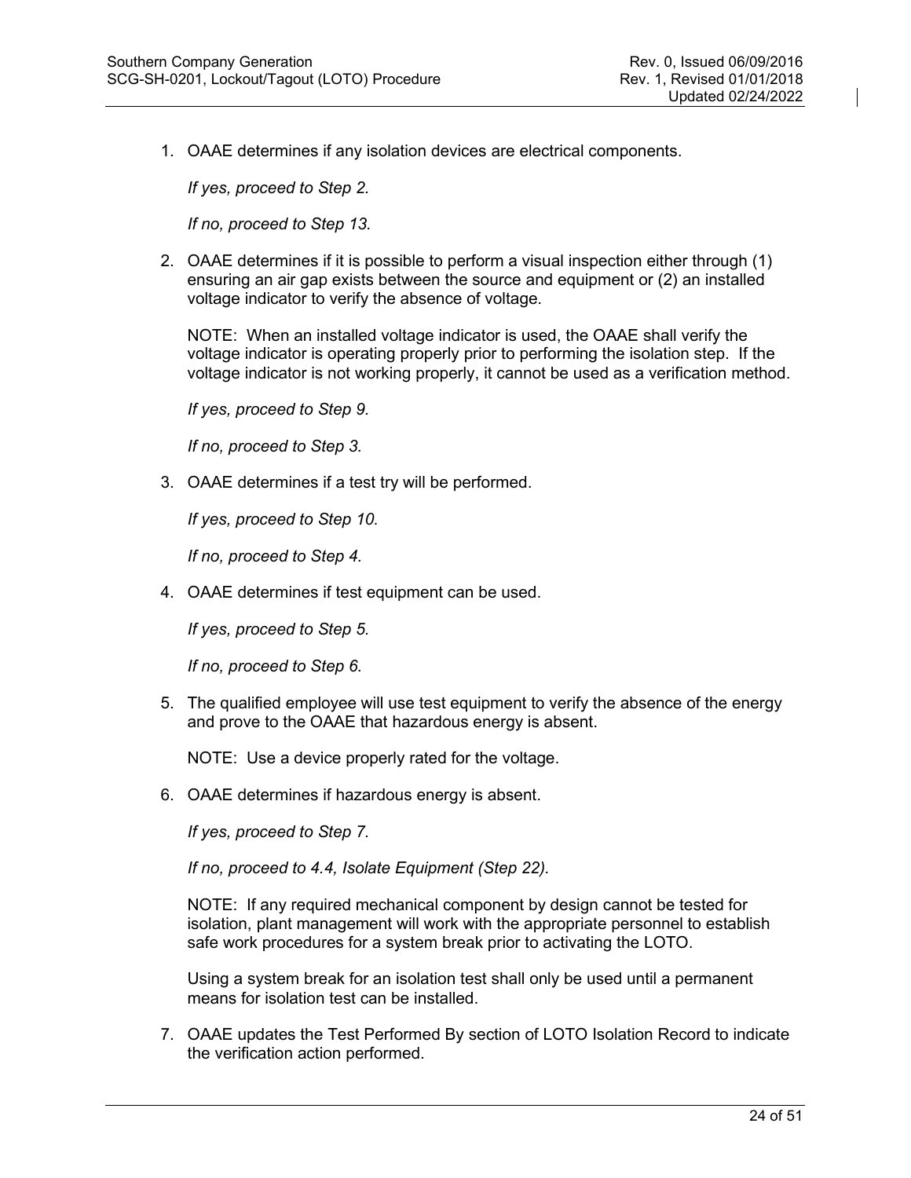1. OAAE determines if any isolation devices are electrical components.

   *If yes, proceed to Step 2.*

   *If no, proceed to Step 13.*

2. OAAE determines if it is possible to perform a visual inspection either through (1) ensuring an air gap exists between the source and equipment or (2) an installed voltage indicator to verify the absence of voltage.

   NOTE: When an installed voltage indicator is used, the OAAE shall verify the voltage indicator is operating properly prior to performing the isolation step. If the voltage indicator is not working properly, it cannot be used as a verification method.

   *If yes, proceed to Step 9.*

   *If no, proceed to Step 3.*

3. OAAE determines if a test try will be performed.

   *If yes, proceed to Step 10.*

   *If no, proceed to Step 4.*

4. OAAE determines if test equipment can be used.

   *If yes, proceed to Step 5.*

   *If no, proceed to Step 6.*

5. The qualified employee will use test equipment to verify the absence of the energy and prove to the OAAE that hazardous energy is absent.

   NOTE: Use a device properly rated for the voltage.

6. OAAE determines if hazardous energy is absent.

   *If yes, proceed to Step 7.*

   *If no, proceed to 4.4, Isolate Equipment (Step 22).*

   NOTE: If any required mechanical component by design cannot be tested for isolation, plant management will work with the appropriate personnel to establish safe work procedures for a system break prior to activating the LOTO.

   Using a system break for an isolation test shall only be used until a permanent means for isolation test can be installed.

7. OAAE updates the Test Performed By section of LOTO Isolation Record to indicate the verification action performed.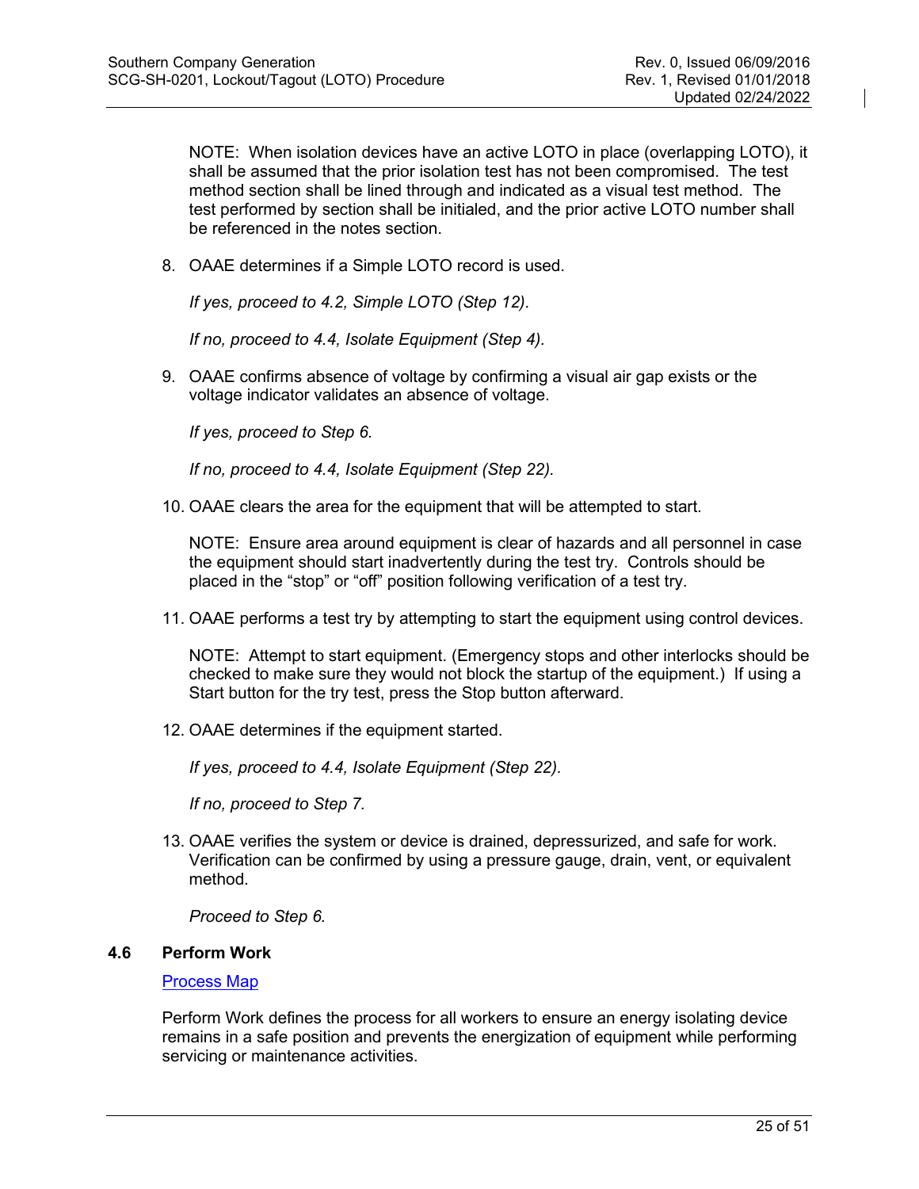NOTE: When isolation devices have an active LOTO in place (overlapping LOTO), it shall be assumed that the prior isolation test has not been compromised. The test method section shall be lined through and indicated as a visual test method. The test performed by section shall be initialed, and the prior active LOTO number shall be referenced in the notes section.

8. OAAE determines if a Simple LOTO record is used.

   *If yes, proceed to 4.2, Simple LOTO (Step 12).*

   *If no, proceed to 4.4, Isolate Equipment (Step 4).*

9. OAAE confirms absence of voltage by confirming a visual air gap exists or the voltage indicator validates an absence of voltage.

   *If yes, proceed to Step 6.*

   *If no, proceed to 4.4, Isolate Equipment (Step 22).*

10. OAAE clears the area for the equipment that will be attempted to start.

    NOTE: Ensure area around equipment is clear of hazards and all personnel in case the equipment should start inadvertently during the test try. Controls should be placed in the "stop" or "off" position following verification of a test try.

11. OAAE performs a test try by attempting to start the equipment using control devices.

    NOTE: Attempt to start equipment. (Emergency stops and other interlocks should be checked to make sure they would not block the startup of the equipment.) If using a Start button for the try test, press the Stop button afterward.

12. OAAE determines if the equipment started.

    *If yes, proceed to 4.4, Isolate Equipment (Step 22).*

    *If no, proceed to Step 7.*

13. OAAE verifies the system or device is drained, depressurized, and safe for work. Verification can be confirmed by using a pressure gauge, drain, vent, or equivalent method.

    *Proceed to Step 6.*

### 4.6 Perform Work

Process Map

Perform Work defines the process for all workers to ensure an energy isolating device remains in a safe position and prevents the energization of equipment while performing servicing or maintenance activities.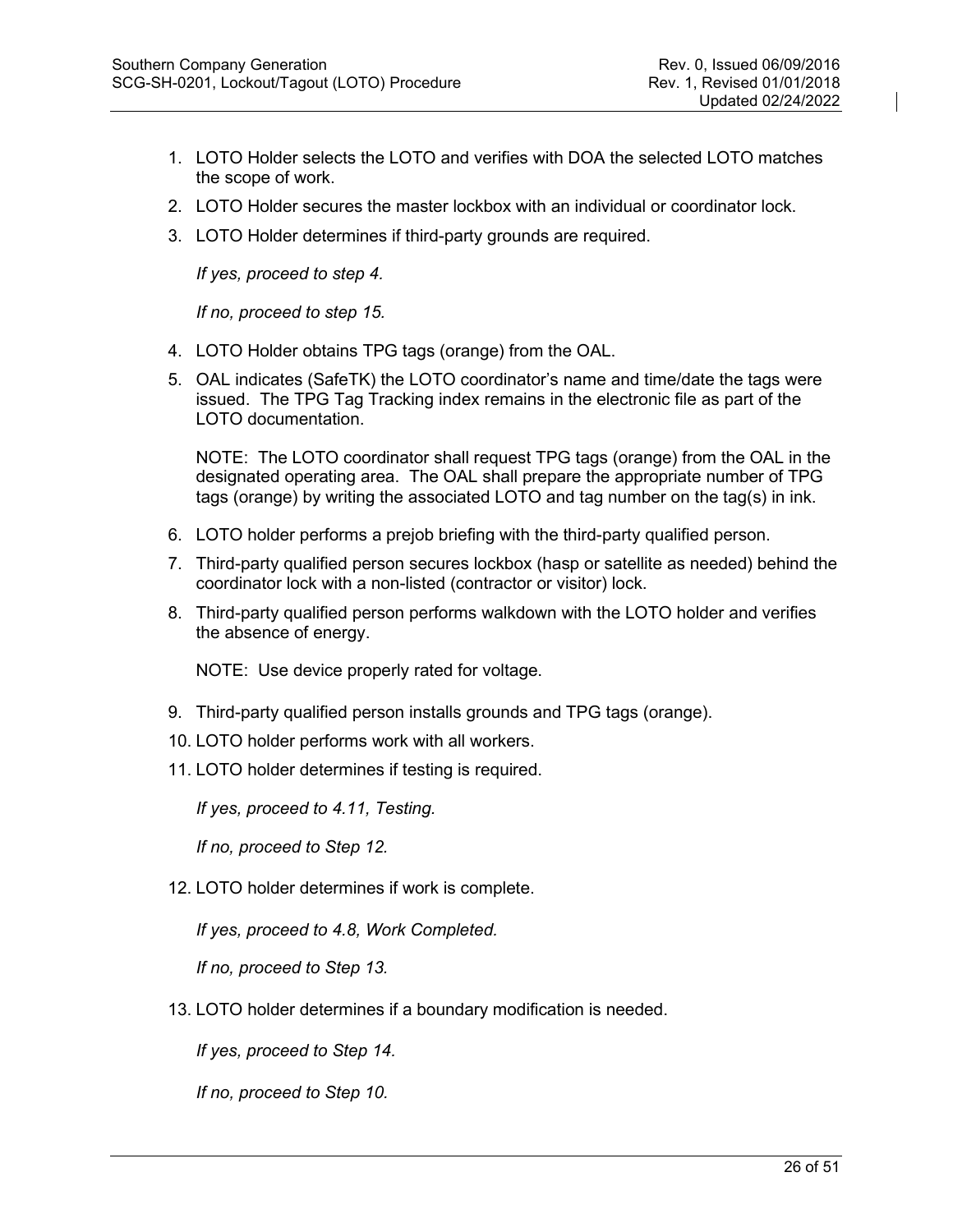1. LOTO Holder selects the LOTO and verifies with DOA the selected LOTO matches the scope of work.
2. LOTO Holder secures the master lockbox with an individual or coordinator lock.
3. LOTO Holder determines if third-party grounds are required.

   *If yes, proceed to step 4.*

   *If no, proceed to step 15.*

4. LOTO Holder obtains TPG tags (orange) from the OAL.
5. OAL indicates (SafeTK) the LOTO coordinator's name and time/date the tags were issued. The TPG Tag Tracking index remains in the electronic file as part of the LOTO documentation.

   NOTE: The LOTO coordinator shall request TPG tags (orange) from the OAL in the designated operating area. The OAL shall prepare the appropriate number of TPG tags (orange) by writing the associated LOTO and tag number on the tag(s) in ink.

6. LOTO holder performs a prejob briefing with the third-party qualified person.
7. Third-party qualified person secures lockbox (hasp or satellite as needed) behind the coordinator lock with a non-listed (contractor or visitor) lock.
8. Third-party qualified person performs walkdown with the LOTO holder and verifies the absence of energy.

   NOTE: Use device properly rated for voltage.

9. Third-party qualified person installs grounds and TPG tags (orange).
10. LOTO holder performs work with all workers.
11. LOTO holder determines if testing is required.

    *If yes, proceed to 4.11, Testing.*

    *If no, proceed to Step 12.*

12. LOTO holder determines if work is complete.

    *If yes, proceed to 4.8, Work Completed.*

    *If no, proceed to Step 13.*

13. LOTO holder determines if a boundary modification is needed.

    *If yes, proceed to Step 14.*

    *If no, proceed to Step 10.*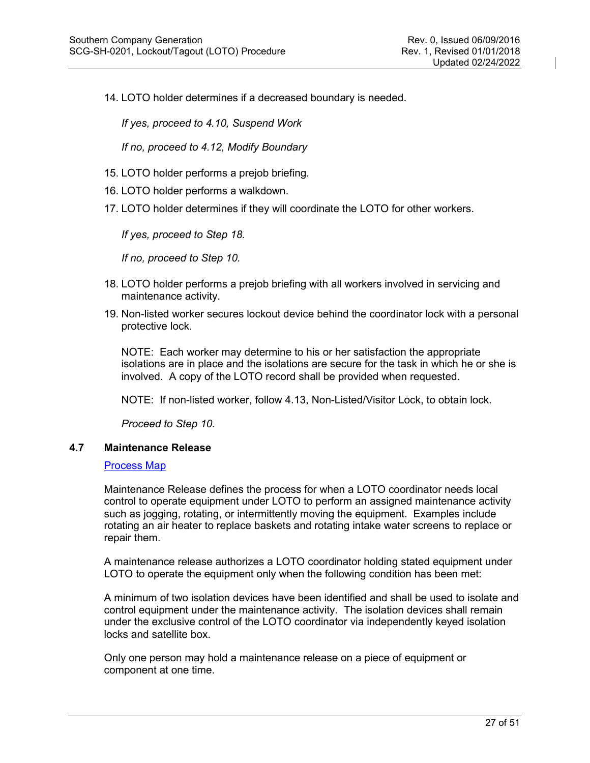14. LOTO holder determines if a decreased boundary is needed.

    *If yes, proceed to 4.10, Suspend Work*

    *If no, proceed to 4.12, Modify Boundary*

15. LOTO holder performs a prejob briefing.
16. LOTO holder performs a walkdown.
17. LOTO holder determines if they will coordinate the LOTO for other workers.

    *If yes, proceed to Step 18.*

    *If no, proceed to Step 10.*

18. LOTO holder performs a prejob briefing with all workers involved in servicing and maintenance activity.
19. Non-listed worker secures lockout device behind the coordinator lock with a personal protective lock.

    NOTE: Each worker may determine to his or her satisfaction the appropriate isolations are in place and the isolations are secure for the task in which he or she is involved. A copy of the LOTO record shall be provided when requested.

    NOTE: If non-listed worker, follow 4.13, Non-Listed/Visitor Lock, to obtain lock.

    *Proceed to Step 10.*

### 4.7 Maintenance Release

Process Map

Maintenance Release defines the process for when a LOTO coordinator needs local control to operate equipment under LOTO to perform an assigned maintenance activity such as jogging, rotating, or intermittently moving the equipment. Examples include rotating an air heater to replace baskets and rotating intake water screens to replace or repair them.

A maintenance release authorizes a LOTO coordinator holding stated equipment under LOTO to operate the equipment only when the following condition has been met:

A minimum of two isolation devices have been identified and shall be used to isolate and control equipment under the maintenance activity. The isolation devices shall remain under the exclusive control of the LOTO coordinator via independently keyed isolation locks and satellite box.

Only one person may hold a maintenance release on a piece of equipment or component at one time.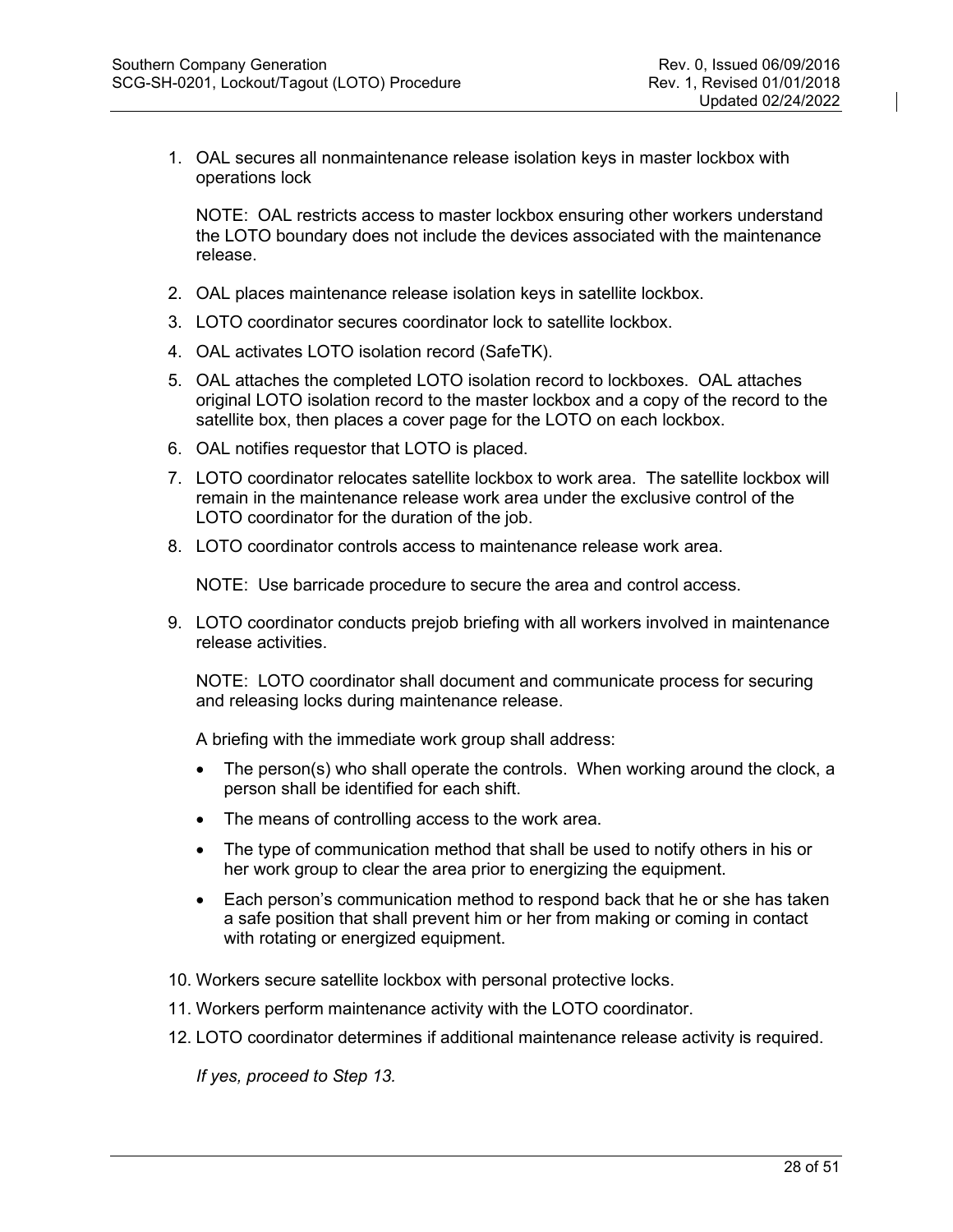1. OAL secures all nonmaintenance release isolation keys in master lockbox with operations lock

   NOTE: OAL restricts access to master lockbox ensuring other workers understand the LOTO boundary does not include the devices associated with the maintenance release.

2. OAL places maintenance release isolation keys in satellite lockbox.
3. LOTO coordinator secures coordinator lock to satellite lockbox.
4. OAL activates LOTO isolation record (SafeTK).
5. OAL attaches the completed LOTO isolation record to lockboxes. OAL attaches original LOTO isolation record to the master lockbox and a copy of the record to the satellite box, then places a cover page for the LOTO on each lockbox.
6. OAL notifies requestor that LOTO is placed.
7. LOTO coordinator relocates satellite lockbox to work area. The satellite lockbox will remain in the maintenance release work area under the exclusive control of the LOTO coordinator for the duration of the job.
8. LOTO coordinator controls access to maintenance release work area.

   NOTE: Use barricade procedure to secure the area and control access.

9. LOTO coordinator conducts prejob briefing with all workers involved in maintenance release activities.

   NOTE: LOTO coordinator shall document and communicate process for securing and releasing locks during maintenance release.

   A briefing with the immediate work group shall address:

   - The person(s) who shall operate the controls. When working around the clock, a person shall be identified for each shift.
   - The means of controlling access to the work area.
   - The type of communication method that shall be used to notify others in his or her work group to clear the area prior to energizing the equipment.
   - Each person's communication method to respond back that he or she has taken a safe position that shall prevent him or her from making or coming in contact with rotating or energized equipment.

10. Workers secure satellite lockbox with personal protective locks.
11. Workers perform maintenance activity with the LOTO coordinator.
12. LOTO coordinator determines if additional maintenance release activity is required.

    *If yes, proceed to Step 13.*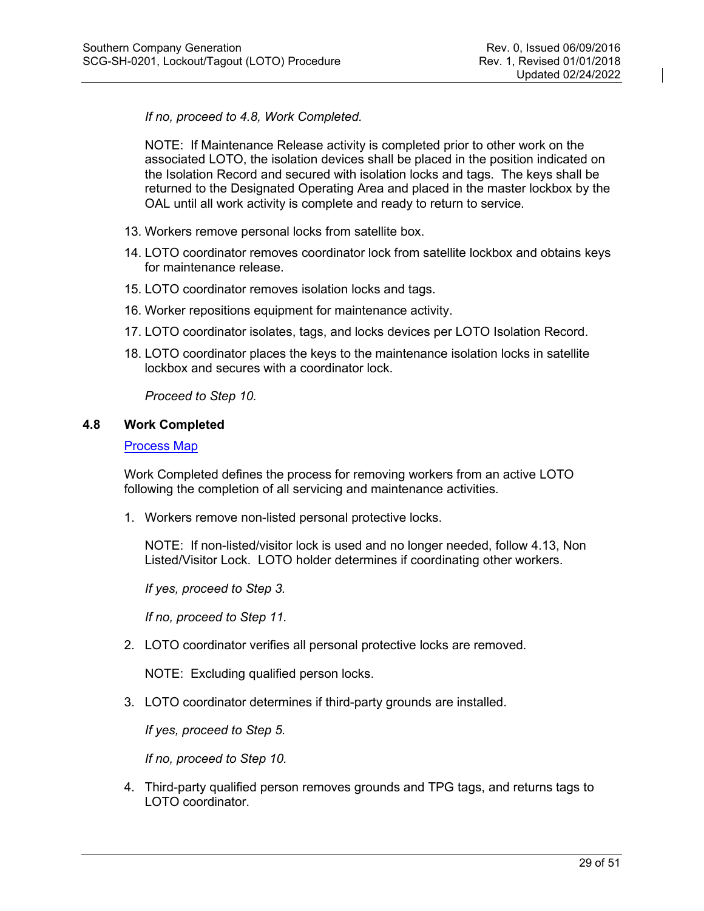*If no, proceed to 4.8, Work Completed.*

NOTE: If Maintenance Release activity is completed prior to other work on the associated LOTO, the isolation devices shall be placed in the position indicated on the Isolation Record and secured with isolation locks and tags. The keys shall be returned to the Designated Operating Area and placed in the master lockbox by the OAL until all work activity is complete and ready to return to service.

13. Workers remove personal locks from satellite box.
14. LOTO coordinator removes coordinator lock from satellite lockbox and obtains keys for maintenance release.
15. LOTO coordinator removes isolation locks and tags.
16. Worker repositions equipment for maintenance activity.
17. LOTO coordinator isolates, tags, and locks devices per LOTO Isolation Record.
18. LOTO coordinator places the keys to the maintenance isolation locks in satellite lockbox and secures with a coordinator lock.

    *Proceed to Step 10.*

## 4.8 Work Completed

Process Map

Work Completed defines the process for removing workers from an active LOTO following the completion of all servicing and maintenance activities.

1. Workers remove non-listed personal protective locks.

   NOTE: If non-listed/visitor lock is used and no longer needed, follow 4.13, Non Listed/Visitor Lock. LOTO holder determines if coordinating other workers.

   *If yes, proceed to Step 3.*

   *If no, proceed to Step 11.*

2. LOTO coordinator verifies all personal protective locks are removed.

   NOTE: Excluding qualified person locks.

3. LOTO coordinator determines if third-party grounds are installed.

   *If yes, proceed to Step 5.*

   *If no, proceed to Step 10.*

4. Third-party qualified person removes grounds and TPG tags, and returns tags to LOTO coordinator.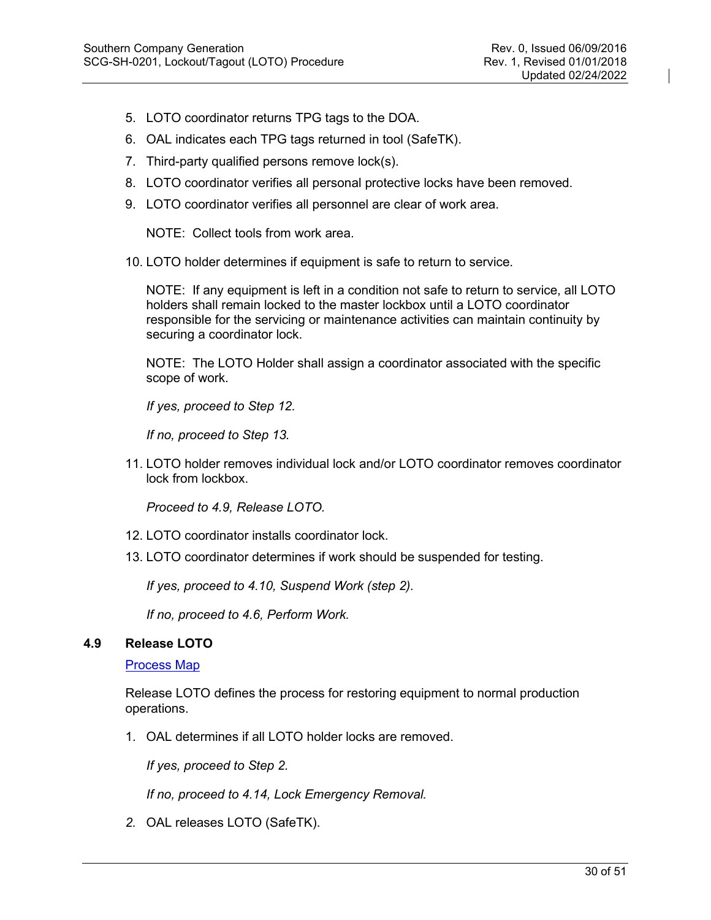5. LOTO coordinator returns TPG tags to the DOA.
6. OAL indicates each TPG tags returned in tool (SafeTK).
7. Third-party qualified persons remove lock(s).
8. LOTO coordinator verifies all personal protective locks have been removed.
9. LOTO coordinator verifies all personnel are clear of work area.

   NOTE: Collect tools from work area.

10. LOTO holder determines if equipment is safe to return to service.

    NOTE: If any equipment is left in a condition not safe to return to service, all LOTO holders shall remain locked to the master lockbox until a LOTO coordinator responsible for the servicing or maintenance activities can maintain continuity by securing a coordinator lock.

    NOTE: The LOTO Holder shall assign a coordinator associated with the specific scope of work.

    *If yes, proceed to Step 12.*

    *If no, proceed to Step 13.*

11. LOTO holder removes individual lock and/or LOTO coordinator removes coordinator lock from lockbox.

    *Proceed to 4.9, Release LOTO.*

12. LOTO coordinator installs coordinator lock.
13. LOTO coordinator determines if work should be suspended for testing.

    *If yes, proceed to 4.10, Suspend Work (step 2).*

    *If no, proceed to 4.6, Perform Work.*

## 4.9 Release LOTO

[Process Map]

Release LOTO defines the process for restoring equipment to normal production operations.

1. OAL determines if all LOTO holder locks are removed.

   *If yes, proceed to Step 2.*

   *If no, proceed to 4.14, Lock Emergency Removal.*

2. OAL releases LOTO (SafeTK).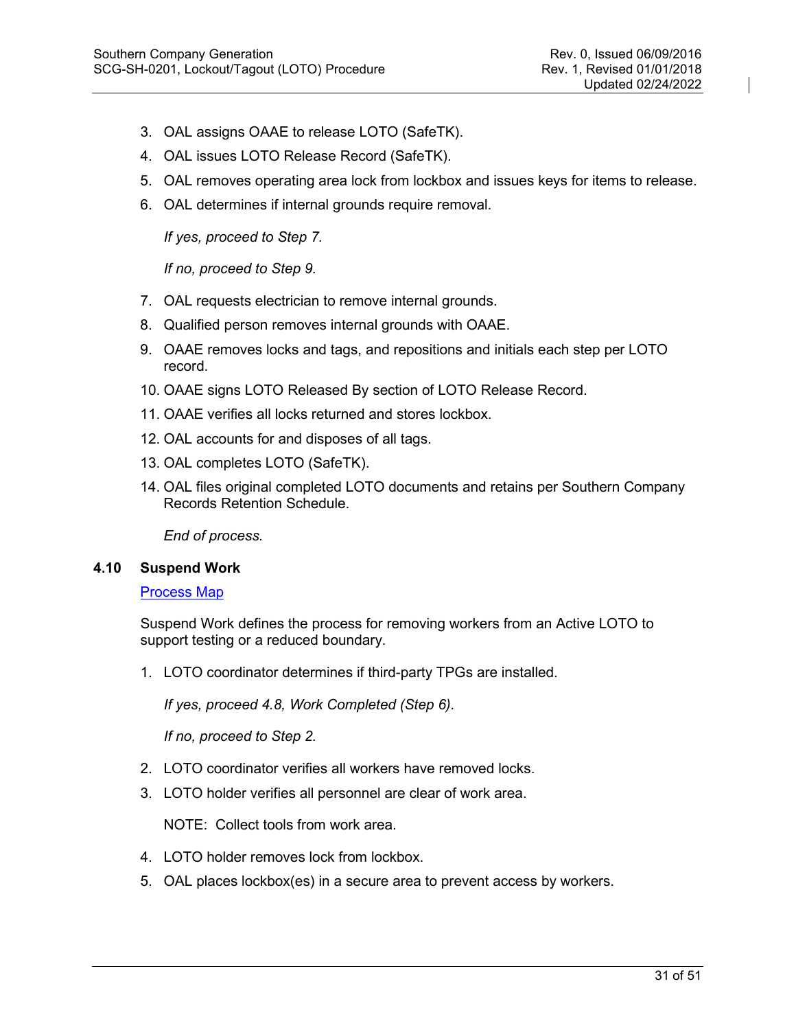3. OAL assigns OAAE to release LOTO (SafeTK).
4. OAL issues LOTO Release Record (SafeTK).
5. OAL removes operating area lock from lockbox and issues keys for items to release.
6. OAL determines if internal grounds require removal.

   *If yes, proceed to Step 7.*

   *If no, proceed to Step 9.*

7. OAL requests electrician to remove internal grounds.
8. Qualified person removes internal grounds with OAAE.
9. OAAE removes locks and tags, and repositions and initials each step per LOTO record.
10. OAAE signs LOTO Released By section of LOTO Release Record.
11. OAAE verifies all locks returned and stores lockbox.
12. OAL accounts for and disposes of all tags.
13. OAL completes LOTO (SafeTK).
14. OAL files original completed LOTO documents and retains per Southern Company Records Retention Schedule.

    *End of process.*

### 4.10 Suspend Work

Process Map

Suspend Work defines the process for removing workers from an Active LOTO to support testing or a reduced boundary.

1. LOTO coordinator determines if third-party TPGs are installed.

   *If yes, proceed 4.8, Work Completed (Step 6).*

   *If no, proceed to Step 2.*

2. LOTO coordinator verifies all workers have removed locks.
3. LOTO holder verifies all personnel are clear of work area.

   NOTE: Collect tools from work area.

4. LOTO holder removes lock from lockbox.
5. OAL places lockbox(es) in a secure area to prevent access by workers.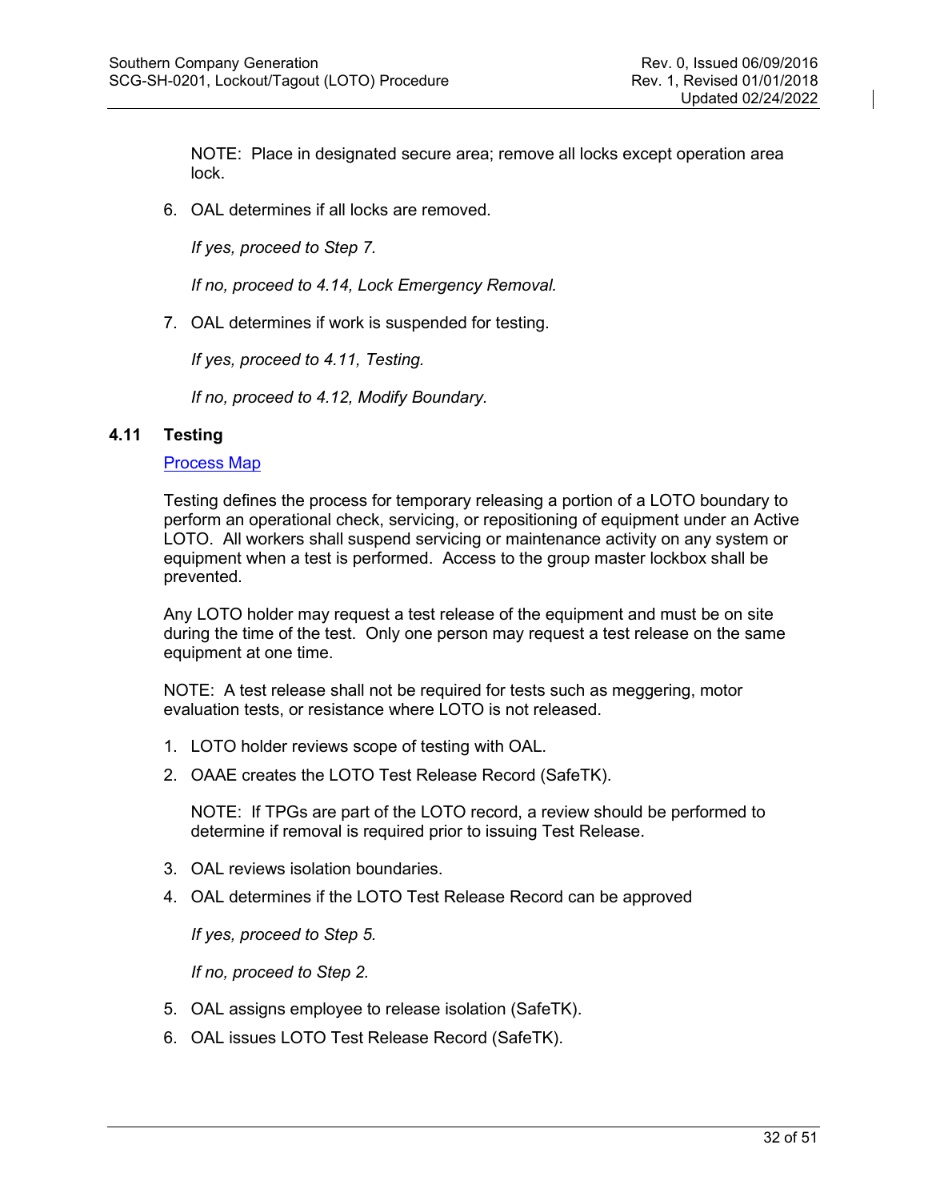NOTE: Place in designated secure area; remove all locks except operation area lock.

6. OAL determines if all locks are removed.

   *If yes, proceed to Step 7.*

   *If no, proceed to 4.14, Lock Emergency Removal.*

7. OAL determines if work is suspended for testing.

   *If yes, proceed to 4.11, Testing.*

   *If no, proceed to 4.12, Modify Boundary.*

## 4.11 Testing

Process Map

Testing defines the process for temporary releasing a portion of a LOTO boundary to perform an operational check, servicing, or repositioning of equipment under an Active LOTO. All workers shall suspend servicing or maintenance activity on any system or equipment when a test is performed. Access to the group master lockbox shall be prevented.

Any LOTO holder may request a test release of the equipment and must be on site during the time of the test. Only one person may request a test release on the same equipment at one time.

NOTE: A test release shall not be required for tests such as meggering, motor evaluation tests, or resistance where LOTO is not released.

1. LOTO holder reviews scope of testing with OAL.
2. OAAE creates the LOTO Test Release Record (SafeTK).

   NOTE: If TPGs are part of the LOTO record, a review should be performed to determine if removal is required prior to issuing Test Release.

3. OAL reviews isolation boundaries.
4. OAL determines if the LOTO Test Release Record can be approved

   *If yes, proceed to Step 5.*

   *If no, proceed to Step 2.*

5. OAL assigns employee to release isolation (SafeTK).
6. OAL issues LOTO Test Release Record (SafeTK).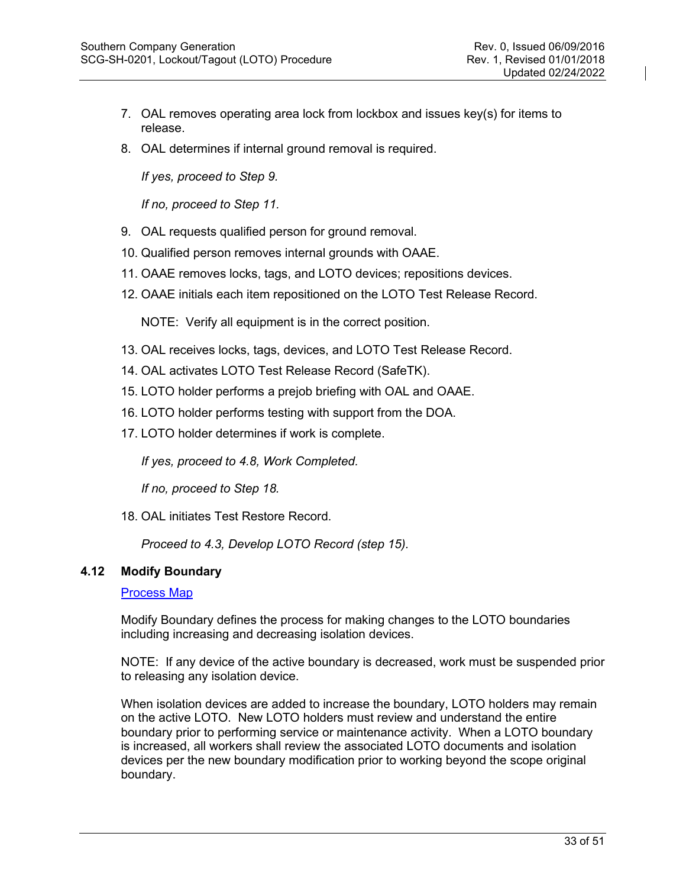7. OAL removes operating area lock from lockbox and issues key(s) for items to release.
8. OAL determines if internal ground removal is required.

   *If yes, proceed to Step 9.*

   *If no, proceed to Step 11.*

9. OAL requests qualified person for ground removal.
10. Qualified person removes internal grounds with OAAE.
11. OAAE removes locks, tags, and LOTO devices; repositions devices.
12. OAAE initials each item repositioned on the LOTO Test Release Record.

    NOTE: Verify all equipment is in the correct position.

13. OAL receives locks, tags, devices, and LOTO Test Release Record.
14. OAL activates LOTO Test Release Record (SafeTK).
15. LOTO holder performs a prejob briefing with OAL and OAAE.
16. LOTO holder performs testing with support from the DOA.
17. LOTO holder determines if work is complete.

    *If yes, proceed to 4.8, Work Completed.*

    *If no, proceed to Step 18.*

18. OAL initiates Test Restore Record.

    *Proceed to 4.3, Develop LOTO Record (step 15).*

### 4.12 Modify Boundary

[Process Map]

Modify Boundary defines the process for making changes to the LOTO boundaries including increasing and decreasing isolation devices.

NOTE: If any device of the active boundary is decreased, work must be suspended prior to releasing any isolation device.

When isolation devices are added to increase the boundary, LOTO holders may remain on the active LOTO. New LOTO holders must review and understand the entire boundary prior to performing service or maintenance activity. When a LOTO boundary is increased, all workers shall review the associated LOTO documents and isolation devices per the new boundary modification prior to working beyond the scope original boundary.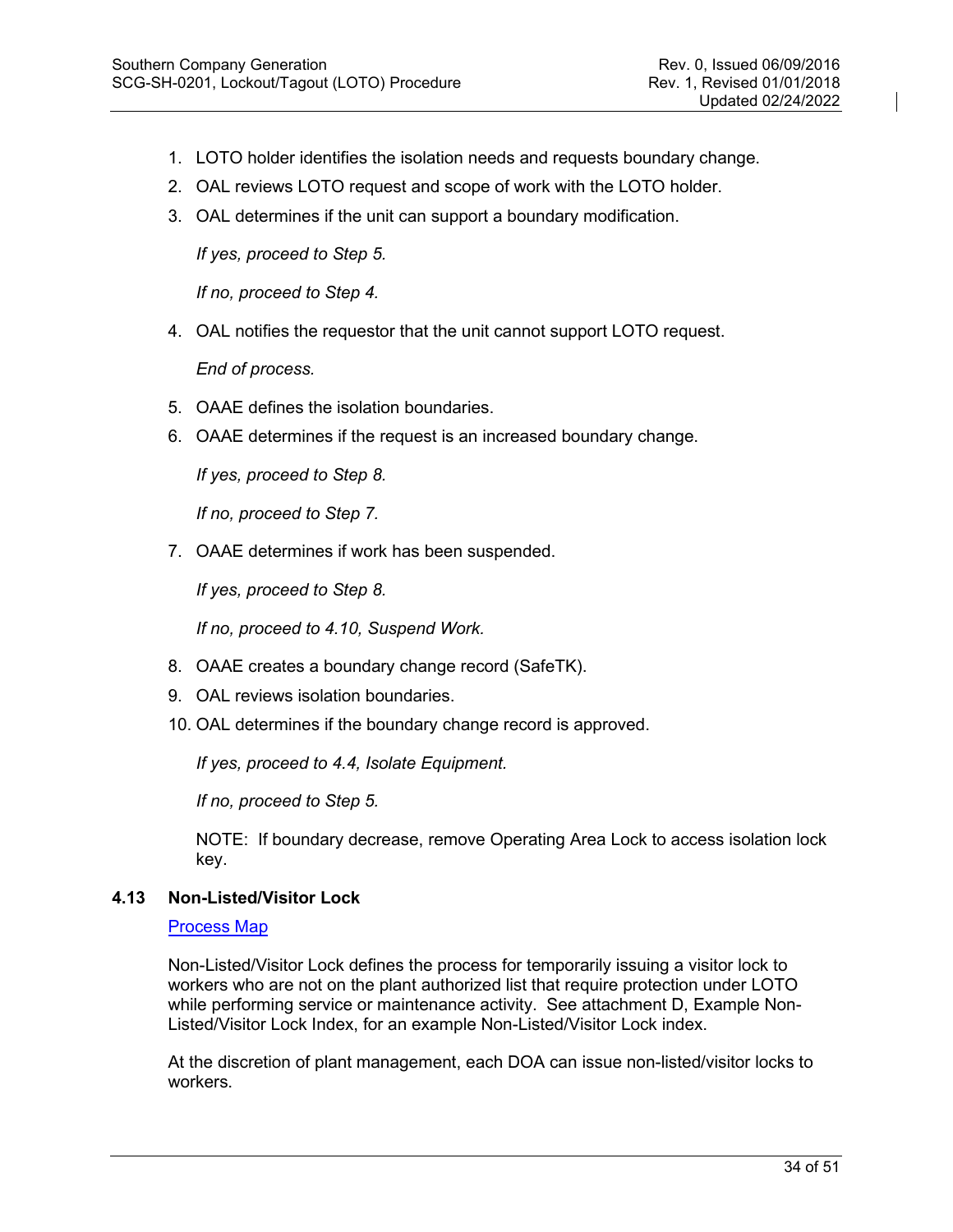1. LOTO holder identifies the isolation needs and requests boundary change.
2. OAL reviews LOTO request and scope of work with the LOTO holder.
3. OAL determines if the unit can support a boundary modification.

   *If yes, proceed to Step 5.*

   *If no, proceed to Step 4.*

4. OAL notifies the requestor that the unit cannot support LOTO request.

   *End of process.*

5. OAAE defines the isolation boundaries.
6. OAAE determines if the request is an increased boundary change.

   *If yes, proceed to Step 8.*

   *If no, proceed to Step 7.*

7. OAAE determines if work has been suspended.

   *If yes, proceed to Step 8.*

   *If no, proceed to 4.10, Suspend Work.*

8. OAAE creates a boundary change record (SafeTK).
9. OAL reviews isolation boundaries.
10. OAL determines if the boundary change record is approved.

    *If yes, proceed to 4.4, Isolate Equipment.*

    *If no, proceed to Step 5.*

    NOTE: If boundary decrease, remove Operating Area Lock to access isolation lock key.

### 4.13 Non-Listed/Visitor Lock

Process Map

Non-Listed/Visitor Lock defines the process for temporarily issuing a visitor lock to workers who are not on the plant authorized list that require protection under LOTO while performing service or maintenance activity. See attachment D, Example Non-Listed/Visitor Lock Index, for an example Non-Listed/Visitor Lock index.

At the discretion of plant management, each DOA can issue non-listed/visitor locks to workers.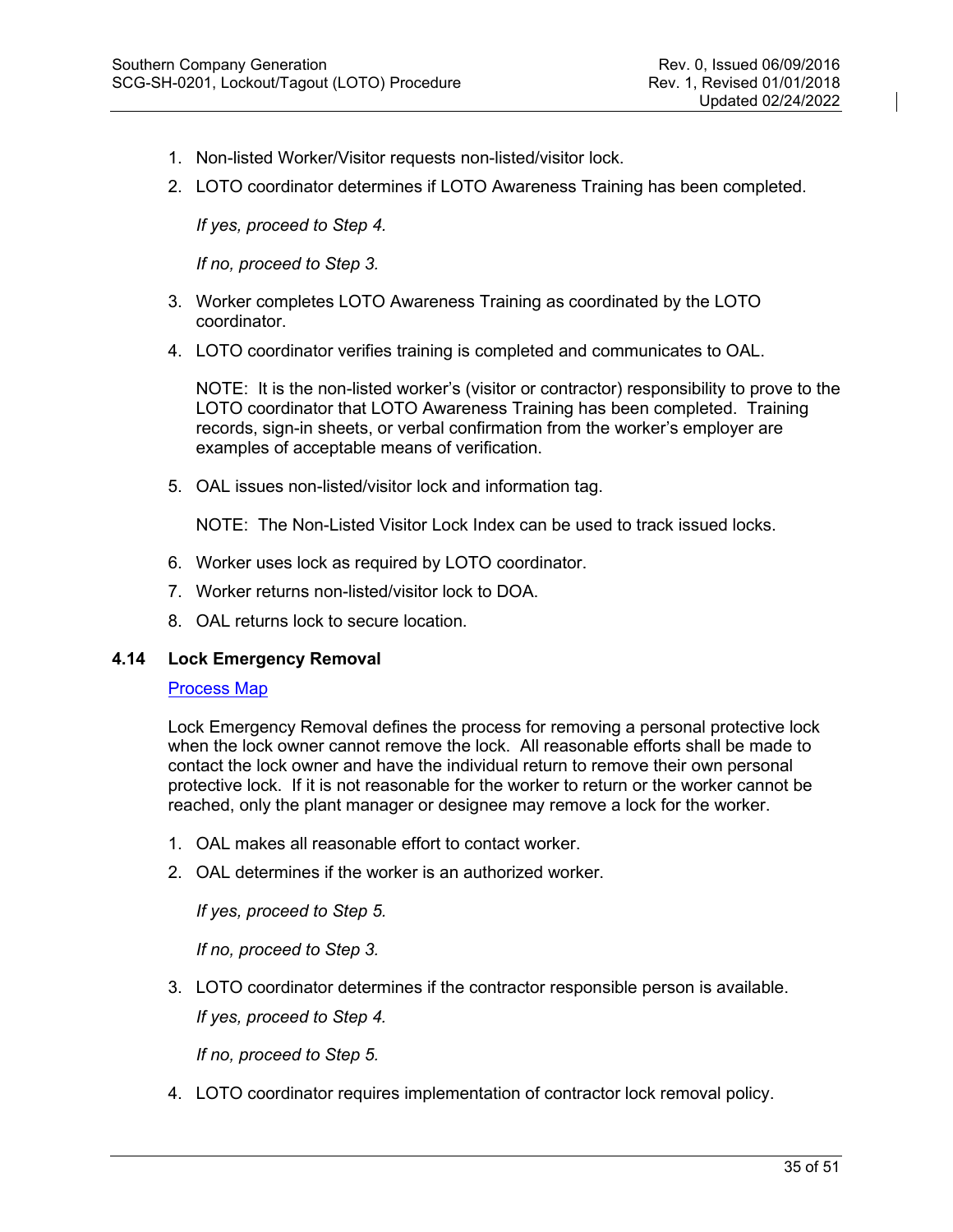1. Non-listed Worker/Visitor requests non-listed/visitor lock.
2. LOTO coordinator determines if LOTO Awareness Training has been completed.

   *If yes, proceed to Step 4.*

   *If no, proceed to Step 3.*

3. Worker completes LOTO Awareness Training as coordinated by the LOTO coordinator.
4. LOTO coordinator verifies training is completed and communicates to OAL.

   NOTE: It is the non-listed worker's (visitor or contractor) responsibility to prove to the LOTO coordinator that LOTO Awareness Training has been completed. Training records, sign-in sheets, or verbal confirmation from the worker's employer are examples of acceptable means of verification.

5. OAL issues non-listed/visitor lock and information tag.

   NOTE: The Non-Listed Visitor Lock Index can be used to track issued locks.

6. Worker uses lock as required by LOTO coordinator.
7. Worker returns non-listed/visitor lock to DOA.
8. OAL returns lock to secure location.

### 4.14 Lock Emergency Removal

Process Map

Lock Emergency Removal defines the process for removing a personal protective lock when the lock owner cannot remove the lock. All reasonable efforts shall be made to contact the lock owner and have the individual return to remove their own personal protective lock. If it is not reasonable for the worker to return or the worker cannot be reached, only the plant manager or designee may remove a lock for the worker.

1. OAL makes all reasonable effort to contact worker.
2. OAL determines if the worker is an authorized worker.

   *If yes, proceed to Step 5.*

   *If no, proceed to Step 3.*

3. LOTO coordinator determines if the contractor responsible person is available.

   *If yes, proceed to Step 4.*

   *If no, proceed to Step 5.*

4. LOTO coordinator requires implementation of contractor lock removal policy.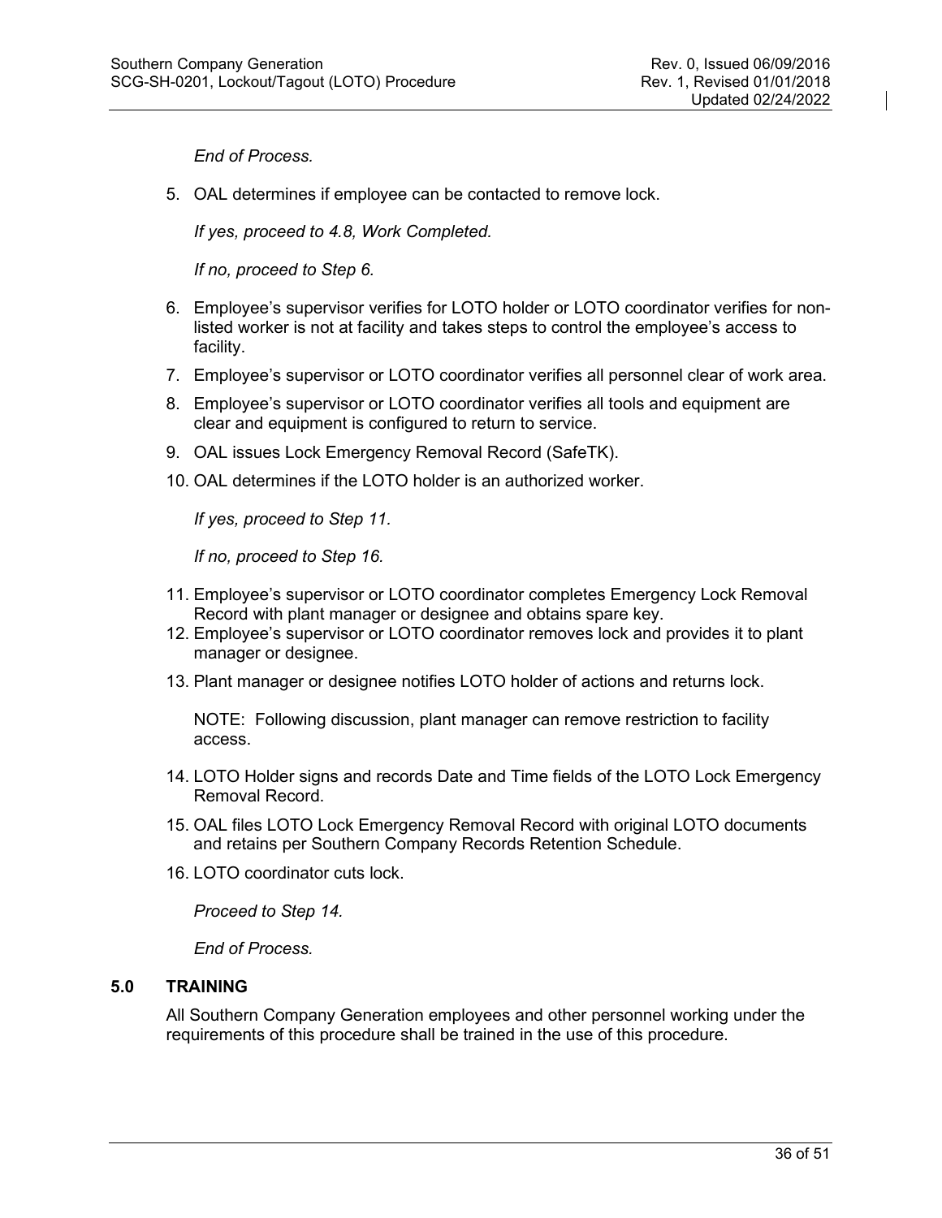*End of Process.*

5. OAL determines if employee can be contacted to remove lock.

   *If yes, proceed to 4.8, Work Completed.*

   *If no, proceed to Step 6.*

6. Employee's supervisor verifies for LOTO holder or LOTO coordinator verifies for non-listed worker is not at facility and takes steps to control the employee's access to facility.
7. Employee's supervisor or LOTO coordinator verifies all personnel clear of work area.
8. Employee's supervisor or LOTO coordinator verifies all tools and equipment are clear and equipment is configured to return to service.
9. OAL issues Lock Emergency Removal Record (SafeTK).
10. OAL determines if the LOTO holder is an authorized worker.

    *If yes, proceed to Step 11.*

    *If no, proceed to Step 16.*

11. Employee's supervisor or LOTO coordinator completes Emergency Lock Removal Record with plant manager or designee and obtains spare key.
12. Employee's supervisor or LOTO coordinator removes lock and provides it to plant manager or designee.
13. Plant manager or designee notifies LOTO holder of actions and returns lock.

    NOTE: Following discussion, plant manager can remove restriction to facility access.

14. LOTO Holder signs and records Date and Time fields of the LOTO Lock Emergency Removal Record.
15. OAL files LOTO Lock Emergency Removal Record with original LOTO documents and retains per Southern Company Records Retention Schedule.
16. LOTO coordinator cuts lock.

    *Proceed to Step 14.*

    *End of Process.*

## 5.0 TRAINING

All Southern Company Generation employees and other personnel working under the requirements of this procedure shall be trained in the use of this procedure.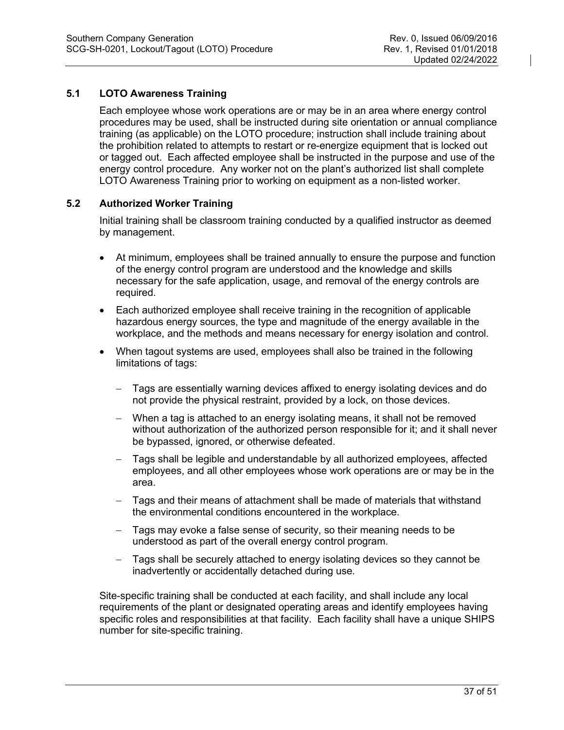## 5.1 LOTO Awareness Training

Each employee whose work operations are or may be in an area where energy control procedures may be used, shall be instructed during site orientation or annual compliance training (as applicable) on the LOTO procedure; instruction shall include training about the prohibition related to attempts to restart or re-energize equipment that is locked out or tagged out. Each affected employee shall be instructed in the purpose and use of the energy control procedure. Any worker not on the plant's authorized list shall complete LOTO Awareness Training prior to working on equipment as a non-listed worker.

## 5.2 Authorized Worker Training

Initial training shall be classroom training conducted by a qualified instructor as deemed by management.

- At minimum, employees shall be trained annually to ensure the purpose and function of the energy control program are understood and the knowledge and skills necessary for the safe application, usage, and removal of the energy controls are required.
- Each authorized employee shall receive training in the recognition of applicable hazardous energy sources, the type and magnitude of the energy available in the workplace, and the methods and means necessary for energy isolation and control.
- When tagout systems are used, employees shall also be trained in the following limitations of tags:
  - Tags are essentially warning devices affixed to energy isolating devices and do not provide the physical restraint, provided by a lock, on those devices.
  - When a tag is attached to an energy isolating means, it shall not be removed without authorization of the authorized person responsible for it; and it shall never be bypassed, ignored, or otherwise defeated.
  - Tags shall be legible and understandable by all authorized employees, affected employees, and all other employees whose work operations are or may be in the area.
  - Tags and their means of attachment shall be made of materials that withstand the environmental conditions encountered in the workplace.
  - Tags may evoke a false sense of security, so their meaning needs to be understood as part of the overall energy control program.
  - Tags shall be securely attached to energy isolating devices so they cannot be inadvertently or accidentally detached during use.

Site-specific training shall be conducted at each facility, and shall include any local requirements of the plant or designated operating areas and identify employees having specific roles and responsibilities at that facility. Each facility shall have a unique SHIPS number for site-specific training.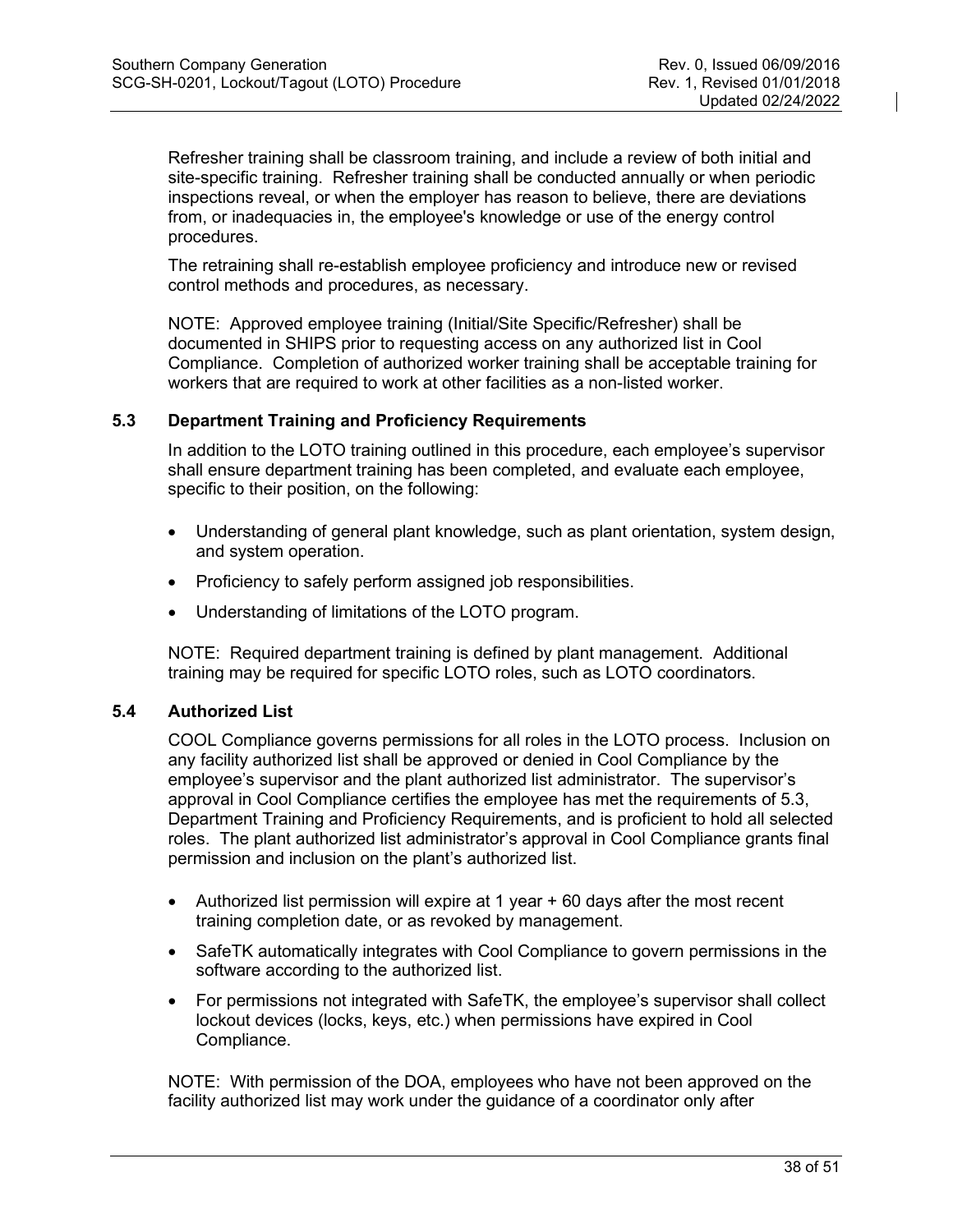Refresher training shall be classroom training, and include a review of both initial and site-specific training. Refresher training shall be conducted annually or when periodic inspections reveal, or when the employer has reason to believe, there are deviations from, or inadequacies in, the employee's knowledge or use of the energy control procedures.

The retraining shall re-establish employee proficiency and introduce new or revised control methods and procedures, as necessary.

NOTE: Approved employee training (Initial/Site Specific/Refresher) shall be documented in SHIPS prior to requesting access on any authorized list in Cool Compliance. Completion of authorized worker training shall be acceptable training for workers that are required to work at other facilities as a non-listed worker.

### 5.3 Department Training and Proficiency Requirements

In addition to the LOTO training outlined in this procedure, each employee's supervisor shall ensure department training has been completed, and evaluate each employee, specific to their position, on the following:

- Understanding of general plant knowledge, such as plant orientation, system design, and system operation.
- Proficiency to safely perform assigned job responsibilities.
- Understanding of limitations of the LOTO program.

NOTE: Required department training is defined by plant management. Additional training may be required for specific LOTO roles, such as LOTO coordinators.

### 5.4 Authorized List

COOL Compliance governs permissions for all roles in the LOTO process. Inclusion on any facility authorized list shall be approved or denied in Cool Compliance by the employee's supervisor and the plant authorized list administrator. The supervisor's approval in Cool Compliance certifies the employee has met the requirements of 5.3, Department Training and Proficiency Requirements, and is proficient to hold all selected roles. The plant authorized list administrator's approval in Cool Compliance grants final permission and inclusion on the plant's authorized list.

- Authorized list permission will expire at 1 year + 60 days after the most recent training completion date, or as revoked by management.
- SafeTK automatically integrates with Cool Compliance to govern permissions in the software according to the authorized list.
- For permissions not integrated with SafeTK, the employee's supervisor shall collect lockout devices (locks, keys, etc.) when permissions have expired in Cool Compliance.

NOTE: With permission of the DOA, employees who have not been approved on the facility authorized list may work under the guidance of a coordinator only after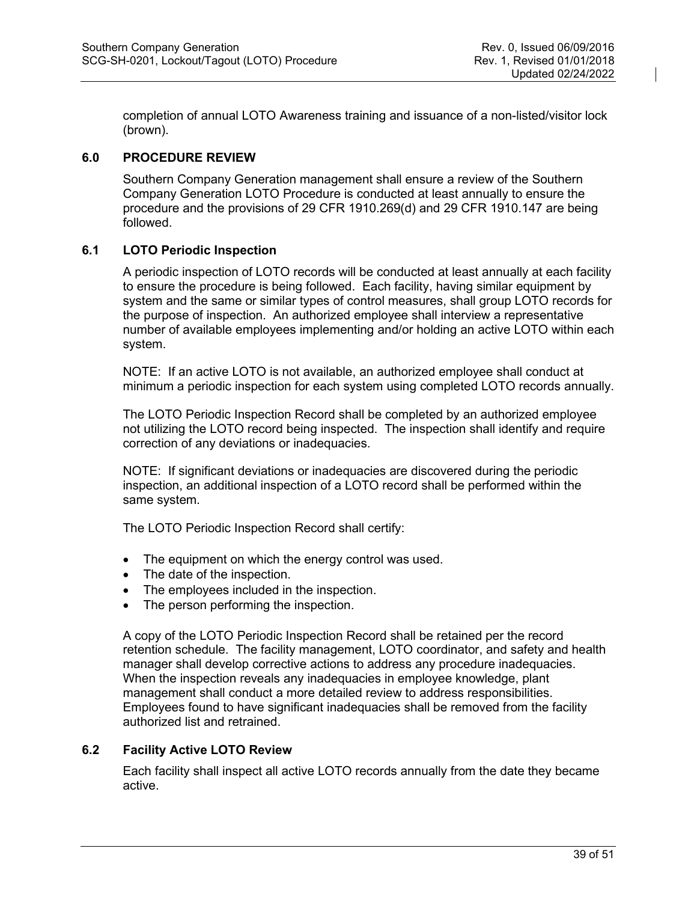completion of annual LOTO Awareness training and issuance of a non-listed/visitor lock (brown).

## 6.0 PROCEDURE REVIEW

Southern Company Generation management shall ensure a review of the Southern Company Generation LOTO Procedure is conducted at least annually to ensure the procedure and the provisions of 29 CFR 1910.269(d) and 29 CFR 1910.147 are being followed.

### 6.1 LOTO Periodic Inspection

A periodic inspection of LOTO records will be conducted at least annually at each facility to ensure the procedure is being followed. Each facility, having similar equipment by system and the same or similar types of control measures, shall group LOTO records for the purpose of inspection. An authorized employee shall interview a representative number of available employees implementing and/or holding an active LOTO within each system.

NOTE: If an active LOTO is not available, an authorized employee shall conduct at minimum a periodic inspection for each system using completed LOTO records annually.

The LOTO Periodic Inspection Record shall be completed by an authorized employee not utilizing the LOTO record being inspected. The inspection shall identify and require correction of any deviations or inadequacies.

NOTE: If significant deviations or inadequacies are discovered during the periodic inspection, an additional inspection of a LOTO record shall be performed within the same system.

The LOTO Periodic Inspection Record shall certify:

- The equipment on which the energy control was used.
- The date of the inspection.
- The employees included in the inspection.
- The person performing the inspection.

A copy of the LOTO Periodic Inspection Record shall be retained per the record retention schedule. The facility management, LOTO coordinator, and safety and health manager shall develop corrective actions to address any procedure inadequacies. When the inspection reveals any inadequacies in employee knowledge, plant management shall conduct a more detailed review to address responsibilities. Employees found to have significant inadequacies shall be removed from the facility authorized list and retrained.

### 6.2 Facility Active LOTO Review

Each facility shall inspect all active LOTO records annually from the date they became active.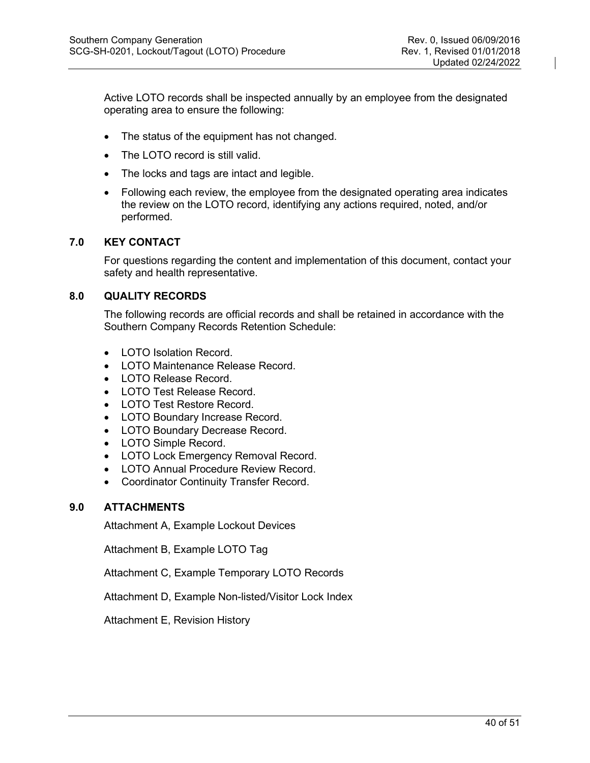Active LOTO records shall be inspected annually by an employee from the designated operating area to ensure the following:

- The status of the equipment has not changed.
- The LOTO record is still valid.
- The locks and tags are intact and legible.
- Following each review, the employee from the designated operating area indicates the review on the LOTO record, identifying any actions required, noted, and/or performed.

## 7.0 KEY CONTACT

For questions regarding the content and implementation of this document, contact your safety and health representative.

## 8.0 QUALITY RECORDS

The following records are official records and shall be retained in accordance with the Southern Company Records Retention Schedule:

- LOTO Isolation Record.
- LOTO Maintenance Release Record.
- LOTO Release Record.
- LOTO Test Release Record.
- LOTO Test Restore Record.
- LOTO Boundary Increase Record.
- LOTO Boundary Decrease Record.
- LOTO Simple Record.
- LOTO Lock Emergency Removal Record.
- LOTO Annual Procedure Review Record.
- Coordinator Continuity Transfer Record.

## 9.0 ATTACHMENTS

Attachment A, Example Lockout Devices

Attachment B, Example LOTO Tag

Attachment C, Example Temporary LOTO Records

Attachment D, Example Non-listed/Visitor Lock Index

Attachment E, Revision History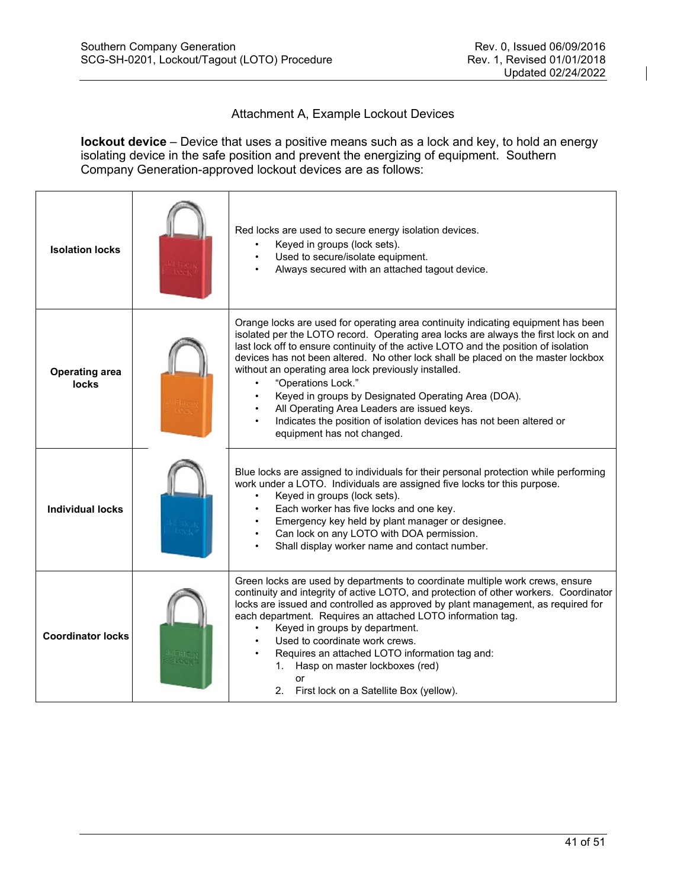## Attachment A, Example Lockout Devices

**lockout device** – Device that uses a positive means such as a lock and key, to hold an energy isolating device in the safe position and prevent the energizing of equipment. Southern Company Generation-approved lockout devices are as follows:

| | | |
|---|---|---|
| **Isolation locks** | | Red locks are used to secure energy isolation devices.<br>• Keyed in groups (lock sets).<br>• Used to secure/isolate equipment.<br>• Always secured with an attached tagout device. |
| **Operating area locks** | | Orange locks are used for operating area continuity indicating equipment has been isolated per the LOTO record. Operating area locks are always the first lock on and last lock off to ensure continuity of the active LOTO and the position of isolation devices has not been altered. No other lock shall be placed on the master lockbox without an operating area lock previously installed.<br>• "Operations Lock."<br>• Keyed in groups by Designated Operating Area (DOA).<br>• All Operating Area Leaders are issued keys.<br>• Indicates the position of isolation devices has not been altered or equipment has not changed. |
| **Individual locks** | | Blue locks are assigned to individuals for their personal protection while performing work under a LOTO. Individuals are assigned five locks tor this purpose.<br>• Keyed in groups (lock sets).<br>• Each worker has five locks and one key.<br>• Emergency key held by plant manager or designee.<br>• Can lock on any LOTO with DOA permission.<br>• Shall display worker name and contact number. |
| **Coordinator locks** | | Green locks are used by departments to coordinate multiple work crews, ensure continuity and integrity of active LOTO, and protection of other workers. Coordinator locks are issued and controlled as approved by plant management, as required for each department. Requires an attached LOTO information tag.<br>• Keyed in groups by department.<br>• Used to coordinate work crews.<br>• Requires an attached LOTO information tag and:<br>1. Hasp on master lockboxes (red)<br>or<br>2. First lock on a Satellite Box (yellow). |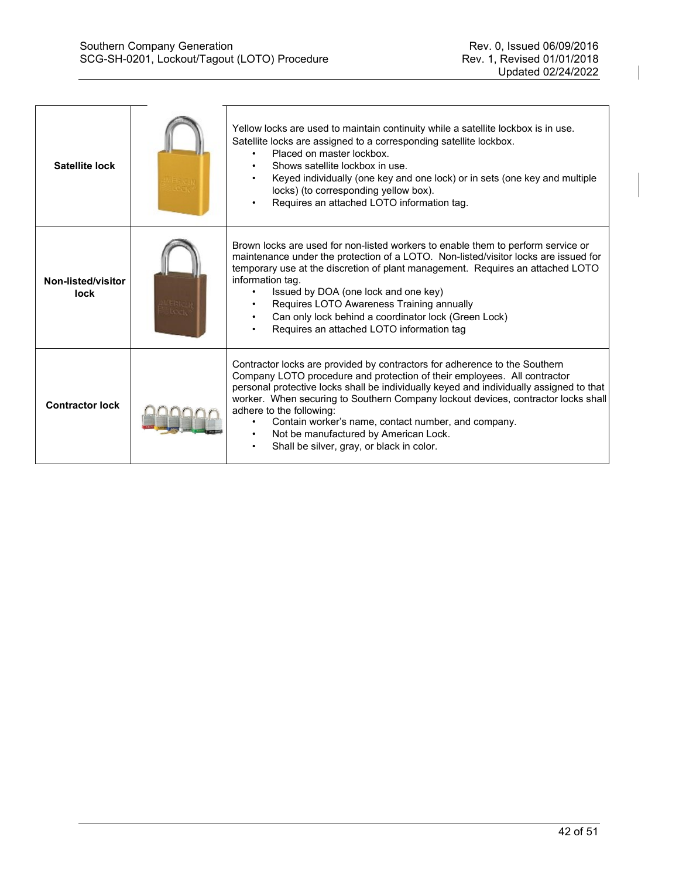| | | |
|---|---|---|
| **Satellite lock** | | Yellow locks are used to maintain continuity while a satellite lockbox is in use. Satellite locks are assigned to a corresponding satellite lockbox.<br>• Placed on master lockbox.<br>• Shows satellite lockbox in use.<br>• Keyed individually (one key and one lock) or in sets (one key and multiple locks) (to corresponding yellow box).<br>• Requires an attached LOTO information tag. |
| **Non-listed/visitor lock** | | Brown locks are used for non-listed workers to enable them to perform service or maintenance under the protection of a LOTO. Non-listed/visitor locks are issued for temporary use at the discretion of plant management. Requires an attached LOTO information tag.<br>• Issued by DOA (one lock and one key)<br>• Requires LOTO Awareness Training annually<br>• Can only lock behind a coordinator lock (Green Lock)<br>• Requires an attached LOTO information tag |
| **Contractor lock** | | Contractor locks are provided by contractors for adherence to the Southern Company LOTO procedure and protection of their employees. All contractor personal protective locks shall be individually keyed and individually assigned to that worker. When securing to Southern Company lockout devices, contractor locks shall adhere to the following:<br>• Contain worker's name, contact number, and company.<br>• Not be manufactured by American Lock.<br>• Shall be silver, gray, or black in color. |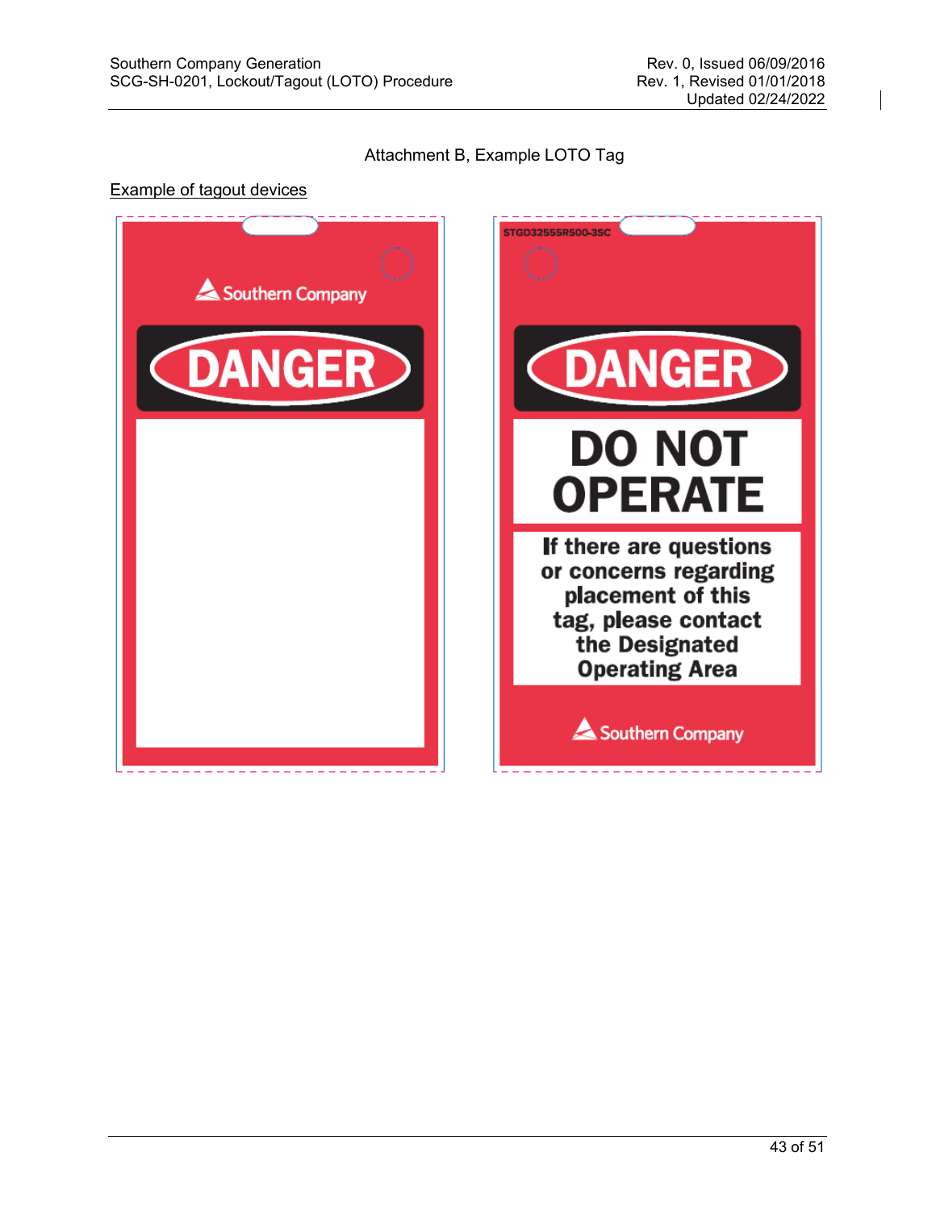## Attachment B, Example LOTO Tag

Example of tagout devices

Southern Company

**DANGER**

STGD32555R500-3SC

**DANGER**

**DO NOT OPERATE**

**If there are questions or concerns regarding placement of this tag, please contact the Designated Operating Area**

Southern Company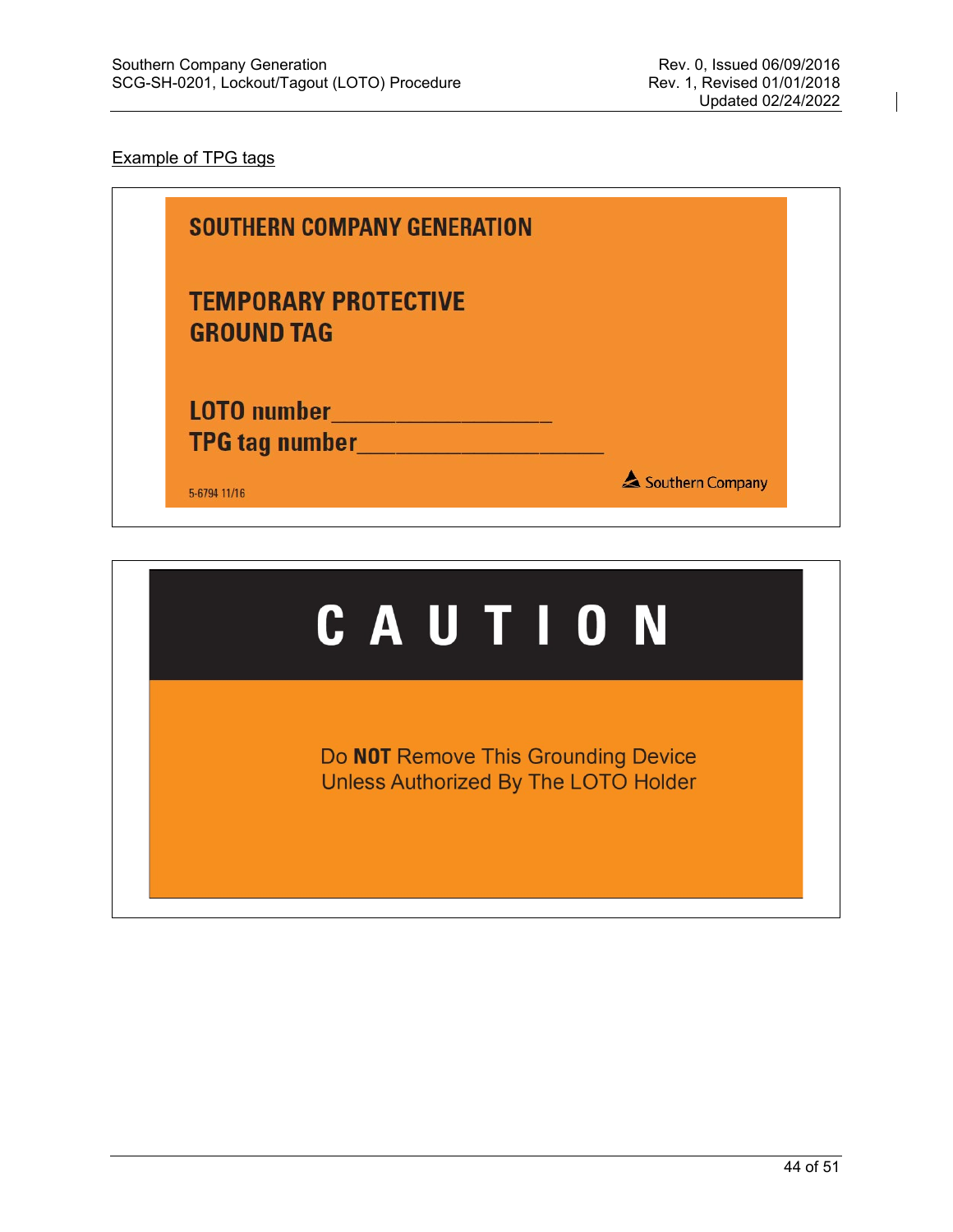Example of TPG tags

**SOUTHERN COMPANY GENERATION**

**TEMPORARY PROTECTIVE GROUND TAG**

**LOTO number**_________________

**TPG tag number**___________________

5-6794 11/16

Southern Company

---

**C A U T I O N**

Do **NOT** Remove This Grounding Device
Unless Authorized By The LOTO Holder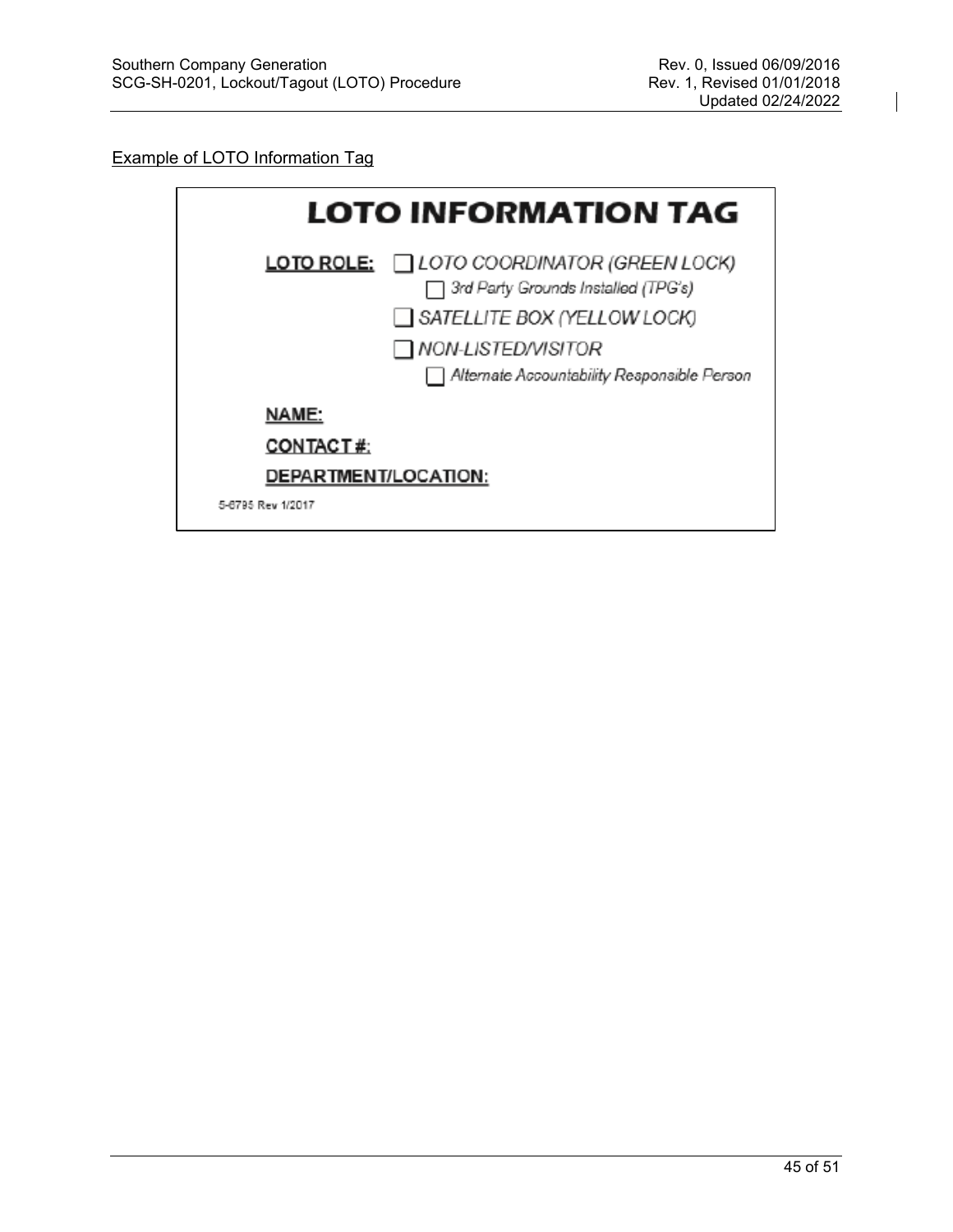Example of LOTO Information Tag

**LOTO INFORMATION TAG**

**LOTO ROLE:**
- ☐ LOTO COORDINATOR (GREEN LOCK)
  - ☐ 3rd Party Grounds Installed (TPG's)
- ☐ SATELLITE BOX (YELLOW LOCK)
- ☐ NON-LISTED/VISITOR
  - ☐ Alternate Accountability Responsible Person

**NAME:**

**CONTACT #:**

**DEPARTMENT/LOCATION:**

5-6795 Rev 1/2017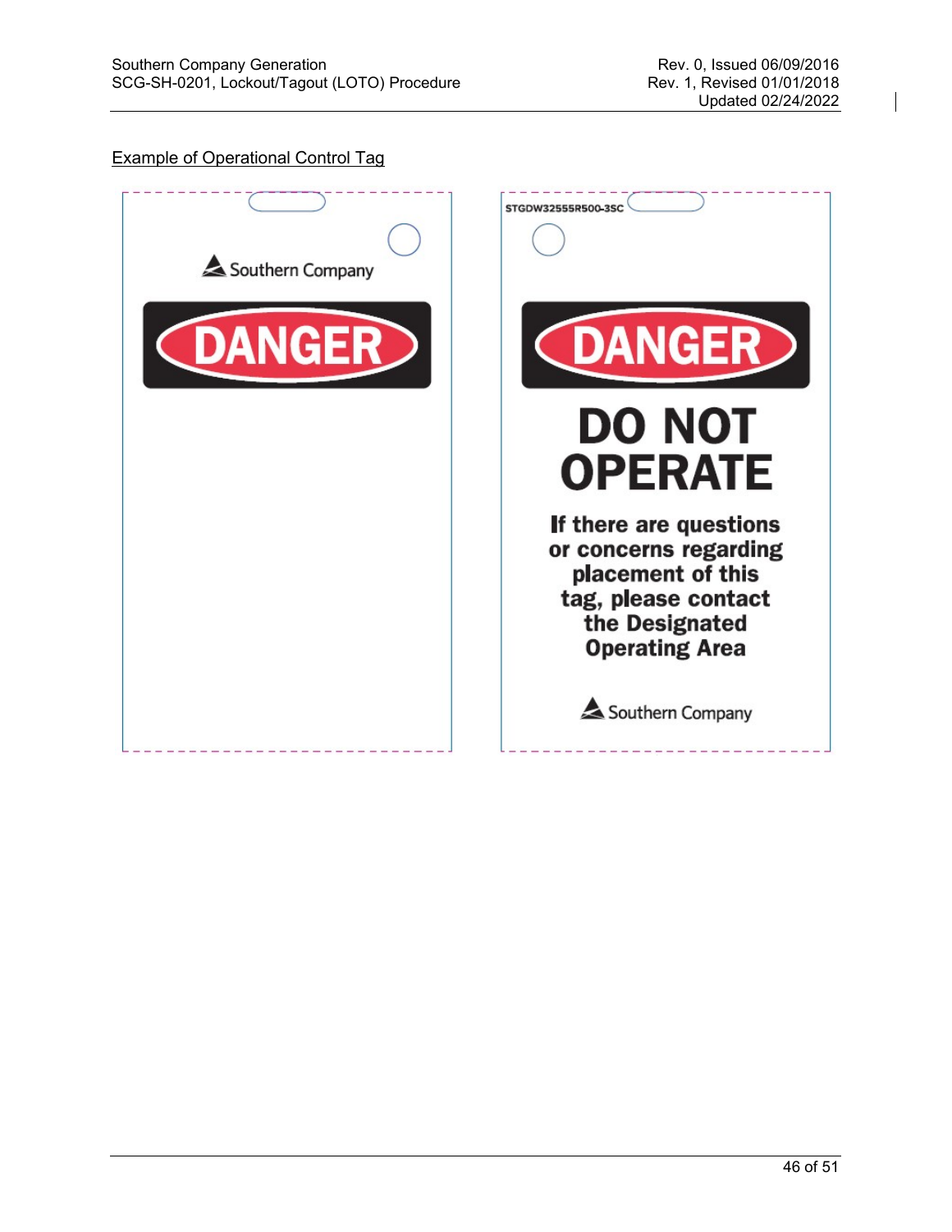## Example of Operational Control Tag

Southern Company

**DANGER**

STGDW32555R500-3SC

**DANGER**

**DO NOT OPERATE**

**If there are questions or concerns regarding placement of this tag, please contact the Designated Operating Area**

Southern Company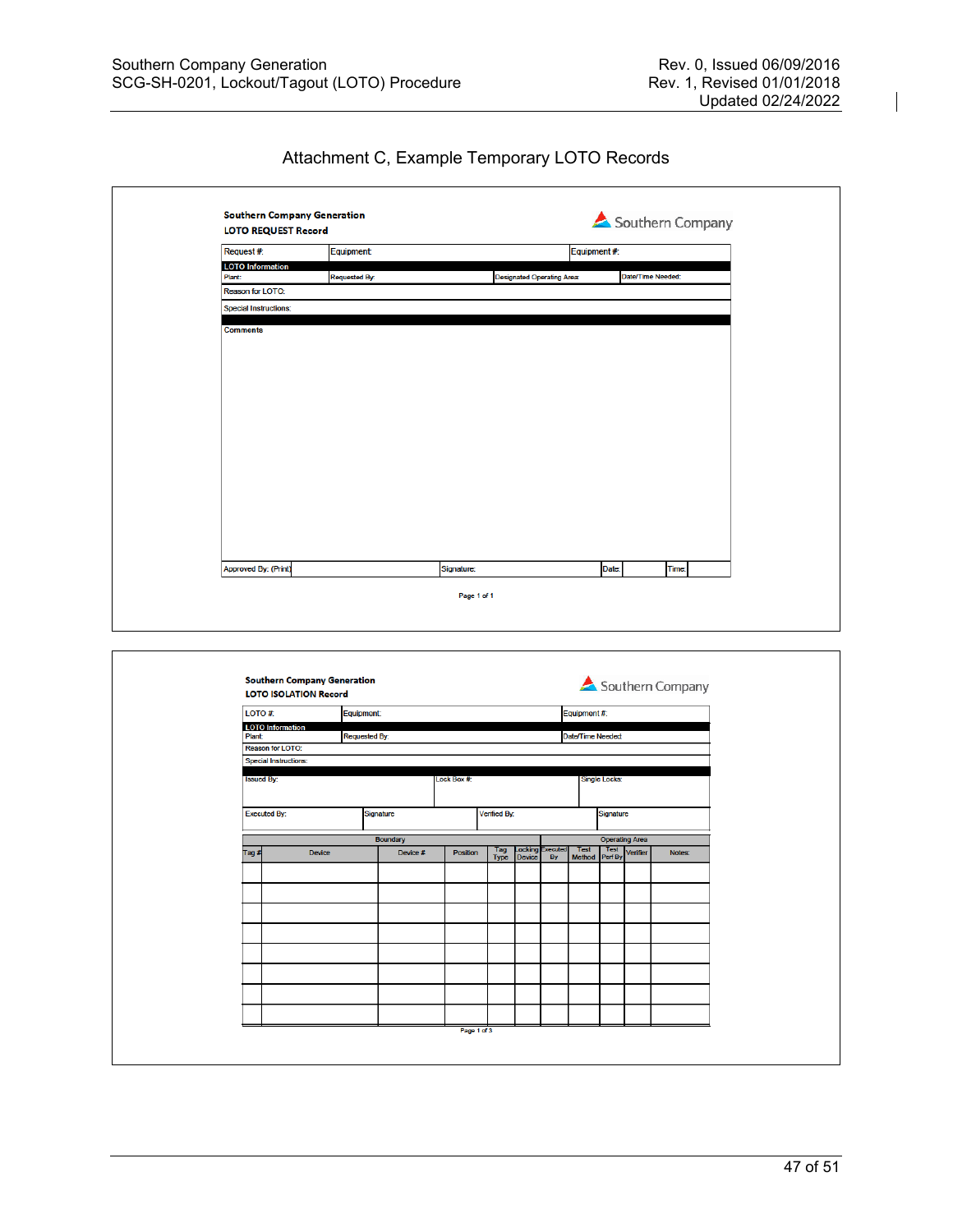# Attachment C, Example Temporary LOTO Records

**Southern Company Generation**
**LOTO REQUEST Record**

Southern Company

| Request #: | Equipment: | | Equipment #: |
|---|---|---|---|
| **LOTO Information** | | | |
| Plant: | Requested By: | Designated Operating Area: | Date/Time Needed: |
| Reason for LOTO: | | | |
| Special Instructions: | | | |

**Comments**

| Approved By: (Print) | | Signature: | | Date: | | Time: | |
|---|---|---|---|---|---|---|---|

Page 1 of 1

---

**Southern Company Generation**
**LOTO ISOLATION Record**

Southern Company

| LOTO #: | Equipment: | Equipment #: |
|---|---|---|
| **LOTO Information** | | |
| Plant: | Requested By: | Date/Time Needed: |
| Reason for LOTO: | | |
| Special Instructions: | | |

| Issued By: | Lock Box #: | Single Locks: |
|---|---|---|

| Executed By: | Signature | Verified By: | Signature |
|---|---|---|---|

| Boundary | | | | | | Operating Area | | | | |
|---|---|---|---|---|---|---|---|---|---|---|
| Tag # | Device | Device # | Position | Tag Type | Locking Device | Executed By | Test Method | Test Perf By | Verifier | Notes: |
| | | | | | | | | | | |
| | | | | | | | | | | |
| | | | | | | | | | | |
| | | | | | | | | | | |
| | | | | | | | | | | |
| | | | | | | | | | | |
| | | | | | | | | | | |
| | | | | | | | | | | |

Page 1 of 3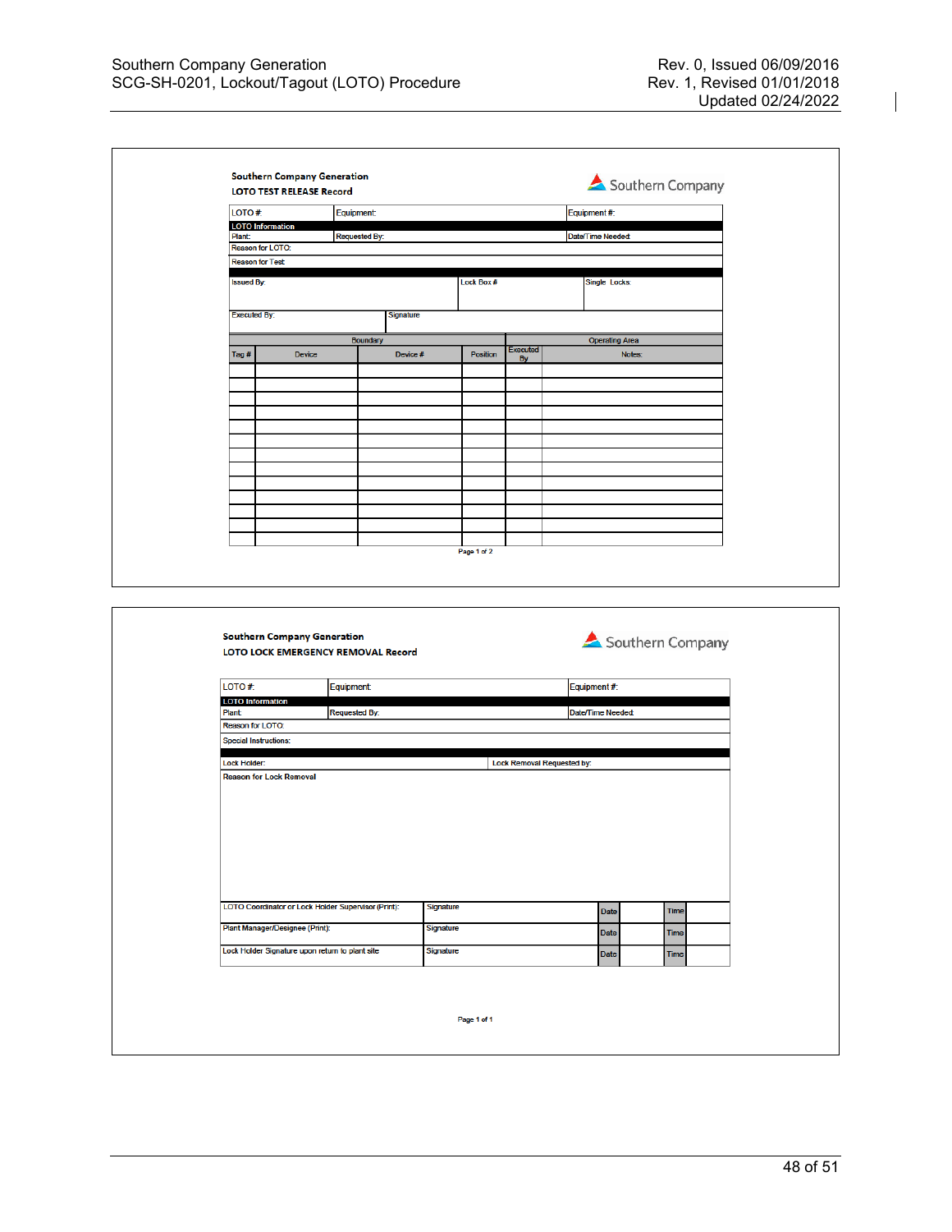**Southern Company Generation**
**LOTO TEST RELEASE Record**

Southern Company

| LOTO #: | Equipment: | Equipment #: |
|---|---|---|
| **LOTO Information** | | |
| Plant: | Requested By: | Date/Time Needed: |
| Reason for LOTO: | | |
| Reason for Test: | | |

| Issued By: | Lock Box # | Single Locks |
|---|---|---|
| Executed By: | Signature | |

| Boundary | | | | Operating Area | |
|---|---|---|---|---|---|
| Tag # | Device | Device # | Position | Executed By | Notes: |
| | | | | | |
| | | | | | |
| | | | | | |
| | | | | | |
| | | | | | |
| | | | | | |
| | | | | | |
| | | | | | |
| | | | | | |
| | | | | | |
| | | | | | |
| | | | | | |
| | | | | | |

Page 1 of 2

**Southern Company Generation**
**LOTO LOCK EMERGENCY REMOVAL Record**

Southern Company

| LOTO #: | Equipment: | Equipment #: |
|---|---|---|
| **LOTO Information** | | |
| Plant: | Requested By: | Date/Time Needed: |
| Reason for LOTO: | | |
| Special Instructions: | | |

| Lock Holder: | Lock Removal Requested by: |
|---|---|
| Reason for Lock Removal | |

| | | | | | |
|---|---|---|---|---|---|
| LOTO Coordinator or Lock Holder Supervisor (Print): | Signature | Date | | Time | |
| Plant Manager/Designee (Print): | Signature | Date | | Time | |
| Lock Holder Signature upon return to plant site | Signature | Date | | Time | |

Page 1 of 1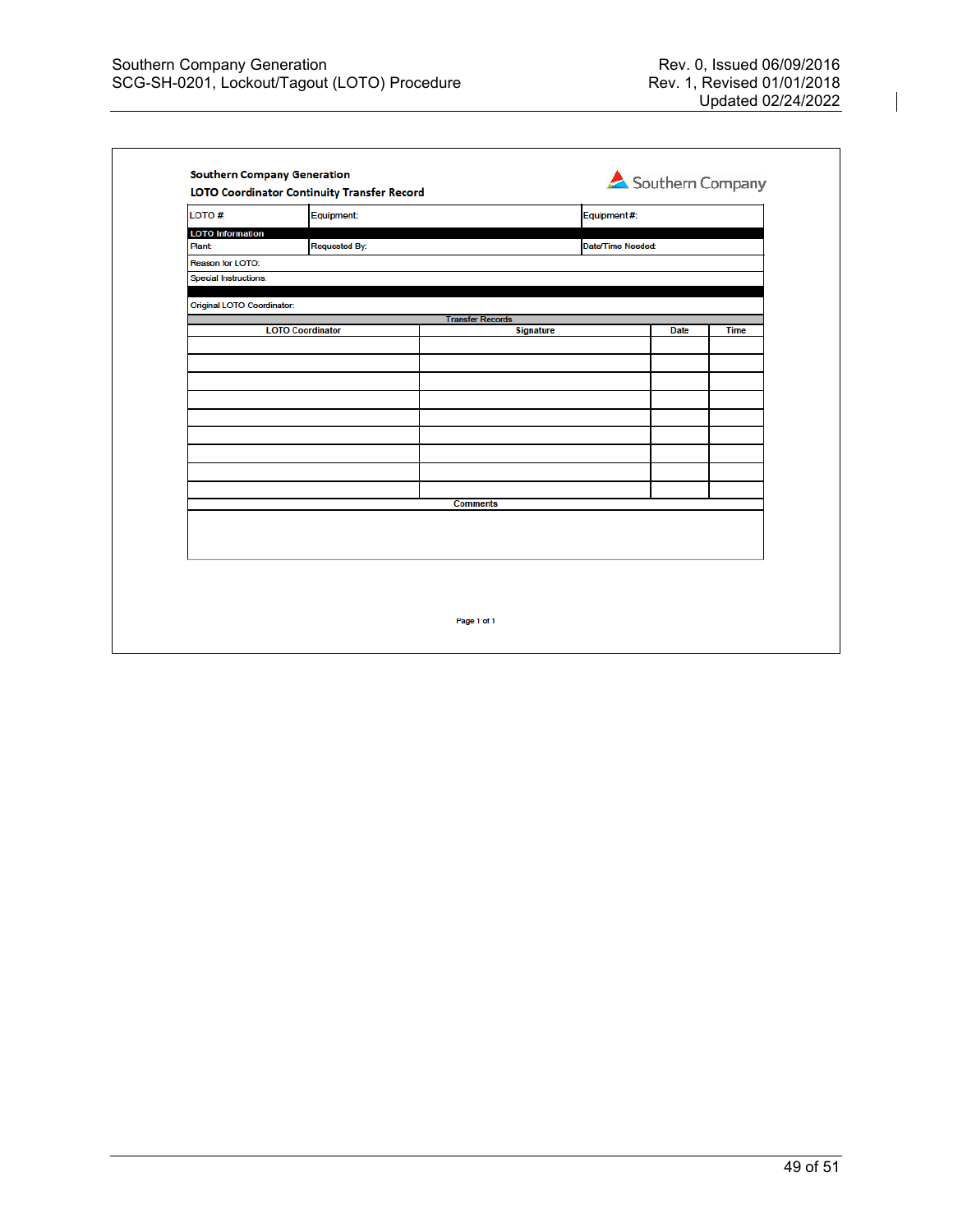**Southern Company Generation**

**LOTO Coordinator Continuity Transfer Record**

Southern Company

| LOTO #: | Equipment: | Equipment #: |
|---|---|---|
| **LOTO Information** | | |
| Plant: | Requested By: | Date/Time Needed: |
| Reason for LOTO: | | |
| Special Instructions: | | |
| Original LOTO Coordinator: | | |

**Transfer Records**

| LOTO Coordinator | Signature | Date | Time |
|---|---|---|---|
| | | | |
| | | | |
| | | | |
| | | | |
| | | | |
| | | | |
| | | | |
| | | | |
| | | | |

**Comments**

Page 1 of 1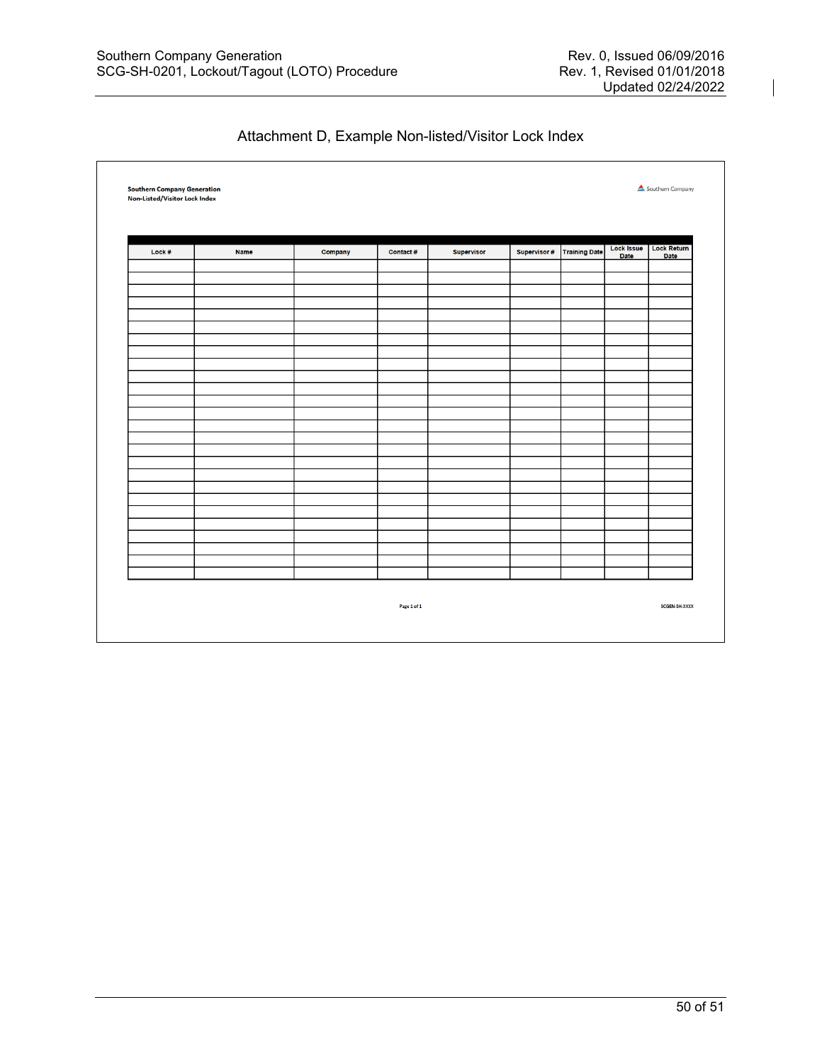## Attachment D, Example Non-listed/Visitor Lock Index

**Southern Company Generation**
**Non-Listed/Visitor Lock Index**

Southern Company

| Lock # | Name | Company | Contact # | Supervisor | Supervisor # | Training Date | Lock Issue Date | Lock Return Date |
|---|---|---|---|---|---|---|---|---|
| | | | | | | | | |
| | | | | | | | | |
| | | | | | | | | |
| | | | | | | | | |
| | | | | | | | | |
| | | | | | | | | |
| | | | | | | | | |
| | | | | | | | | |
| | | | | | | | | |
| | | | | | | | | |
| | | | | | | | | |
| | | | | | | | | |
| | | | | | | | | |
| | | | | | | | | |
| | | | | | | | | |
| | | | | | | | | |
| | | | | | | | | |
| | | | | | | | | |
| | | | | | | | | |
| | | | | | | | | |
| | | | | | | | | |
| | | | | | | | | |
| | | | | | | | | |
| | | | | | | | | |
| | | | | | | | | |

Page 1 of 1

SCGEN-SH-XXXX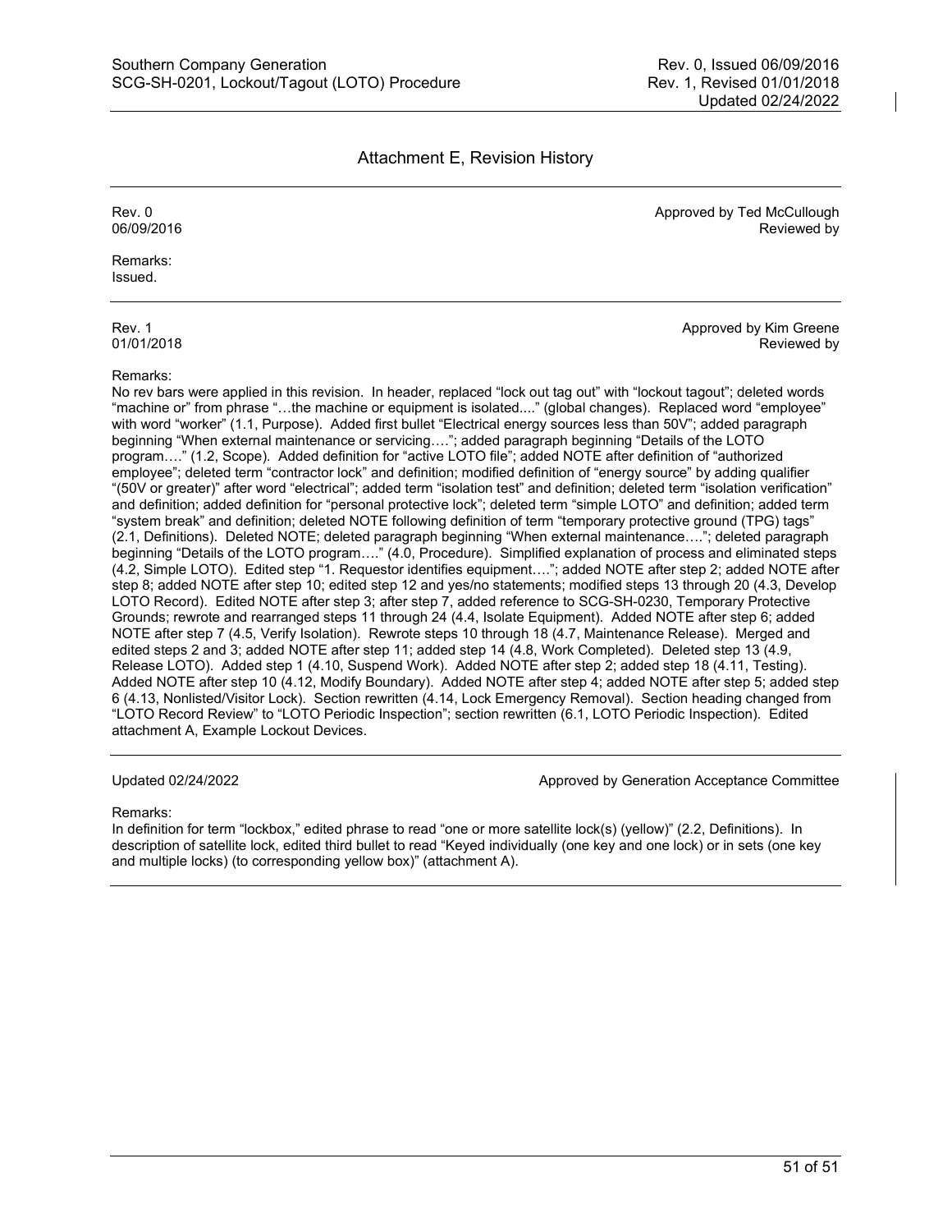## Attachment E, Revision History

---

Rev. 0
06/09/2016

Approved by Ted McCullough
Reviewed by

Remarks:
Issued.

---

Rev. 1
01/01/2018

Approved by Kim Greene
Reviewed by

Remarks:
No rev bars were applied in this revision. In header, replaced "lock out tag out" with "lockout tagout"; deleted words "machine or" from phrase "…the machine or equipment is isolated...." (global changes). Replaced word "employee" with word "worker" (1.1, Purpose). Added first bullet "Electrical energy sources less than 50V"; added paragraph beginning "When external maintenance or servicing…."; added paragraph beginning "Details of the LOTO program…." (1.2, Scope). Added definition for "active LOTO file"; added NOTE after definition of "authorized employee"; deleted term "contractor lock" and definition; modified definition of "energy source" by adding qualifier "(50V or greater)" after word "electrical"; added term "isolation test" and definition; deleted term "isolation verification" and definition; added definition for "personal protective lock"; deleted term "simple LOTO" and definition; added term "system break" and definition; deleted NOTE following definition of term "temporary protective ground (TPG) tags" (2.1, Definitions). Deleted NOTE; deleted paragraph beginning "When external maintenance…."; deleted paragraph beginning "Details of the LOTO program…." (4.0, Procedure). Simplified explanation of process and eliminated steps (4.2, Simple LOTO). Edited step "1. Requestor identifies equipment…."; added NOTE after step 2; added NOTE after step 8; added NOTE after step 10; edited step 12 and yes/no statements; modified steps 13 through 20 (4.3, Develop LOTO Record). Edited NOTE after step 3; after step 7, added reference to SCG-SH-0230, Temporary Protective Grounds; rewrote and rearranged steps 11 through 24 (4.4, Isolate Equipment). Added NOTE after step 6; added NOTE after step 7 (4.5, Verify Isolation). Rewrote steps 10 through 18 (4.7, Maintenance Release). Merged and edited steps 2 and 3; added NOTE after step 11; added step 14 (4.8, Work Completed). Deleted step 13 (4.9, Release LOTO). Added step 1 (4.10, Suspend Work). Added NOTE after step 2; added step 18 (4.11, Testing). Added NOTE after step 10 (4.12, Modify Boundary). Added NOTE after step 4; added NOTE after step 5; added step 6 (4.13, Nonlisted/Visitor Lock). Section rewritten (4.14, Lock Emergency Removal). Section heading changed from "LOTO Record Review" to "LOTO Periodic Inspection"; section rewritten (6.1, LOTO Periodic Inspection). Edited attachment A, Example Lockout Devices.

---

Updated 02/24/2022

Approved by Generation Acceptance Committee

Remarks:
In definition for term "lockbox," edited phrase to read "one or more satellite lock(s) (yellow)" (2.2, Definitions). In description of satellite lock, edited third bullet to read "Keyed individually (one key and one lock) or in sets (one key and multiple locks) (to corresponding yellow box)" (attachment A).